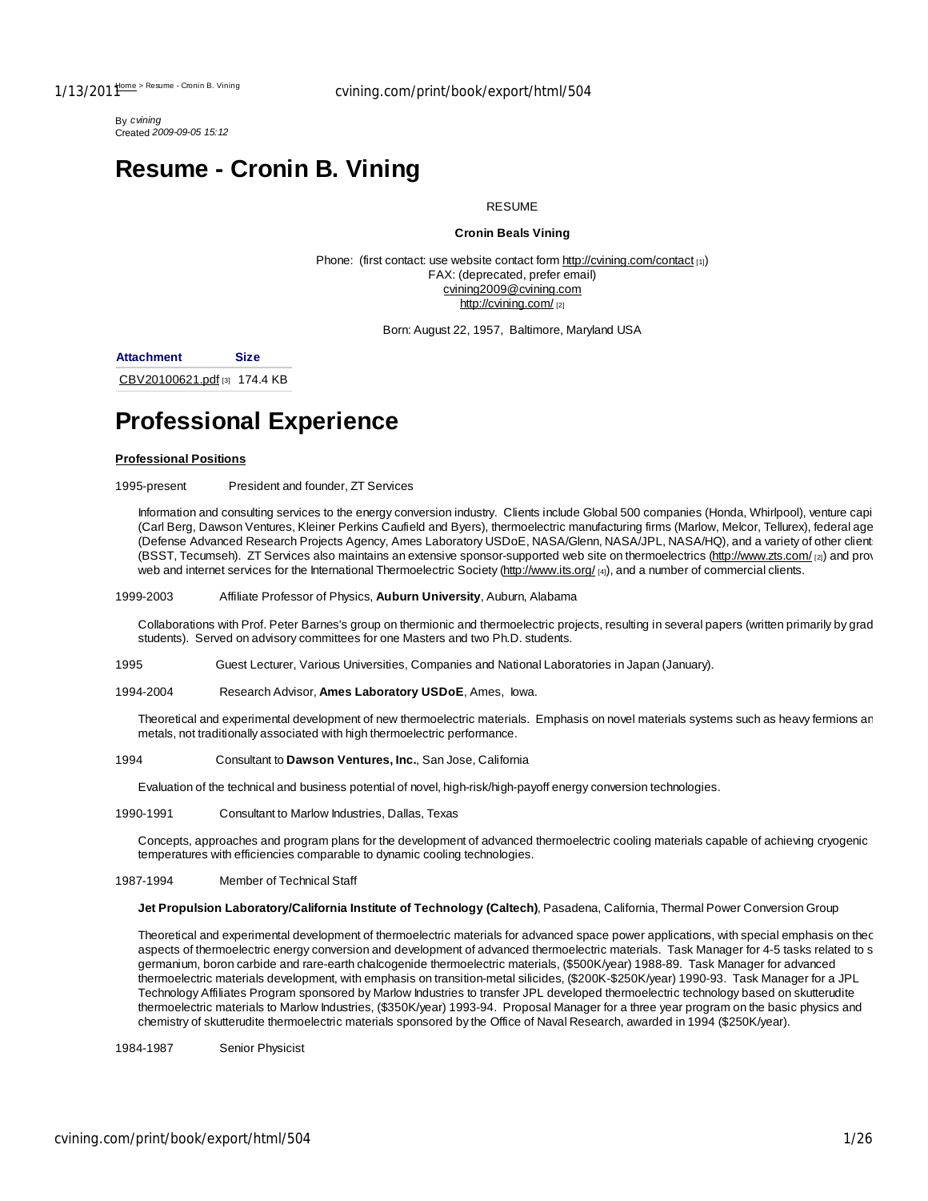Home > Resume - Cronin B. Vining

By *cvining*
Created *2009-09-05 15:12*

# Resume - Cronin B. Vining

RESUME

**Cronin Beals Vining**

Phone: (first contact: use website contact form http://cvining.com/contact [1])
FAX: (deprecated, prefer email)
cvining2009@cvining.com
http://cvining.com/ [2]

Born: August 22, 1957, Baltimore, Maryland USA

| Attachment | Size |
|---|---|
| CBV20100621.pdf [3] | 174.4 KB |

# Professional Experience

**Professional Positions**

1995-present President and founder, ZT Services

Information and consulting services to the energy conversion industry. Clients include Global 500 companies (Honda, Whirlpool), venture capi (Carl Berg, Dawson Ventures, Kleiner Perkins Caufield and Byers), thermoelectric manufacturing firms (Marlow, Melcor, Tellurex), federal age (Defense Advanced Research Projects Agency, Ames Laboratory USDoE, NASA/Glenn, NASA/JPL, NASA/HQ), and a variety of other client (BSST, Tecumseh). ZT Services also maintains an extensive sponsor-supported web site on thermoelectrics (http://www.zts.com/ [2]) and prov web and internet services for the International Thermoelectric Society (http://www.its.org/ [4]), and a number of commercial clients.

1999-2003 Affiliate Professor of Physics, **Auburn University**, Auburn, Alabama

Collaborations with Prof. Peter Barnes's group on thermionic and thermoelectric projects, resulting in several papers (written primarily by grad students). Served on advisory committees for one Masters and two Ph.D. students.

1995 Guest Lecturer, Various Universities, Companies and National Laboratories in Japan (January).

1994-2004 Research Advisor, **Ames Laboratory USDoE**, Ames, Iowa.

Theoretical and experimental development of new thermoelectric materials. Emphasis on novel materials systems such as heavy fermions an metals, not traditionally associated with high thermoelectric performance.

1994 Consultant to **Dawson Ventures, Inc.**, San Jose, California

Evaluation of the technical and business potential of novel, high-risk/high-payoff energy conversion technologies.

1990-1991 Consultant to Marlow Industries, Dallas, Texas

Concepts, approaches and program plans for the development of advanced thermoelectric cooling materials capable of achieving cryogenic temperatures with efficiencies comparable to dynamic cooling technologies.

1987-1994 Member of Technical Staff

**Jet Propulsion Laboratory/California Institute of Technology (Caltech)**, Pasadena, California, Thermal Power Conversion Group

Theoretical and experimental development of thermoelectric materials for advanced space power applications, with special emphasis on theo aspects of thermoelectric energy conversion and development of advanced thermoelectric materials. Task Manager for 4-5 tasks related to s germanium, boron carbide and rare-earth chalcogenide thermoelectric materials, ($500K/year) 1988-89. Task Manager for advanced thermoelectric materials development, with emphasis on transition-metal silicides, ($200K-$250K/year) 1990-93. Task Manager for a JPL Technology Affiliates Program sponsored by Marlow Industries to transfer JPL developed thermoelectric technology based on skutterudite thermoelectric materials to Marlow Industries, ($350K/year) 1993-94. Proposal Manager for a three year program on the basic physics and chemistry of skutterudite thermoelectric materials sponsored by the Office of Naval Research, awarded in 1994 ($250K/year).

1984-1987 Senior Physicist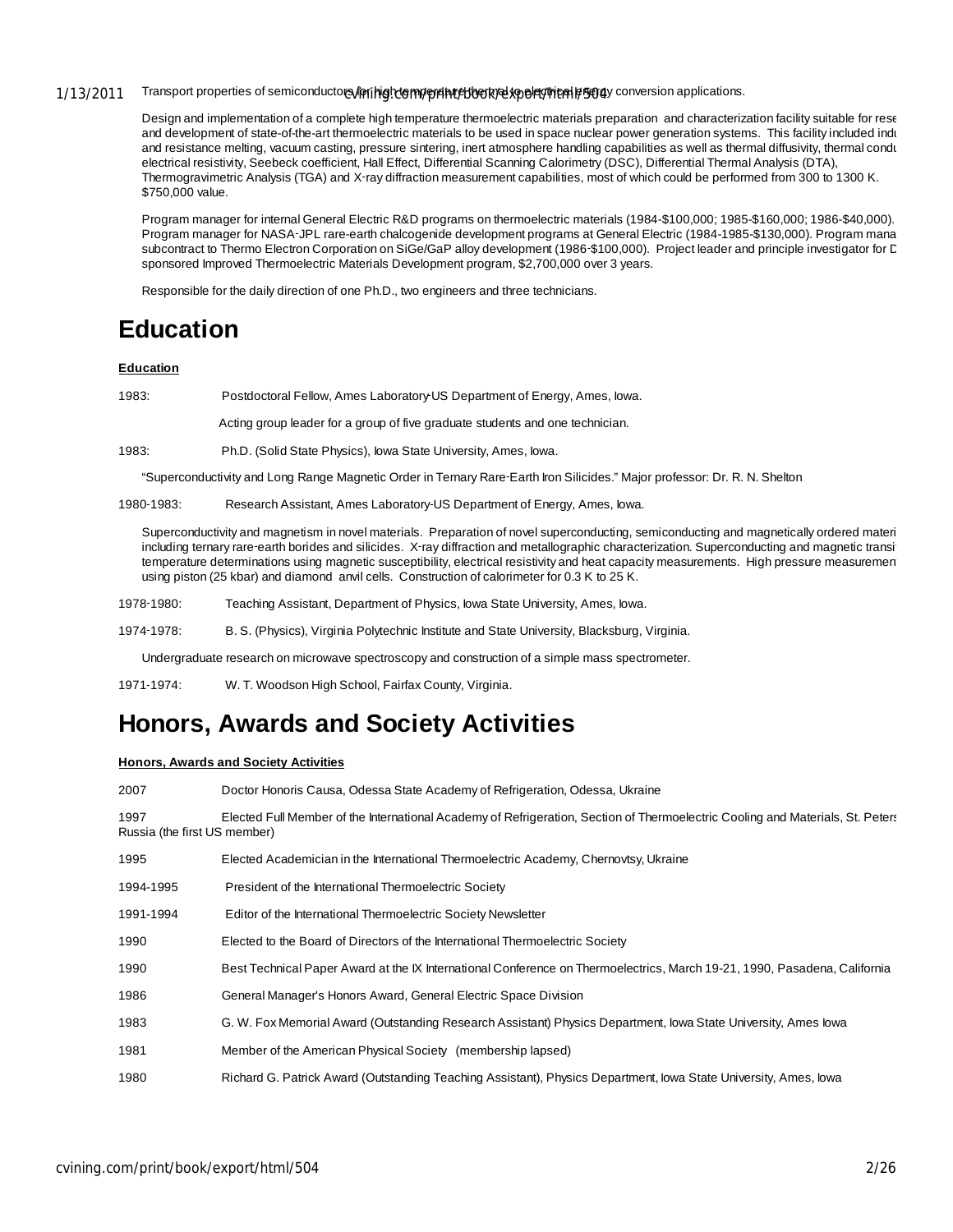Transport properties of semiconductors for high temperature thermal to electrical energy conversion applications.

Design and implementation of a complete high temperature thermoelectric materials preparation and characterization facility suitable for rese and development of state-of-the-art thermoelectric materials to be used in space nuclear power generation systems. This facility included indu and resistance melting, vacuum casting, pressure sintering, inert atmosphere handling capabilities as well as thermal diffusivity, thermal condu electrical resistivity, Seebeck coefficient, Hall Effect, Differential Scanning Calorimetry (DSC), Differential Thermal Analysis (DTA), Thermogravimetric Analysis (TGA) and X-ray diffraction measurement capabilities, most of which could be performed from 300 to 1300 K. $750,000 value.

Program manager for internal General Electric R&D programs on thermoelectric materials (1984-$100,000; 1985-$160,000; 1986-$40,000). Program manager for NASA-JPL rare-earth chalcogenide development programs at General Electric (1984-1985-$130,000). Program mana subcontract to Thermo Electron Corporation on SiGe/GaP alloy development (1986-$100,000). Project leader and principle investigator for D sponsored Improved Thermoelectric Materials Development program, $2,700,000 over 3 years.

Responsible for the daily direction of one Ph.D., two engineers and three technicians.

# Education

**Education**

1983: Postdoctoral Fellow, Ames Laboratory-US Department of Energy, Ames, Iowa.

Acting group leader for a group of five graduate students and one technician.

1983: Ph.D. (Solid State Physics), Iowa State University, Ames, Iowa.

"Superconductivity and Long Range Magnetic Order in Ternary Rare-Earth Iron Silicides." Major professor: Dr. R. N. Shelton

1980-1983: Research Assistant, Ames Laboratory-US Department of Energy, Ames, Iowa.

Superconductivity and magnetism in novel materials. Preparation of novel superconducting, semiconducting and magnetically ordered materi including ternary rare-earth borides and silicides. X-ray diffraction and metallographic characterization. Superconducting and magnetic transi temperature determinations using magnetic susceptibility, electrical resistivity and heat capacity measurements. High pressure measuremen using piston (25 kbar) and diamond anvil cells. Construction of calorimeter for 0.3 K to 25 K.

1978-1980: Teaching Assistant, Department of Physics, Iowa State University, Ames, Iowa.

1974-1978: B. S. (Physics), Virginia Polytechnic Institute and State University, Blacksburg, Virginia.

Undergraduate research on microwave spectroscopy and construction of a simple mass spectrometer.

1971-1974: W. T. Woodson High School, Fairfax County, Virginia.

# Honors, Awards and Society Activities

**Honors, Awards and Society Activities**

2007 Doctor Honoris Causa, Odessa State Academy of Refrigeration, Odessa, Ukraine

1997 Elected Full Member of the International Academy of Refrigeration, Section of Thermoelectric Cooling and Materials, St. Peters Russia (the first US member)

1995 Elected Academician in the International Thermoelectric Academy, Chernovtsy, Ukraine

1994-1995 President of the International Thermoelectric Society

1991-1994 Editor of the International Thermoelectric Society Newsletter

1990 Elected to the Board of Directors of the International Thermoelectric Society

1990 Best Technical Paper Award at the IX International Conference on Thermoelectrics, March 19-21, 1990, Pasadena, California

1986 General Manager's Honors Award, General Electric Space Division

1983 G. W. Fox Memorial Award (Outstanding Research Assistant) Physics Department, Iowa State University, Ames Iowa

1981 Member of the American Physical Society (membership lapsed)

1980 Richard G. Patrick Award (Outstanding Teaching Assistant), Physics Department, Iowa State University, Ames, Iowa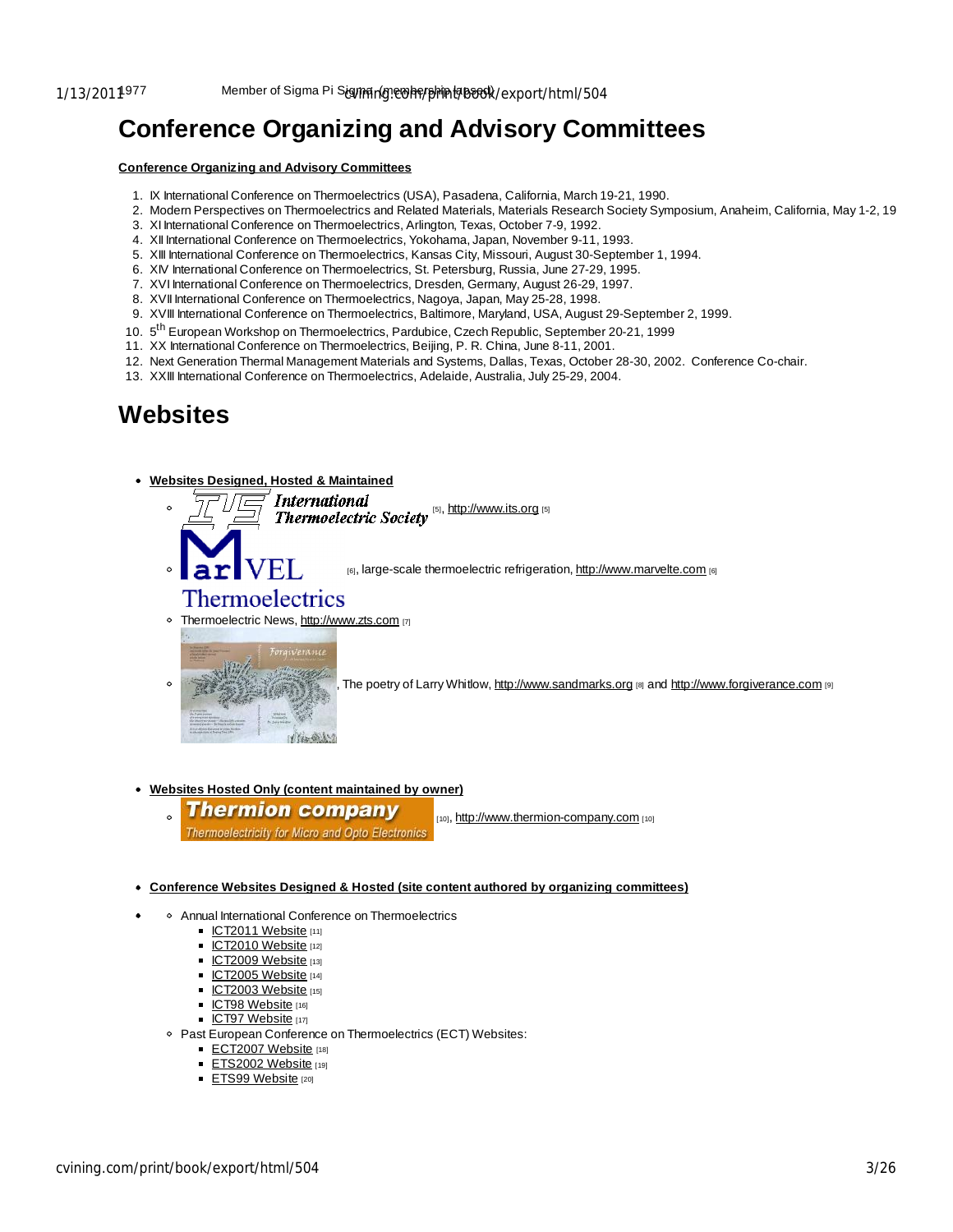# Conference Organizing and Advisory Committees

**Conference Organizing and Advisory Committees**

1. IX International Conference on Thermoelectrics (USA), Pasadena, California, March 19-21, 1990.
2. Modern Perspectives on Thermoelectrics and Related Materials, Materials Research Society Symposium, Anaheim, California, May 1-2, 19
3. XI International Conference on Thermoelectrics, Arlington, Texas, October 7-9, 1992.
4. XII International Conference on Thermoelectrics, Yokohama, Japan, November 9-11, 1993.
5. XIII International Conference on Thermoelectrics, Kansas City, Missouri, August 30-September 1, 1994.
6. XIV International Conference on Thermoelectrics, St. Petersburg, Russia, June 27-29, 1995.
7. XVI International Conference on Thermoelectrics, Dresden, Germany, August 26-29, 1997.
8. XVII International Conference on Thermoelectrics, Nagoya, Japan, May 25-28, 1998.
9. XVIII International Conference on Thermoelectrics, Baltimore, Maryland, USA, August 29-September 2, 1999.
10. 5th European Workshop on Thermoelectrics, Pardubice, Czech Republic, September 20-21, 1999
11. XX International Conference on Thermoelectrics, Beijing, P. R. China, June 8-11, 2001.
12. Next Generation Thermal Management Materials and Systems, Dallas, Texas, October 28-30, 2002. Conference Co-chair.
13. XXIII International Conference on Thermoelectrics, Adelaide, Australia, July 25-29, 2004.

# Websites

- **Websites Designed, Hosted & Maintained**
  - International Thermoelectric Society [5], http://www.its.org [5]
  - MarVEL Thermoelectrics [6], large-scale thermoelectric refrigeration, http://www.marvelte.com [6]
  - Thermoelectric News, http://www.zts.com [7]
  - , The poetry of Larry Whitlow, http://www.sandmarks.org [8] and http://www.forgiverance.com [9]

- **Websites Hosted Only (content maintained by owner)**
  - Thermion company – Thermoelectricity for Micro and Opto Electronics [10], http://www.thermion-company.com [10]

- **Conference Websites Designed & Hosted (site content authored by organizing committees)**
  - Annual International Conference on Thermoelectrics
    - ICT2011 Website [11]
    - ICT2010 Website [12]
    - ICT2009 Website [13]
    - ICT2005 Website [14]
    - ICT2003 Website [15]
    - ICT98 Website [16]
    - ICT97 Website [17]
  - Past European Conference on Thermoelectrics (ECT) Websites:
    - ECT2007 Website [18]
    - ETS2002 Website [19]
    - ETS99 Website [20]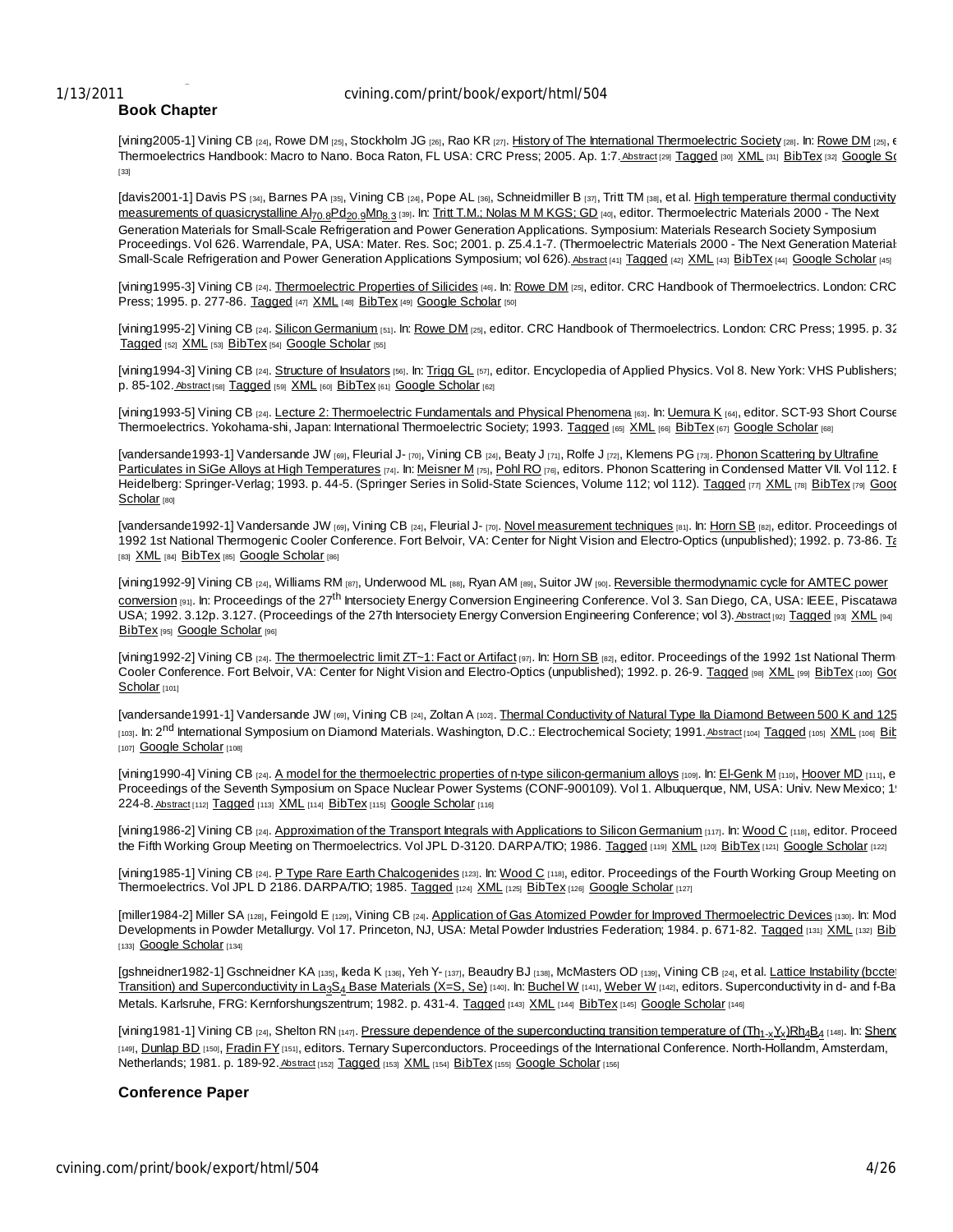### Book Chapter

[vining2005-1] Vining CB [24], Rowe DM [25], Stockholm JG [26], Rao KR [27]. History of The International Thermoelectric Society [28]. In: Rowe DM [25], e Thermoelectrics Handbook: Macro to Nano. Boca Raton, FL USA: CRC Press; 2005. Ap. 1:7. Abstract [29] Tagged [30] XML [31] BibTex [32] Google Sc [33]

[davis2001-1] Davis PS [34], Barnes PA [35], Vining CB [24], Pope AL [36], Schneidmiller B [37], Tritt TM [38], et al. High temperature thermal conductivity measurements of quasicrystalline $Al_{70.8}Pd_{20.9}Mn_{8.3}$ [39]. In: Tritt T.M.; Nolas M M KGS; GD [40], editor. Thermoelectric Materials 2000 - The Next Generation Materials for Small-Scale Refrigeration and Power Generation Applications. Symposium: Materials Research Society Symposium Proceedings. Vol 626. Warrendale, PA, USA: Mater. Res. Soc; 2001. p. Z5.4.1-7. (Thermoelectric Materials 2000 - The Next Generation Material Small-Scale Refrigeration and Power Generation Applications Symposium; vol 626). Abstract [41] Tagged [42] XML [43] BibTex [44] Google Scholar [45]

[vining1995-3] Vining CB [24]. Thermoelectric Properties of Silicides [46]. In: Rowe DM [25], editor. CRC Handbook of Thermoelectrics. London: CRC Press; 1995. p. 277-86. Tagged [47] XML [48] BibTex [49] Google Scholar [50]

[vining1995-2] Vining CB [24]. Silicon Germanium [51]. In: Rowe DM [25], editor. CRC Handbook of Thermoelectrics. London: CRC Press; 1995. p. 32 Tagged [52] XML [53] BibTex [54] Google Scholar [55]

[vining1994-3] Vining CB [24]. Structure of Insulators [56]. In: Trigg GL [57], editor. Encyclopedia of Applied Physics. Vol 8. New York: VHS Publishers; p. 85-102. Abstract [58] Tagged [59] XML [60] BibTex [61] Google Scholar [62]

[vining1993-5] Vining CB [24]. Lecture 2: Thermoelectric Fundamentals and Physical Phenomena [63]. In: Uemura K [64], editor. SCT-93 Short Course Thermoelectrics. Yokohama-shi, Japan: International Thermoelectric Society; 1993. Tagged [65] XML [66] BibTex [67] Google Scholar [68]

[vandersande1993-1] Vandersande JW [69], Fleurial J- [70], Vining CB [24], Beaty J [71], Rolfe J [72], Klemens PG [73]. Phonon Scattering by Ultrafine Particulates in SiGe Alloys at High Temperatures [74]. In: Meisner M [75], Pohl RO [76], editors. Phonon Scattering in Condensed Matter VII. Vol 112. E Heidelberg: Springer-Verlag; 1993. p. 44-5. (Springer Series in Solid-State Sciences, Volume 112; vol 112). Tagged [77] XML [78] BibTex [79] Goog Scholar [80]

[vandersande1992-1] Vandersande JW [69], Vining CB [24], Fleurial J- [70]. Novel measurement techniques [81]. In: Horn SB [82], editor. Proceedings of 1992 1st National Thermogenic Cooler Conference. Fort Belvoir, VA: Center for Night Vision and Electro-Optics (unpublished); 1992. p. 73-86. Ta [83] XML [84] BibTex [85] Google Scholar [86]

[vining1992-9] Vining CB [24], Williams RM [87], Underwood ML [88], Ryan AM [89], Suitor JW [90]. Reversible thermodynamic cycle for AMTEC power conversion [91]. In: Proceedings of the 27th Intersociety Energy Conversion Engineering Conference. Vol 3. San Diego, CA, USA: IEEE, Piscatawa USA; 1992. 3.12p. 3.127. (Proceedings of the 27th Intersociety Energy Conversion Engineering Conference; vol 3). Abstract [92] Tagged [93] XML [94] BibTex [95] Google Scholar [96]

[vining1992-2] Vining CB [24]. The thermoelectric limit ZT~1: Fact or Artifact [97]. In: Horn SB [82], editor. Proceedings of the 1992 1st National Therm Cooler Conference. Fort Belvoir, VA: Center for Night Vision and Electro-Optics (unpublished); 1992. p. 26-9. Tagged [98] XML [99] BibTex [100] Goo Scholar [101]

[vandersande1991-1] Vandersande JW [69], Vining CB [24], Zoltan A [102]. Thermal Conductivity of Natural Type IIa Diamond Between 500 K and 125 [103]. In: 2nd International Symposium on Diamond Materials. Washington, D.C.: Electrochemical Society; 1991. Abstract [104] Tagged [105] XML [106] Bib [107] Google Scholar [108]

[vining1990-4] Vining CB [24]. A model for the thermoelectric properties of n-type silicon-germanium alloys [109]. In: El-Genk M [110], Hoover MD [111], e Proceedings of the Seventh Symposium on Space Nuclear Power Systems (CONF-900109). Vol 1. Albuquerque, NM, USA: Univ. New Mexico; 1 224-8. Abstract [112] Tagged [113] XML [114] BibTex [115] Google Scholar [116]

[vining1986-2] Vining CB [24]. Approximation of the Transport Integrals with Applications to Silicon Germanium [117]. In: Wood C [118], editor. Proceed the Fifth Working Group Meeting on Thermoelectrics. Vol JPL D-3120. DARPA/TIO; 1986. Tagged [119] XML [120] BibTex [121] Google Scholar [122]

[vining1985-1] Vining CB [24]. P Type Rare Earth Chalcogenides [123]. In: Wood C [118], editor. Proceedings of the Fourth Working Group Meeting on Thermoelectrics. Vol JPL D 2186. DARPA/TIO; 1985. Tagged [124] XML [125] BibTex [126] Google Scholar [127]

[miller1984-2] Miller SA [128], Feingold E [129], Vining CB [24]. Application of Gas Atomized Powder for Improved Thermoelectric Devices [130]. In: Mod Developments in Powder Metallurgy. Vol 17. Princeton, NJ, USA: Metal Powder Industries Federation; 1984. p. 671-82. Tagged [131] XML [132] Bib [133] Google Scholar [134]

[gshneidner1982-1] Gschneidner KA [135], Ikeda K [136], Yeh Y- [137], Beaudry BJ [138], McMasters OD [139], Vining CB [24], et al. Lattice Instability (bccte Transition) and Superconductivity in $La_3S_4$ Base Materials (X=S, Se) [140]. In: Buchel W [141], Weber W [142], editors. Superconductivity in d- and f-Ba Metals. Karlsruhe, FRG: Kernforhsungszentrum; 1982. p. 431-4. Tagged [143] XML [144] BibTex [145] Google Scholar [146]

[vining1981-1] Vining CB [24], Shelton RN [147]. Pressure dependence of the superconducting transition temperature of $(Th_{1-x}Y_x)Rh_4B_4$ [148]. In: Sheno [149], Dunlap BD [150], Fradin FY [151], editors. Ternary Superconductors. Proceedings of the International Conference. North-Hollandm, Amsterdam, Netherlands; 1981. p. 189-92. Abstract [152] Tagged [153] XML [154] BibTex [155] Google Scholar [156]

### Conference Paper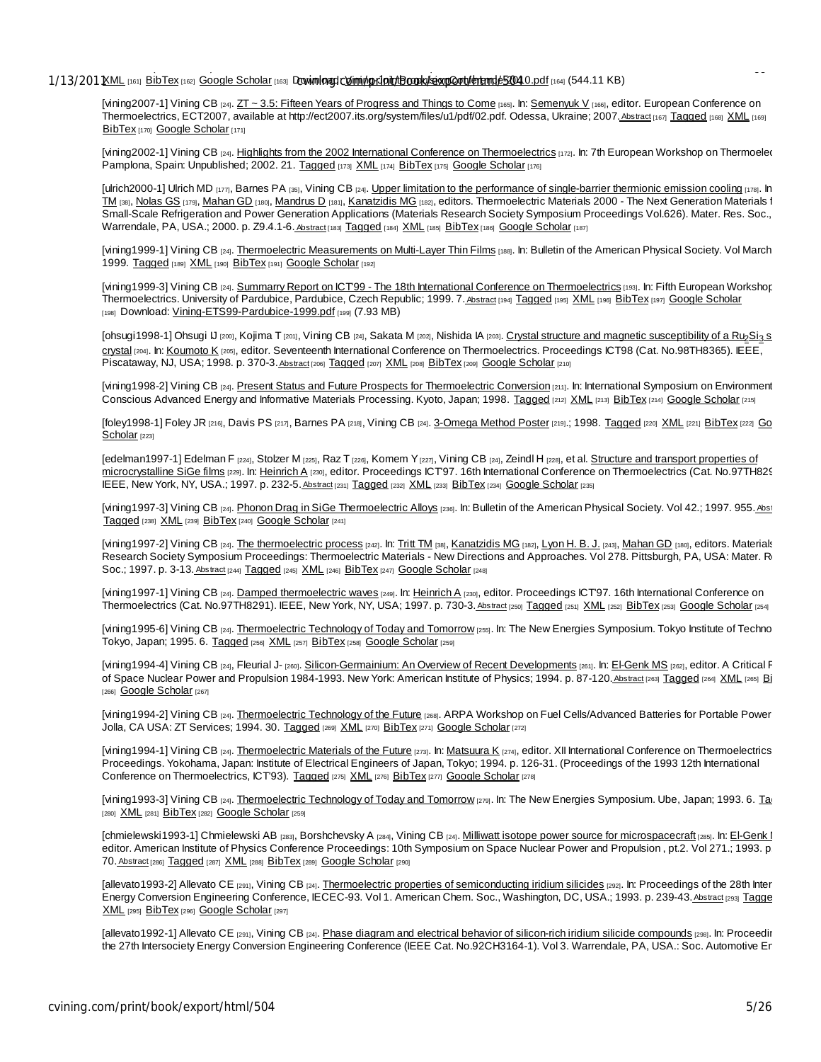XML [161] BibTex [162] Google Scholar [163] Download: Vining-ICT2010.pdf [164] (544.11 KB)

[vining2007-1] Vining CB [24]. ZT ~ 3.5: Fifteen Years of Progress and Things to Come [165]. In: Semenyuk V [166], editor. European Conference on Thermoelectrics, ECT2007, available at http://ect2007.its.org/system/files/u1/pdf/02.pdf. Odessa, Ukraine; 2007. Abstract [167] Tagged [168] XML [169] BibTex [170] Google Scholar [171]

[vining2002-1] Vining CB [24]. Highlights from the 2002 International Conference on Thermoelectrics [172]. In: 7th European Workshop on Thermoelec Pamplona, Spain: Unpublished; 2002. 21. Tagged [173] XML [174] BibTex [175] Google Scholar [176]

[ulrich2000-1] Ulrich MD [177], Barnes PA [35], Vining CB [24]. Upper limitation to the performance of single-barrier thermionic emission cooling [178]. In TM [38], Nolas GS [179], Mahan GD [180], Mandrus D [181], Kanatzidis MG [182], editors. Thermoelectric Materials 2000 - The Next Generation Materials f Small-Scale Refrigeration and Power Generation Applications (Materials Research Society Symposium Proceedings Vol.626). Mater. Res. Soc., Warrendale, PA, USA.; 2000. p. Z9.4.1-6. Abstract [183] Tagged [184] XML [185] BibTex [186] Google Scholar [187]

[vining1999-1] Vining CB [24]. Thermoelectric Measurements on Multi-Layer Thin Films [188]. In: Bulletin of the American Physical Society. Vol March 1999. Tagged [189] XML [190] BibTex [191] Google Scholar [192]

[vining1999-3] Vining CB [24]. Summarry Report on ICT'99 - The 18th International Conference on Thermoelectrics [193]. In: Fifth European Workshop Thermoelectrics. University of Pardubice, Pardubice, Czech Republic; 1999. 7. Abstract [194] Tagged [195] XML [196] BibTex [197] Google Scholar [198] Download: Vining-ETS99-Pardubice-1999.pdf [199] (7.93 MB)

[ohsugi1998-1] Ohsugi IJ [200], Kojima T [201], Vining CB [24], Sakata M [202], Nishida IA [203]. Crystal structure and magnetic susceptibility of a $Ru_2Si_3$ s crystal [204]. In: Koumoto K [205], editor. Seventeenth International Conference on Thermoelectrics. Proceedings ICT98 (Cat. No.98TH8365). IEEE, Piscataway, NJ, USA; 1998. p. 370-3. Abstract [206] Tagged [207] XML [208] BibTex [209] Google Scholar [210]

[vining1998-2] Vining CB [24]. Present Status and Future Prospects for Thermoelectric Conversion [211]. In: International Symposium on Environment Conscious Advanced Energy and Informative Materials Processing. Kyoto, Japan; 1998. Tagged [212] XML [213] BibTex [214] Google Scholar [215]

[foley1998-1] Foley JR [216], Davis PS [217], Barnes PA [218], Vining CB [24]. 3-Omega Method Poster [219].; 1998. Tagged [220] XML [221] BibTex [222] Google Scholar [223]

[edelman1997-1] Edelman F [224], Stolzer M [225], Raz T [226], Komem Y [227], Vining CB [24], Zeindl H [228], et al. Structure and transport properties of microcrystalline SiGe films [229]. In: Heinrich A [230], editor. Proceedings ICT'97. 16th International Conference on Thermoelectrics (Cat. No.97TH829 IEEE, New York, NY, USA.; 1997. p. 232-5. Abstract [231] Tagged [232] XML [233] BibTex [234] Google Scholar [235]

[vining1997-3] Vining CB [24]. Phonon Drag in SiGe Thermoelectric Alloys [236]. In: Bulletin of the American Physical Society. Vol 42.; 1997. 955. Abs Tagged [238] XML [239] BibTex [240] Google Scholar [241]

[vining1997-2] Vining CB [24]. The thermoelectric process [242]. In: Tritt TM [38], Kanatzidis MG [182], Lyon H. B. J. [243], Mahan GD [180], editors. Materials Research Society Symposium Proceedings: Thermoelectric Materials - New Directions and Approaches. Vol 278. Pittsburgh, PA, USA: Mater. R Soc.; 1997. p. 3-13. Abstract [244] Tagged [245] XML [246] BibTex [247] Google Scholar [248]

[vining1997-1] Vining CB [24]. Damped thermoelectric waves [249]. In: Heinrich A [230], editor. Proceedings ICT'97. 16th International Conference on Thermoelectrics (Cat. No.97TH8291). IEEE, New York, NY, USA; 1997. p. 730-3. Abstract [250] Tagged [251] XML [252] BibTex [253] Google Scholar [254]

[vining1995-6] Vining CB [24]. Thermoelectric Technology of Today and Tomorrow [255]. In: The New Energies Symposium. Tokyo Institute of Techno Tokyo, Japan; 1995. 6. Tagged [256] XML [257] BibTex [258] Google Scholar [259]

[vining1994-4] Vining CB [24], Fleurial J- [260]. Silicon-Germainium: An Overview of Recent Developments [261]. In: El-Genk MS [262], editor. A Critical F of Space Nuclear Power and Propulsion 1984-1993. New York: American Institute of Physics; 1994. p. 87-120. Abstract [263] Tagged [264] XML [265] Bi [266] Google Scholar [267]

[vining1994-2] Vining CB [24]. Thermoelectric Technology of the Future [268]. ARPA Workshop on Fuel Cells/Advanced Batteries for Portable Power Jolla, CA USA: ZT Services; 1994. 30. Tagged [269] XML [270] BibTex [271] Google Scholar [272]

[vining1994-1] Vining CB [24]. Thermoelectric Materials of the Future [273]. In: Matsuura K [274], editor. XII International Conference on Thermoelectrics Proceedings. Yokohama, Japan: Institute of Electrical Engineers of Japan, Tokyo; 1994. p. 126-31. (Proceedings of the 1993 12th International Conference on Thermoelectrics, ICT'93). Tagged [275] XML [276] BibTex [277] Google Scholar [278]

[vining1993-3] Vining CB [24]. Thermoelectric Technology of Today and Tomorrow [279]. In: The New Energies Symposium. Ube, Japan; 1993. 6. Ta [280] XML [281] BibTex [282] Google Scholar [259]

[chmielewski1993-1] Chmielewski AB [283], Borshchevsky A [284], Vining CB [24]. Milliwatt isotope power source for microspacecraft [285]. In: El-Genk I editor. American Institute of Physics Conference Proceedings: 10th Symposium on Space Nuclear Power and Propulsion , pt.2. Vol 271.; 1993. p 70. Abstract [286] Tagged [287] XML [288] BibTex [289] Google Scholar [290]

[allevato1993-2] Allevato CE [291], Vining CB [24]. Thermoelectric properties of semiconducting iridium silicides [292]. In: Proceedings of the 28th Inter Energy Conversion Engineering Conference, IECEC-93. Vol 1. American Chem. Soc., Washington, DC, USA.; 1993. p. 239-43. Abstract [293] Tagge XML [295] BibTex [296] Google Scholar [297]

[allevato1992-1] Allevato CE [291], Vining CB [24]. Phase diagram and electrical behavior of silicon-rich iridium silicide compounds [298]. In: Proceedin the 27th Intersociety Energy Conversion Engineering Conference (IEEE Cat. No.92CH3164-1). Vol 3. Warrendale, PA, USA.: Soc. Automotive Er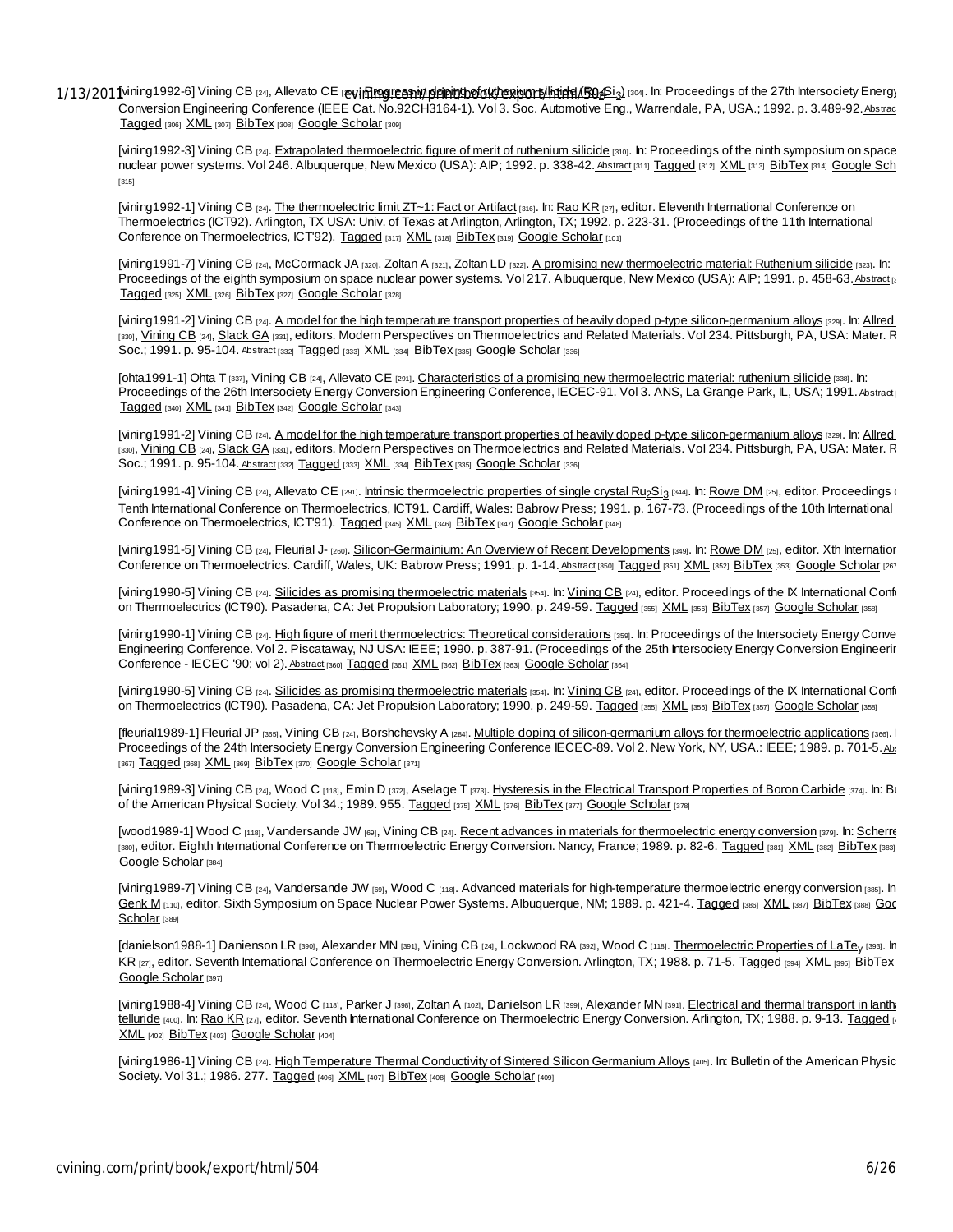[vining1992-6] Vining CB [24], Allevato CE [291]. Progress in doping of ruthenium silicide ($Ru_2Si_3$) [304]. In: Proceedings of the 27th Intersociety Energy Conversion Engineering Conference (IEEE Cat. No.92CH3164-1). Vol 3. Soc. Automotive Eng., Warrendale, PA, USA.; 1992. p. 3.489-92. Abstract Tagged [306] XML [307] BibTex [308] Google Scholar [309]

[vining1992-3] Vining CB [24]. Extrapolated thermoelectric figure of merit of ruthenium silicide [310]. In: Proceedings of the ninth symposium on space nuclear power systems. Vol 246. Albuquerque, New Mexico (USA): AIP; 1992. p. 338-42. Abstract [311] Tagged [312] XML [313] BibTex [314] Google Scholar [315]

[vining1992-1] Vining CB [24]. The thermoelectric limit ZT~1: Fact or Artifact [316]. In: Rao KR [27], editor. Eleventh International Conference on Thermoelectrics (ICT92). Arlington, TX USA: Univ. of Texas at Arlington, Arlington, TX; 1992. p. 223-31. (Proceedings of the 11th International Conference on Thermoelectrics, ICT'92). Tagged [317] XML [318] BibTex [319] Google Scholar [101]

[vining1991-7] Vining CB [24], McCormack JA [320], Zoltan A [321], Zoltan LD [322]. A promising new thermoelectric material: Ruthenium silicide [323]. In: Proceedings of the eighth symposium on space nuclear power systems. Vol 217. Albuquerque, New Mexico (USA): AIP; 1991. p. 458-63. Abstract Tagged [325] XML [326] BibTex [327] Google Scholar [328]

[vining1991-2] Vining CB [24]. A model for the high temperature transport properties of heavily doped p-type silicon-germanium alloys [329]. In: Allred [330], Vining CB [24], Slack GA [331], editors. Modern Perspectives on Thermoelectrics and Related Materials. Vol 234. Pittsburgh, PA, USA: Mater. R Soc.; 1991. p. 95-104. Abstract [332] Tagged [333] XML [334] BibTex [335] Google Scholar [336]

[ohta1991-1] Ohta T [337], Vining CB [24], Allevato CE [291]. Characteristics of a promising new thermoelectric material: ruthenium silicide [338]. In: Proceedings of the 26th Intersociety Energy Conversion Engineering Conference, IECEC-91. Vol 3. ANS, La Grange Park, IL, USA; 1991. Abstract Tagged [340] XML [341] BibTex [342] Google Scholar [343]

[vining1991-2] Vining CB [24]. A model for the high temperature transport properties of heavily doped p-type silicon-germanium alloys [329]. In: Allred [330], Vining CB [24], Slack GA [331], editors. Modern Perspectives on Thermoelectrics and Related Materials. Vol 234. Pittsburgh, PA, USA: Mater. R Soc.; 1991. p. 95-104. Abstract [332] Tagged [333] XML [334] BibTex [335] Google Scholar [336]

[vining1991-4] Vining CB [24], Allevato CE [291]. Intrinsic thermoelectric properties of single crystal $Ru_2Si_3$ [344]. In: Rowe DM [25], editor. Proceedings of Tenth International Conference on Thermoelectrics, ICT91. Cardiff, Wales: Babrow Press; 1991. p. 167-73. (Proceedings of the 10th International Conference on Thermoelectrics, ICT'91). Tagged [345] XML [346] BibTex [347] Google Scholar [348]

[vining1991-5] Vining CB [24], Fleurial J- [260]. Silicon-Germainium: An Overview of Recent Developments [349]. In: Rowe DM [25], editor. Xth International Conference on Thermoelectrics. Cardiff, Wales, UK: Babrow Press; 1991. p. 1-14. Abstract [350] Tagged [351] XML [352] BibTex [353] Google Scholar [267]

[vining1990-5] Vining CB [24]. Silicides as promising thermoelectric materials [354]. In: Vining CB [24], editor. Proceedings of the IX International Conference on Thermoelectrics (ICT90). Pasadena, CA: Jet Propulsion Laboratory; 1990. p. 249-59. Tagged [355] XML [356] BibTex [357] Google Scholar [358]

[vining1990-1] Vining CB [24]. High figure of merit thermoelectrics: Theoretical considerations [359]. In: Proceedings of the Intersociety Energy Conversion Engineering Conference. Vol 2. Piscataway, NJ USA: IEEE; 1990. p. 387-91. (Proceedings of the 25th Intersociety Energy Conversion Engineering Conference - IECEC '90; vol 2). Abstract [360] Tagged [361] XML [362] BibTex [363] Google Scholar [364]

[vining1990-5] Vining CB [24]. Silicides as promising thermoelectric materials [354]. In: Vining CB [24], editor. Proceedings of the IX International Conference on Thermoelectrics (ICT90). Pasadena, CA: Jet Propulsion Laboratory; 1990. p. 249-59. Tagged [355] XML [356] BibTex [357] Google Scholar [358]

[fleurial1989-1] Fleurial JP [365], Vining CB [24], Borshchevsky A [284]. Multiple doping of silicon-germanium alloys for thermoelectric applications [366]. In: Proceedings of the 24th Intersociety Energy Conversion Engineering Conference IECEC-89. Vol 2. New York, NY, USA.: IEEE; 1989. p. 701-5. Abstract [367] Tagged [368] XML [369] BibTex [370] Google Scholar [371]

[vining1989-3] Vining CB [24], Wood C [118], Emin D [372], Aselage T [373]. Hysteresis in the Electrical Transport Properties of Boron Carbide [374]. In: Bulletin of the American Physical Society. Vol 34.; 1989. 955. Tagged [375] XML [376] BibTex [377] Google Scholar [378]

[wood1989-1] Wood C [118], Vandersande JW [69], Vining CB [24]. Recent advances in materials for thermoelectric energy conversion [379]. In: Scherrer [380], editor. Eighth International Conference on Thermoelectric Energy Conversion. Nancy, France; 1989. p. 82-6. Tagged [381] XML [382] BibTex [383] Google Scholar [384]

[vining1989-7] Vining CB [24], Vandersande JW [69], Wood C [118]. Advanced materials for high-temperature thermoelectric energy conversion [385]. In: Genk M [110], editor. Sixth Symposium on Space Nuclear Power Systems. Albuquerque, NM; 1989. p. 421-4. Tagged [386] XML [387] BibTex [388] Google Scholar [389]

[danielson1988-1] Danienson LR [390], Alexander MN [391], Vining CB [24], Lockwood RA [392], Wood C [118]. Thermoelectric Properties of $LaTe_y$ [393]. In: Rao KR [27], editor. Seventh International Conference on Thermoelectric Energy Conversion. Arlington, TX; 1988. p. 71-5. Tagged [394] XML [395] BibTex Google Scholar [397]

[vining1988-4] Vining CB [24], Wood C [118], Parker J [398], Zoltan A [102], Danielson LR [399], Alexander MN [391]. Electrical and thermal transport in lanthanum telluride [400]. In: Rao KR [27], editor. Seventh International Conference on Thermoelectric Energy Conversion. Arlington, TX; 1988. p. 9-13. Tagged XML [402] BibTex [403] Google Scholar [404]

[vining1986-1] Vining CB [24]. High Temperature Thermal Conductivity of Sintered Silicon Germanium Alloys [405]. In: Bulletin of the American Physical Society. Vol 31.; 1986. 277. Tagged [406] XML [407] BibTex [408] Google Scholar [409]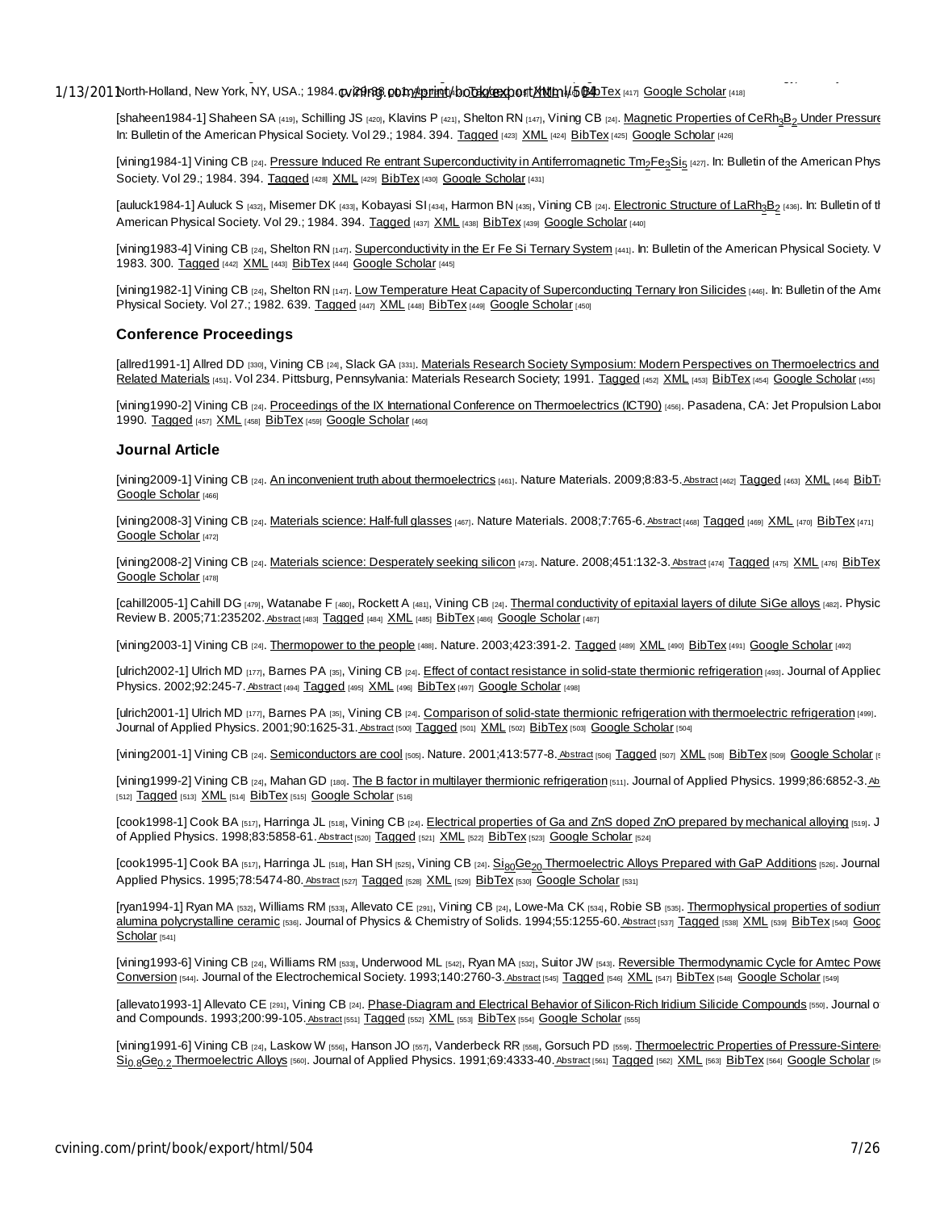North-Holland, New York, NY, USA.; 1984. ... BibTex [417] Google Scholar [418]

[shaheen1984-1] Shaheen SA [419], Schilling JS [420], Klavins P [421], Shelton RN [147], Vining CB [24]. Magnetic Properties of $CeRh_3B_2$ Under Pressure In: Bulletin of the American Physical Society. Vol 29.; 1984. 394. Tagged [423] XML [424] BibTex [425] Google Scholar [426]

[vining1984-1] Vining CB [24]. Pressure Induced Re entrant Superconductivity in Antiferromagnetic $Tm_2Fe_3Si_5$ [427]. In: Bulletin of the American Phys Society. Vol 29.; 1984. 394. Tagged [428] XML [429] BibTex [430] Google Scholar [431]

[auluck1984-1] Auluck S [432], Misemer DK [433], Kobayasi SI [434], Harmon BN [435], Vining CB [24]. Electronic Structure of $LaRh_3B_2$ [436]. In: Bulletin of th American Physical Society. Vol 29.; 1984. 394. Tagged [437] XML [438] BibTex [439] Google Scholar [440]

[vining1983-4] Vining CB [24], Shelton RN [147]. Superconductivity in the Er Fe Si Ternary System [441]. In: Bulletin of the American Physical Society. V 1983. 300. Tagged [442] XML [443] BibTex [444] Google Scholar [445]

[vining1982-1] Vining CB [24], Shelton RN [147]. Low Temperature Heat Capacity of Superconducting Ternary Iron Silicides [446]. In: Bulletin of the Ame Physical Society. Vol 27.; 1982. 639. Tagged [447] XML [448] BibTex [449] Google Scholar [450]

### Conference Proceedings

[allred1991-1] Allred DD [330], Vining CB [24], Slack GA [331]. Materials Research Society Symposium: Modern Perspectives on Thermoelectrics and Related Materials [451]. Vol 234. Pittsburg, Pennsylvania: Materials Research Society; 1991. Tagged [452] XML [453] BibTex [454] Google Scholar [455]

[vining1990-2] Vining CB [24]. Proceedings of the IX International Conference on Thermoelectrics (ICT90) [456]. Pasadena, CA: Jet Propulsion Labor 1990. Tagged [457] XML [458] BibTex [459] Google Scholar [460]

### Journal Article

[vining2009-1] Vining CB [24]. An inconvenient truth about thermoelectrics [461]. Nature Materials. 2009;8:83-5. Abstract [462] Tagged [463] XML [464] BibT Google Scholar [466]

[vining2008-3] Vining CB [24]. Materials science: Half-full glasses [467]. Nature Materials. 2008;7:765-6. Abstract [468] Tagged [469] XML [470] BibTex [471] Google Scholar [472]

[vining2008-2] Vining CB [24]. Materials science: Desperately seeking silicon [473]. Nature. 2008;451:132-3. Abstract [474] Tagged [475] XML [476] BibTex Google Scholar [478]

[cahill2005-1] Cahill DG [479], Watanabe F [480], Rockett A [481], Vining CB [24]. Thermal conductivity of epitaxial layers of dilute SiGe alloys [482]. Physic Review B. 2005;71:235202. Abstract [483] Tagged [484] XML [485] BibTex [486] Google Scholar [487]

[vining2003-1] Vining CB [24]. Thermopower to the people [488]. Nature. 2003;423:391-2. Tagged [489] XML [490] BibTex [491] Google Scholar [492]

[ulrich2002-1] Ulrich MD [177], Barnes PA [35], Vining CB [24]. Effect of contact resistance in solid-state thermionic refrigeration [493]. Journal of Appliec Physics. 2002;92:245-7. Abstract [494] Tagged [495] XML [496] BibTex [497] Google Scholar [498]

[ulrich2001-1] Ulrich MD [177], Barnes PA [35], Vining CB [24]. Comparison of solid-state thermionic refrigeration with thermoelectric refrigeration [499]. Journal of Applied Physics. 2001;90:1625-31. Abstract [500] Tagged [501] XML [502] BibTex [503] Google Scholar [504]

[vining2001-1] Vining CB [24]. Semiconductors are cool [505]. Nature. 2001;413:577-8. Abstract [506] Tagged [507] XML [508] BibTex [509] Google Scholar

[vining1999-2] Vining CB [24], Mahan GD [180]. The B factor in multilayer thermionic refrigeration [511]. Journal of Applied Physics. 1999;86:6852-3. Ab [512] Tagged [513] XML [514] BibTex [515] Google Scholar [516]

[cook1998-1] Cook BA [517], Harringa JL [518], Vining CB [24]. Electrical properties of Ga and ZnS doped ZnO prepared by mechanical alloying [519]. J of Applied Physics. 1998;83:5858-61. Abstract [520] Tagged [521] XML [522] BibTex [523] Google Scholar [524]

[cook1995-1] Cook BA [517], Harringa JL [518], Han SH [525], Vining CB [24]. $Si_{80}Ge_{20}$ Thermoelectric Alloys Prepared with GaP Additions [526]. Journal Applied Physics. 1995;78:5474-80. Abstract [527] Tagged [528] XML [529] BibTex [530] Google Scholar [531]

[ryan1994-1] Ryan MA [532], Williams RM [533], Allevato CE [291], Vining CB [24], Lowe-Ma CK [534], Robie SB [535]. Thermophysical properties of sodium alumina polycrystalline ceramic [536]. Journal of Physics & Chemistry of Solids. 1994;55:1255-60. Abstract [537] Tagged [538] XML [539] BibTex [540] Goog Scholar [541]

[vining1993-6] Vining CB [24], Williams RM [533], Underwood ML [542], Ryan MA [532], Suitor JW [543]. Reversible Thermodynamic Cycle for Amtec Powe Conversion [544]. Journal of the Electrochemical Society. 1993;140:2760-3. Abstract [545] Tagged [546] XML [547] BibTex [548] Google Scholar [549]

[allevato1993-1] Allevato CE [291], Vining CB [24]. Phase-Diagram and Electrical Behavior of Silicon-Rich Iridium Silicide Compounds [550]. Journal o and Compounds. 1993;200:99-105. Abstract [551] Tagged [552] XML [553] BibTex [554] Google Scholar [555]

[vining1991-6] Vining CB [24], Laskow W [556], Hanson JO [557], Vanderbeck RR [558], Gorsuch PD [559]. Thermoelectric Properties of Pressure-Sintere $Si_{0.8}Ge_{0.2}$ Thermoelectric Alloys [560]. Journal of Applied Physics. 1991;69:4333-40. Abstract [561] Tagged [562] XML [563] BibTex [564] Google Scholar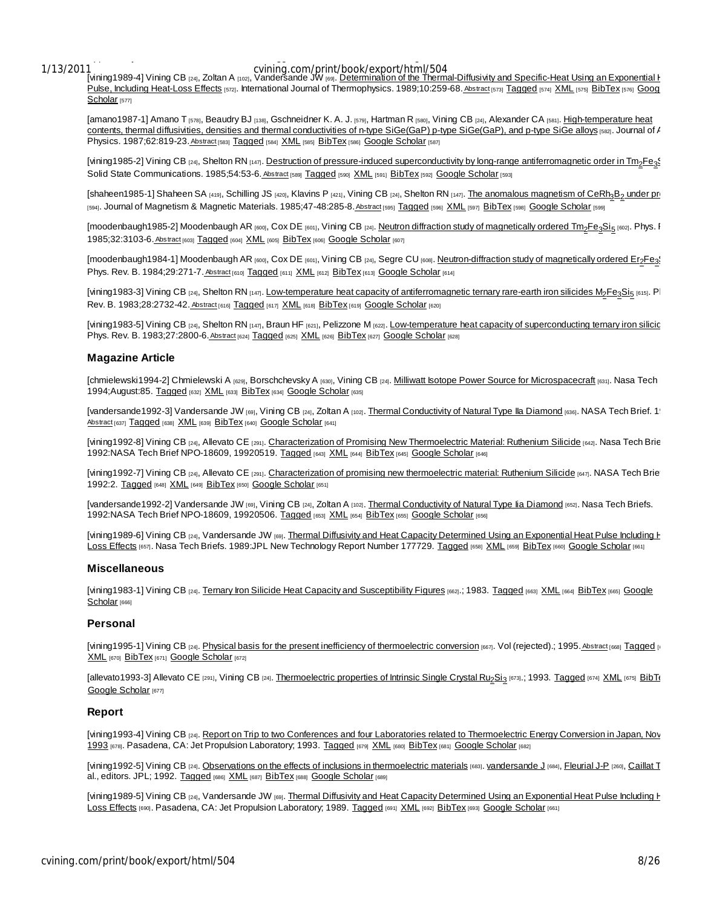[vining1989-4] Vining CB [24], Zoltan A [102], Vandersande JW [69]. Determination of the Thermal-Diffusivity and Specific-Heat Using an Exponential H Pulse, Including Heat-Loss Effects [572]. International Journal of Thermophysics. 1989;10:259-68. Abstract [573] Tagged [574] XML [575] BibTex [576] Goog Scholar [577]

[amano1987-1] Amano T [578], Beaudry BJ [138], Gschneidner K. A. J. [579], Hartman R [580], Vining CB [24], Alexander CA [581]. High-temperature heat contents, thermal diffusivities, densities and thermal conductivities of n-type SiGe(GaP) p-type SiGe(GaP), and p-type SiGe alloys [582]. Journal of A Physics. 1987;62:819-23. Abstract [583] Tagged [584] XML [585] BibTex [586] Google Scholar [587]

[vining1985-2] Vining CB [24], Shelton RN [147]. Destruction of pressure-induced superconductivity by long-range antiferromagnetic order in $Tm_2Fe_3S$ Solid State Communications. 1985;54:53-6. Abstract [589] Tagged [590] XML [591] BibTex [592] Google Scholar [593]

[shaheen1985-1] Shaheen SA [419], Schilling JS [420], Klavins P [421], Vining CB [24], Shelton RN [147]. The anomalous magnetism of $CeRh_3B_2$ under pr [594]. Journal of Magnetism & Magnetic Materials. 1985;47-48:285-8. Abstract [595] Tagged [596] XML [597] BibTex [598] Google Scholar [599]

[moodenbaugh1985-2] Moodenbaugh AR [600], Cox DE [601], Vining CB [24]. Neutron diffraction study of magnetically ordered $Tm_2Fe_3Si_5$ [602]. Phys. R 1985;32:3103-6. Abstract [603] Tagged [604] XML [605] BibTex [606] Google Scholar [607]

[moodenbaugh1984-1] Moodenbaugh AR [600], Cox DE [601], Vining CB [24], Segre CU [608]. Neutron-diffraction study of magnetically ordered $Er_2Fe_3$ Phys. Rev. B. 1984;29:271-7. Abstract [610] Tagged [611] XML [612] BibTex [613] Google Scholar [614]

[vining1983-3] Vining CB [24], Shelton RN [147]. Low-temperature heat capacity of antiferromagnetic ternary rare-earth iron silicides $M_2Fe_3Si_5$ [615]. Ph Rev. B. 1983;28:2732-42. Abstract [616] Tagged [617] XML [618] BibTex [619] Google Scholar [620]

[vining1983-5] Vining CB [24], Shelton RN [147], Braun HF [621], Pelizzone M [622]. Low-temperature heat capacity of superconducting ternary iron silicic Phys. Rev. B. 1983;27:2800-6. Abstract [624] Tagged [625] XML [626] BibTex [627] Google Scholar [628]

### Magazine Article

[chmielewski1994-2] Chmielewski A [629], Borschchevsky A [630], Vining CB [24]. Milliwatt Isotope Power Source for Microspacecraft [631]. Nasa Tech 1994;August:85. Tagged [632] XML [633] BibTex [634] Google Scholar [635]

[vandersande1992-3] Vandersande JW [69], Vining CB [24], Zoltan A [102]. Thermal Conductivity of Natural Type IIa Diamond [636]. NASA Tech Brief. 1 Abstract [637] Tagged [638] XML [639] BibTex [640] Google Scholar [641]

[vining1992-8] Vining CB [24], Allevato CE [291]. Characterization of Promising New Thermoelectric Material: Ruthenium Silicide [642]. Nasa Tech Brie 1992:NASA Tech Brief NPO-18609, 19920519. Tagged [643] XML [644] BibTex [645] Google Scholar [646]

[vining1992-7] Vining CB [24], Allevato CE [291]. Characterization of promising new thermoelectric material: Ruthenium Silicide [647]. NASA Tech Brie 1992:2. Tagged [648] XML [649] BibTex [650] Google Scholar [651]

[vandersande1992-2] Vandersande JW [69], Vining CB [24], Zoltan A [102]. Thermal Conductivity of Natural Type Iia Diamond [652]. Nasa Tech Briefs. 1992:NASA Tech Brief NPO-18609, 19920506. Tagged [653] XML [654] BibTex [655] Google Scholar [656]

[vining1989-6] Vining CB [24], Vandersande JW [69]. Thermal Diffusivity and Heat Capacity Determined Using an Exponential Heat Pulse Including H Loss Effects [657]. Nasa Tech Briefs. 1989:JPL New Technology Report Number 177729. Tagged [658] XML [659] BibTex [660] Google Scholar [661]

### Miscellaneous

[vining1983-1] Vining CB [24]. Ternary Iron Silicide Heat Capacity and Susceptibility Figures [662].; 1983. Tagged [663] XML [664] BibTex [665] Google Scholar [666]

### Personal

[vining1995-1] Vining CB [24]. Physical basis for the present inefficiency of thermoelectric conversion [667]. Vol (rejected).; 1995. Abstract [668] Tagged [6 XML [670] BibTex [671] Google Scholar [672]

[allevato1993-3] Allevato CE [291], Vining CB [24]. Thermoelectric properties of Intrinsic Single Crystal $Ru_2Si_3$ [673].; 1993. Tagged [674] XML [675] BibT Google Scholar [677]

### Report

[vining1993-4] Vining CB [24]. Report on Trip to two Conferences and four Laboratories related to Thermoelectric Energy Conversion in Japan, Nov 1993 [678]. Pasadena, CA: Jet Propulsion Laboratory; 1993. Tagged [679] XML [680] BibTex [681] Google Scholar [682]

[vining1992-5] Vining CB [24]. Observations on the effects of inclusions in thermoelectric materials [683]. vandersande J [684], Fleurial J-P [260], Caillat T al., editors. JPL; 1992. Tagged [686] XML [687] BibTex [688] Google Scholar [689]

[vining1989-5] Vining CB [24], Vandersande JW [69]. Thermal Diffusivity and Heat Capacity Determined Using an Exponential Heat Pulse Including H Loss Effects [690]. Pasadena, CA: Jet Propulsion Laboratory; 1989. Tagged [691] XML [692] BibTex [693] Google Scholar [661]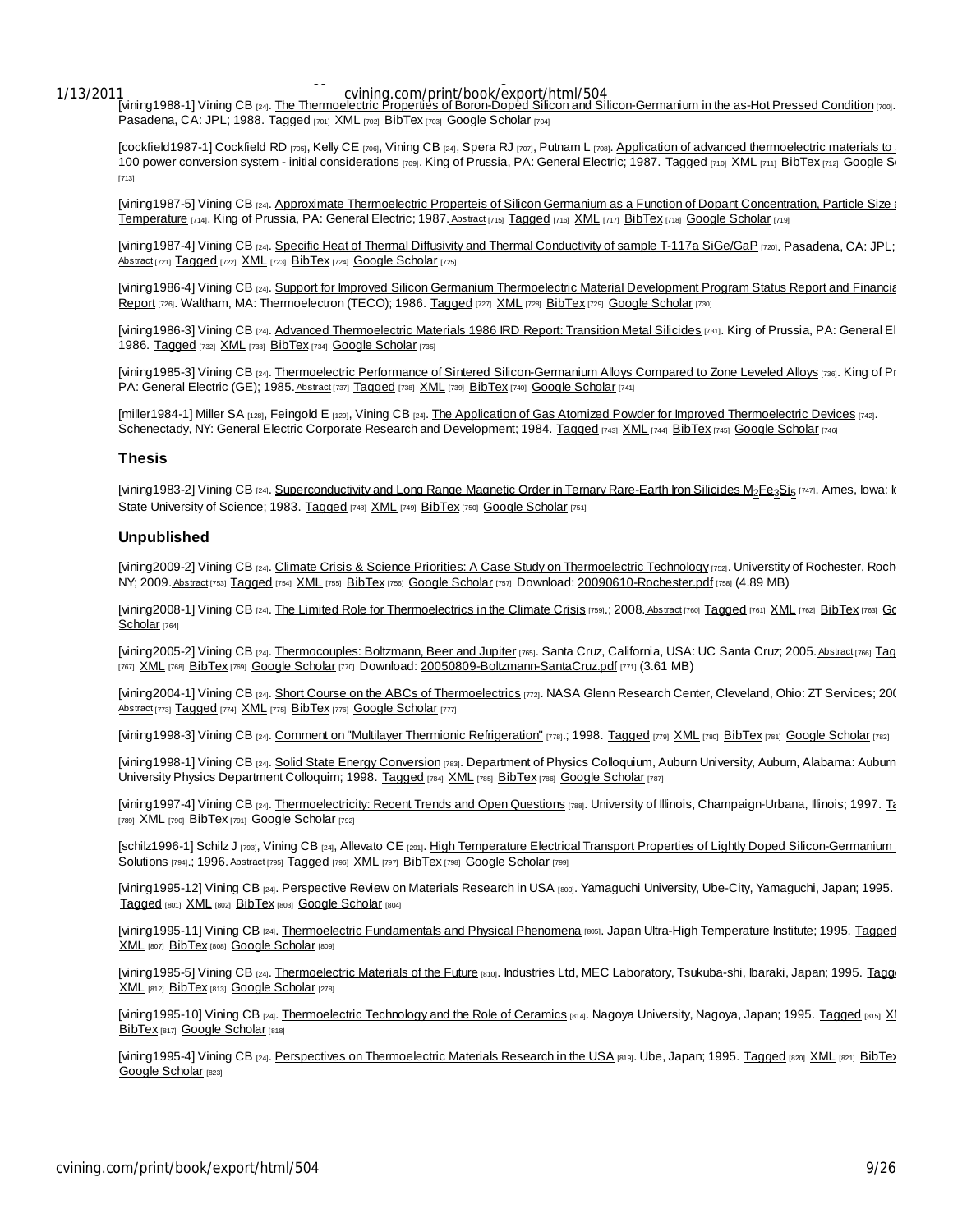[vining1988-1] Vining CB [24]. The Thermoelectric Properties of Boron-Doped Silicon and Silicon-Germanium in the as-Hot Pressed Condition [700]. Pasadena, CA: JPL; 1988. Tagged [701] XML [702] BibTex [703] Google Scholar [704]

[cockfield1987-1] Cockfield RD [705], Kelly CE [706], Vining CB [24], Spera RJ [707], Putnam L [708]. Application of advanced thermoelectric materials to 100 power conversion system - initial considerations [709]. King of Prussia, PA: General Electric; 1987. Tagged [710] XML [711] BibTex [712] Google S [713]

[vining1987-5] Vining CB [24]. Approximate Thermoelectric Properteis of Silicon Germanium as a Function of Dopant Concentration, Particle Size Temperature [714]. King of Prussia, PA: General Electric; 1987. Abstract [715] Tagged [716] XML [717] BibTex [718] Google Scholar [719]

[vining1987-4] Vining CB [24]. Specific Heat of Thermal Diffusivity and Thermal Conductivity of sample T-117a SiGe/GaP [720]. Pasadena, CA: JPL; Abstract [721] Tagged [722] XML [723] BibTex [724] Google Scholar [725]

[vining1986-4] Vining CB [24]. Support for Improved Silicon Germanium Thermoelectric Material Development Program Status Report and Financia Report [726]. Waltham, MA: Thermoelectron (TECO); 1986. Tagged [727] XML [728] BibTex [729] Google Scholar [730]

[vining1986-3] Vining CB [24]. Advanced Thermoelectric Materials 1986 IRD Report: Transition Metal Silicides [731]. King of Prussia, PA: General El 1986. Tagged [732] XML [733] BibTex [734] Google Scholar [735]

[vining1985-3] Vining CB [24]. Thermoelectric Performance of Sintered Silicon-Germanium Alloys Compared to Zone Leveled Alloys [736]. King of Pr PA: General Electric (GE); 1985. Abstract [737] Tagged [738] XML [739] BibTex [740] Google Scholar [741]

[miller1984-1] Miller SA [128], Feingold E [129], Vining CB [24]. The Application of Gas Atomized Powder for Improved Thermoelectric Devices [742]. Schenectady, NY: General Electric Corporate Research and Development; 1984. Tagged [743] XML [744] BibTex [745] Google Scholar [746]

### Thesis

[vining1983-2] Vining CB [24]. Superconductivity and Long Range Magnetic Order in Ternary Rare-Earth Iron Silicides $M_2Fe_3Si_5$ [747]. Ames, Iowa: I State University of Science; 1983. Tagged [748] XML [749] BibTex [750] Google Scholar [751]

### Unpublished

[vining2009-2] Vining CB [24]. Climate Crisis & Science Priorities: A Case Study on Thermoelectric Technology [752]. Universtity of Rochester, Roch NY; 2009. Abstract [753] Tagged [754] XML [755] BibTex [756] Google Scholar [757] Download: 20090610-Rochester.pdf [758] (4.89 MB)

[vining2008-1] Vining CB [24]. The Limited Role for Thermoelectrics in the Climate Crisis [759].; 2008. Abstract [760] Tagged [761] XML [762] BibTex [763] Go Scholar [764]

[vining2005-2] Vining CB [24]. Thermocouples: Boltzmann, Beer and Jupiter [765]. Santa Cruz, California, USA: UC Santa Cruz; 2005. Abstract [766] Tag [767] XML [768] BibTex [769] Google Scholar [770] Download: 20050809-Boltzmann-SantaCruz.pdf [771] (3.61 MB)

[vining2004-1] Vining CB [24]. Short Course on the ABCs of Thermoelectrics [772]. NASA Glenn Research Center, Cleveland, Ohio: ZT Services; 200 Abstract [773] Tagged [774] XML [775] BibTex [776] Google Scholar [777]

[vining1998-3] Vining CB [24]. Comment on "Multilayer Thermionic Refrigeration" [778].; 1998. Tagged [779] XML [780] BibTex [781] Google Scholar [782]

[vining1998-1] Vining CB [24]. Solid State Energy Conversion [783]. Department of Physics Colloquium, Auburn University, Auburn, Alabama: Auburn University Physics Department Colloquim; 1998. Tagged [784] XML [785] BibTex [786] Google Scholar [787]

[vining1997-4] Vining CB [24]. Thermoelectricity: Recent Trends and Open Questions [788]. University of Illinois, Champaign-Urbana, Illinois; 1997. Ta [789] XML [790] BibTex [791] Google Scholar [792]

[schilz1996-1] Schilz J [793], Vining CB [24], Allevato CE [291]. High Temperature Electrical Transport Properties of Lightly Doped Silicon-Germanium Solutions [794].; 1996. Abstract [795] Tagged [796] XML [797] BibTex [798] Google Scholar [799]

[vining1995-12] Vining CB [24]. Perspective Review on Materials Research in USA [800]. Yamaguchi University, Ube-City, Yamaguchi, Japan; 1995. Tagged [801] XML [802] BibTex [803] Google Scholar [804]

[vining1995-11] Vining CB [24]. Thermoelectric Fundamentals and Physical Phenomena [805]. Japan Ultra-High Temperature Institute; 1995. Tagged XML [807] BibTex [808] Google Scholar [809]

[vining1995-5] Vining CB [24]. Thermoelectric Materials of the Future [810]. Industries Ltd, MEC Laboratory, Tsukuba-shi, Ibaraki, Japan; 1995. Tagg XML [812] BibTex [813] Google Scholar [278]

[vining1995-10] Vining CB [24]. Thermoelectric Technology and the Role of Ceramics [814]. Nagoya University, Nagoya, Japan; 1995. Tagged [815] X BibTex [817] Google Scholar [818]

[vining1995-4] Vining CB [24]. Perspectives on Thermoelectric Materials Research in the USA [819]. Ube, Japan; 1995. Tagged [820] XML [821] BibTex Google Scholar [823]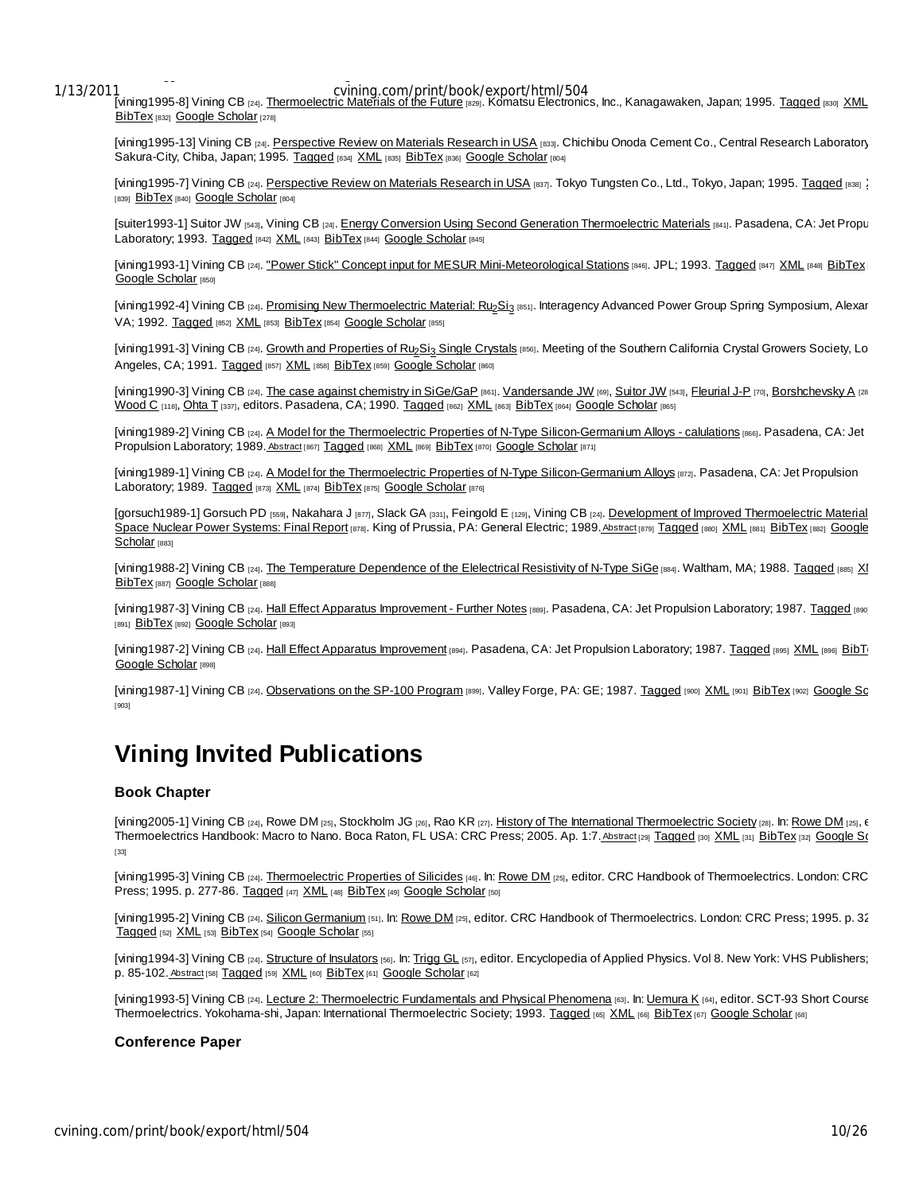[vining1995-8] Vining CB [24]. Thermoelectric Materials of the Future [829]. Komatsu Electronics, Inc., Kanagawaken, Japan; 1995. Tagged [830] XML BibTex [832] Google Scholar [278]

[vining1995-13] Vining CB [24]. Perspective Review on Materials Research in USA [833]. Chichibu Onoda Cement Co., Central Research Laboratory Sakura-City, Chiba, Japan; 1995. Tagged [834] XML [835] BibTex [836] Google Scholar [804]

[vining1995-7] Vining CB [24]. Perspective Review on Materials Research in USA [837]. Tokyo Tungsten Co., Ltd., Tokyo, Japan; 1995. Tagged [838] [839] BibTex [840] Google Scholar [804]

[suiter1993-1] Suitor JW [543], Vining CB [24]. Energy Conversion Using Second Generation Thermoelectric Materials [841]. Pasadena, CA: Jet Propu Laboratory; 1993. Tagged [842] XML [843] BibTex [844] Google Scholar [845]

[vining1993-1] Vining CB [24]. "Power Stick" Concept input for MESUR Mini-Meteorological Stations [846]. JPL; 1993. Tagged [847] XML [848] BibTex Google Scholar [850]

[vining1992-4] Vining CB [24]. Promising New Thermoelectric Material: $Ru_2Si_3$ [851]. Interagency Advanced Power Group Spring Symposium, Alexar VA; 1992. Tagged [852] XML [853] BibTex [854] Google Scholar [855]

[vining1991-3] Vining CB [24]. Growth and Properties of $Ru_2Si_3$ Single Crystals [856]. Meeting of the Southern California Crystal Growers Society, Lo Angeles, CA; 1991. Tagged [857] XML [858] BibTex [859] Google Scholar [860]

[vining1990-3] Vining CB [24]. The case against chemistry in SiGe/GaP [861]. Vandersande JW [69], Suitor JW [543], Fleurial J-P [70], Borshchevsky A [28 Wood C [118], Ohta T [337], editors. Pasadena, CA; 1990. Tagged [862] XML [863] BibTex [864] Google Scholar [865]

[vining1989-2] Vining CB [24]. A Model for the Thermoelectric Properties of N-Type Silicon-Germanium Alloys - calulations [866]. Pasadena, CA: Jet Propulsion Laboratory; 1989. Abstract [867] Tagged [868] XML [869] BibTex [870] Google Scholar [871]

[vining1989-1] Vining CB [24]. A Model for the Thermoelectric Properties of N-Type Silicon-Germanium Alloys [872]. Pasadena, CA: Jet Propulsion Laboratory; 1989. Tagged [873] XML [874] BibTex [875] Google Scholar [876]

[gorsuch1989-1] Gorsuch PD [559], Nakahara J [877], Slack GA [331], Feingold E [129], Vining CB [24]. Development of Improved Thermoelectric Material Space Nuclear Power Systems: Final Report [878]. King of Prussia, PA: General Electric; 1989. Abstract [879] Tagged [880] XML [881] BibTex [882] Google Scholar [883]

[vining1988-2] Vining CB [24]. The Temperature Dependence of the Elelectrical Resistivity of N-Type SiGe [884]. Waltham, MA; 1988. Tagged [885] XI BibTex [887] Google Scholar [888]

[vining1987-3] Vining CB [24]. Hall Effect Apparatus Improvement - Further Notes [889]. Pasadena, CA: Jet Propulsion Laboratory; 1987. Tagged [890 [891] BibTex [892] Google Scholar [893]

[vining1987-2] Vining CB [24]. Hall Effect Apparatus Improvement [894]. Pasadena, CA: Jet Propulsion Laboratory; 1987. Tagged [895] XML [896] BibT Google Scholar [898]

[vining1987-1] Vining CB [24]. Observations on the SP-100 Program [899]. Valley Forge, PA: GE; 1987. Tagged [900] XML [901] BibTex [902] Google Sc [903]

# Vining Invited Publications

### Book Chapter

[vining2005-1] Vining CB [24], Rowe DM [25], Stockholm JG [26], Rao KR [27]. History of The International Thermoelectric Society [28]. In: Rowe DM [25], e Thermoelectrics Handbook: Macro to Nano. Boca Raton, FL USA: CRC Press; 2005. Ap. 1:7. Abstract [29] Tagged [30] XML [31] BibTex [32] Google Sc [33]

[vining1995-3] Vining CB [24]. Thermoelectric Properties of Silicides [46]. In: Rowe DM [25], editor. CRC Handbook of Thermoelectrics. London: CRC Press; 1995. p. 277-86. Tagged [47] XML [48] BibTex [49] Google Scholar [50]

[vining1995-2] Vining CB [24]. Silicon Germanium [51]. In: Rowe DM [25], editor. CRC Handbook of Thermoelectrics. London: CRC Press; 1995. p. 32 Tagged [52] XML [53] BibTex [54] Google Scholar [55]

[vining1994-3] Vining CB [24]. Structure of Insulators [56]. In: Trigg GL [57], editor. Encyclopedia of Applied Physics. Vol 8. New York: VHS Publishers; p. 85-102. Abstract [58] Tagged [59] XML [60] BibTex [61] Google Scholar [62]

[vining1993-5] Vining CB [24]. Lecture 2: Thermoelectric Fundamentals and Physical Phenomena [63]. In: Uemura K [64], editor. SCT-93 Short Course Thermoelectrics. Yokohama-shi, Japan: International Thermoelectric Society; 1993. Tagged [65] XML [66] BibTex [67] Google Scholar [68]

### Conference Paper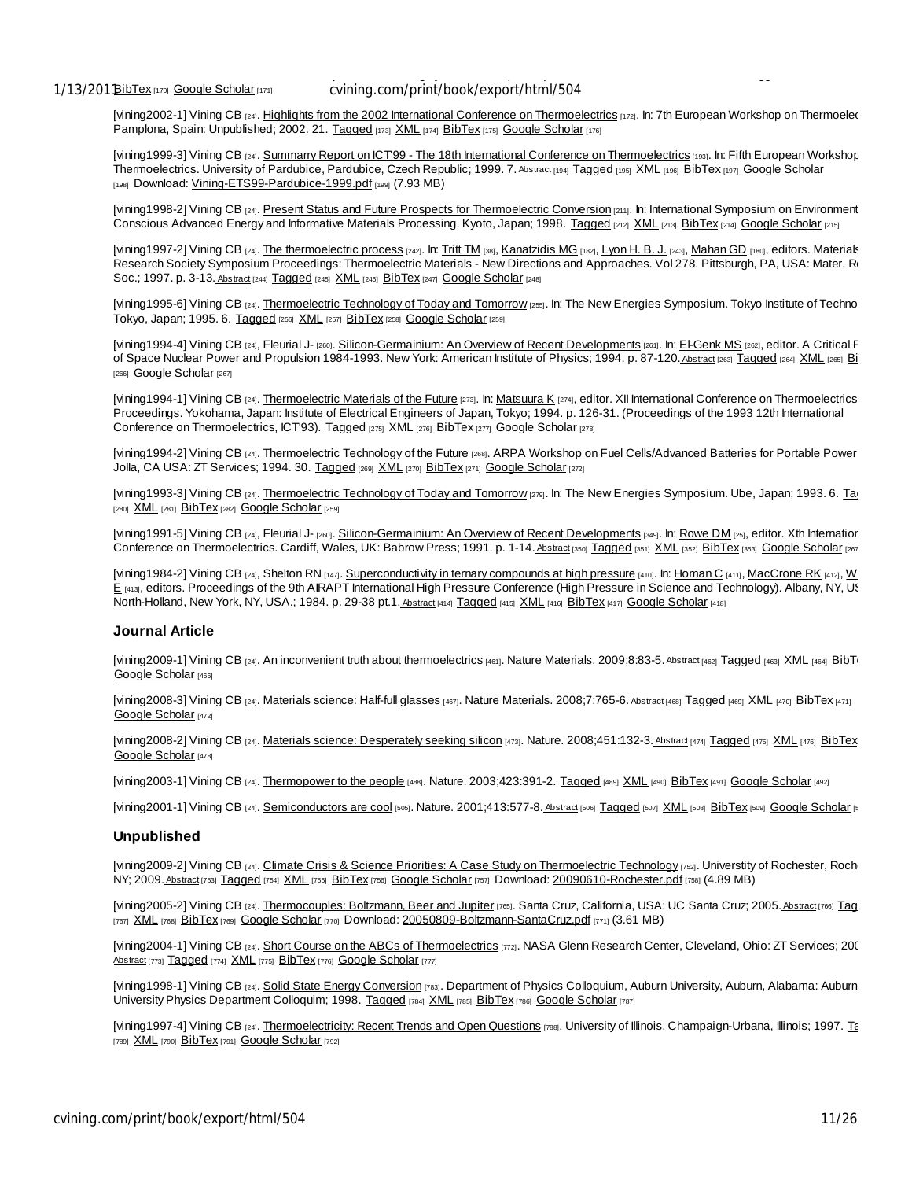BibTex [170] Google Scholar [171]

[vining2002-1] Vining CB [24]. Highlights from the 2002 International Conference on Thermoelectrics [172]. In: 7th European Workshop on Thermoelec Pamplona, Spain: Unpublished; 2002. 21. Tagged [173] XML [174] BibTex [175] Google Scholar [176]

[vining1999-3] Vining CB [24]. Summarry Report on ICT'99 - The 18th International Conference on Thermoelectrics [193]. In: Fifth European Workshop Thermoelectrics. University of Pardubice, Pardubice, Czech Republic; 1999. 7. Abstract [194] Tagged [195] XML [196] BibTex [197] Google Scholar [198] Download: Vining-ETS99-Pardubice-1999.pdf [199] (7.93 MB)

[vining1998-2] Vining CB [24]. Present Status and Future Prospects for Thermoelectric Conversion [211]. In: International Symposium on Environment Conscious Advanced Energy and Informative Materials Processing. Kyoto, Japan; 1998. Tagged [212] XML [213] BibTex [214] Google Scholar [215]

[vining1997-2] Vining CB [24]. The thermoelectric process [242]. In: Tritt TM [38], Kanatzidis MG [182], Lyon H. B. J. [243], Mahan GD [180], editors. Materials Research Society Symposium Proceedings: Thermoelectric Materials - New Directions and Approaches. Vol 278. Pittsburgh, PA, USA: Mater. R Soc.; 1997. p. 3-13. Abstract [244] Tagged [245] XML [246] BibTex [247] Google Scholar [248]

[vining1995-6] Vining CB [24]. Thermoelectric Technology of Today and Tomorrow [255]. In: The New Energies Symposium. Tokyo Institute of Techno Tokyo, Japan; 1995. 6. Tagged [256] XML [257] BibTex [258] Google Scholar [259]

[vining1994-4] Vining CB [24], Fleurial J- [260]. Silicon-Germainium: An Overview of Recent Developments [261]. In: El-Genk MS [262], editor. A Critical R of Space Nuclear Power and Propulsion 1984-1993. New York: American Institute of Physics; 1994. p. 87-120. Abstract [263] Tagged [264] XML [265] Bi [266] Google Scholar [267]

[vining1994-1] Vining CB [24]. Thermoelectric Materials of the Future [273]. In: Matsuura K [274], editor. XII International Conference on Thermoelectrics Proceedings. Yokohama, Japan: Institute of Electrical Engineers of Japan, Tokyo; 1994. p. 126-31. (Proceedings of the 1993 12th International Conference on Thermoelectrics, ICT'93). Tagged [275] XML [276] BibTex [277] Google Scholar [278]

[vining1994-2] Vining CB [24]. Thermoelectric Technology of the Future [268]. ARPA Workshop on Fuel Cells/Advanced Batteries for Portable Power Jolla, CA USA: ZT Services; 1994. 30. Tagged [269] XML [270] BibTex [271] Google Scholar [272]

[vining1993-3] Vining CB [24]. Thermoelectric Technology of Today and Tomorrow [279]. In: The New Energies Symposium. Ube, Japan; 1993. 6. Ta [280] XML [281] BibTex [282] Google Scholar [259]

[vining1991-5] Vining CB [24], Fleurial J- [260]. Silicon-Germainium: An Overview of Recent Developments [349]. In: Rowe DM [25], editor. Xth Internation Conference on Thermoelectrics. Cardiff, Wales, UK: Babrow Press; 1991. p. 1-14. Abstract [350] Tagged [351] XML [352] BibTex [353] Google Scholar [267]

[vining1984-2] Vining CB [24], Shelton RN [147]. Superconductivity in ternary compounds at high pressure [410]. In: Homan C [411], MacCrone RK [412], W E [413], editors. Proceedings of the 9th AIRAPT International High Pressure Conference (High Pressure in Science and Technology). Albany, NY, US North-Holland, New York, NY, USA.; 1984. p. 29-38 pt.1. Abstract [414] Tagged [415] XML [416] BibTex [417] Google Scholar [418]

### Journal Article

[vining2009-1] Vining CB [24]. An inconvenient truth about thermoelectrics [461]. Nature Materials. 2009;8:83-5. Abstract [462] Tagged [463] XML [464] BibTe Google Scholar [466]

[vining2008-3] Vining CB [24]. Materials science: Half-full glasses [467]. Nature Materials. 2008;7:765-6. Abstract [468] Tagged [469] XML [470] BibTex [471] Google Scholar [472]

[vining2008-2] Vining CB [24]. Materials science: Desperately seeking silicon [473]. Nature. 2008;451:132-3. Abstract [474] Tagged [475] XML [476] BibTex Google Scholar [478]

[vining2003-1] Vining CB [24]. Thermopower to the people [488]. Nature. 2003;423:391-2. Tagged [489] XML [490] BibTex [491] Google Scholar [492]

[vining2001-1] Vining CB [24]. Semiconductors are cool [505]. Nature. 2001;413:577-8. Abstract [506] Tagged [507] XML [508] BibTex [509] Google Scholar [5

### Unpublished

[vining2009-2] Vining CB [24]. Climate Crisis & Science Priorities: A Case Study on Thermoelectric Technology [752]. Universtity of Rochester, Roch NY; 2009. Abstract [753] Tagged [754] XML [755] BibTex [756] Google Scholar [757] Download: 20090610-Rochester.pdf [758] (4.89 MB)

[vining2005-2] Vining CB [24]. Thermocouples: Boltzmann, Beer and Jupiter [765]. Santa Cruz, California, USA: UC Santa Cruz; 2005. Abstract [766] Tag [767] XML [768] BibTex [769] Google Scholar [770] Download: 20050809-Boltzmann-SantaCruz.pdf [771] (3.61 MB)

[vining2004-1] Vining CB [24]. Short Course on the ABCs of Thermoelectrics [772]. NASA Glenn Research Center, Cleveland, Ohio: ZT Services; 200 Abstract [773] Tagged [774] XML [775] BibTex [776] Google Scholar [777]

[vining1998-1] Vining CB [24]. Solid State Energy Conversion [783]. Department of Physics Colloquium, Auburn University, Auburn, Alabama: Auburn University Physics Department Colloquim; 1998. Tagged [784] XML [785] BibTex [786] Google Scholar [787]

[vining1997-4] Vining CB [24]. Thermoelectricity: Recent Trends and Open Questions [788]. University of Illinois, Champaign-Urbana, Illinois; 1997. Ta [789] XML [790] BibTex [791] Google Scholar [792]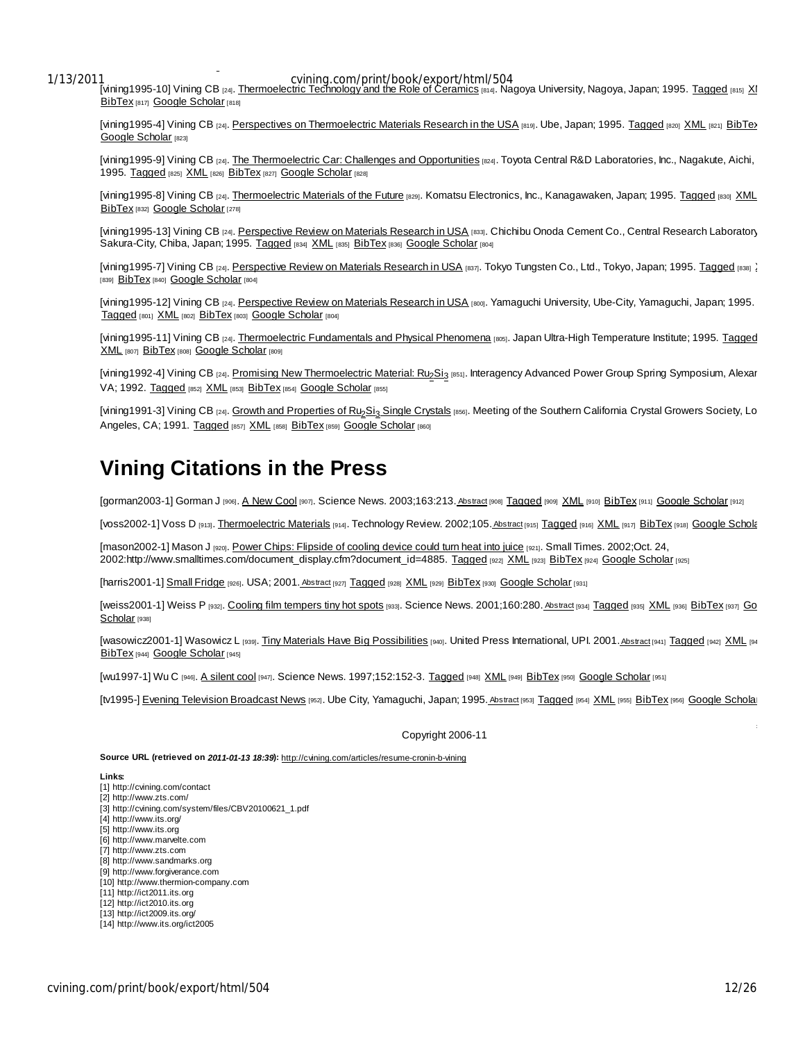[vining1995-10] Vining CB [24]. Thermoelectric Technology and the Role of Ceramics [814]. Nagoya University, Nagoya, Japan; 1995. Tagged [815] XI BibTex [817] Google Scholar [818]

[vining1995-4] Vining CB [24]. Perspectives on Thermoelectric Materials Research in the USA [819]. Ube, Japan; 1995. Tagged [820] XML [821] BibTex Google Scholar [823]

[vining1995-9] Vining CB [24]. The Thermoelectric Car: Challenges and Opportunities [824]. Toyota Central R&D Laboratories, Inc., Nagakute, Aichi, 1995. Tagged [825] XML [826] BibTex [827] Google Scholar [828]

[vining1995-8] Vining CB [24]. Thermoelectric Materials of the Future [829]. Komatsu Electronics, Inc., Kanagawaken, Japan; 1995. Tagged [830] XML BibTex [832] Google Scholar [278]

[vining1995-13] Vining CB [24]. Perspective Review on Materials Research in USA [833]. Chichibu Onoda Cement Co., Central Research Laboratory Sakura-City, Chiba, Japan; 1995. Tagged [834] XML [835] BibTex [836] Google Scholar [804]

[vining1995-7] Vining CB [24]. Perspective Review on Materials Research in USA [837]. Tokyo Tungsten Co., Ltd., Tokyo, Japan; 1995. Tagged [838] X [839] BibTex [840] Google Scholar [804]

[vining1995-12] Vining CB [24]. Perspective Review on Materials Research in USA [800]. Yamaguchi University, Ube-City, Yamaguchi, Japan; 1995. Tagged [801] XML [802] BibTex [803] Google Scholar [804]

[vining1995-11] Vining CB [24]. Thermoelectric Fundamentals and Physical Phenomena [805]. Japan Ultra-High Temperature Institute; 1995. Tagged XML [807] BibTex [808] Google Scholar [809]

[vining1992-4] Vining CB [24]. Promising New Thermoelectric Material: $Ru_2Si_3$ [851]. Interagency Advanced Power Group Spring Symposium, Alexar VA; 1992. Tagged [852] XML [853] BibTex [854] Google Scholar [855]

[vining1991-3] Vining CB [24]. Growth and Properties of $Ru_2Si_3$ Single Crystals [856]. Meeting of the Southern California Crystal Growers Society, Lo Angeles, CA; 1991. Tagged [857] XML [858] BibTex [859] Google Scholar [860]

# Vining Citations in the Press

[gorman2003-1] Gorman J [906]. A New Cool [907]. Science News. 2003;163:213. Abstract [908] Tagged [909] XML [910] BibTex [911] Google Scholar [912]

[voss2002-1] Voss D [913]. Thermoelectric Materials [914]. Technology Review. 2002;105. Abstract [915] Tagged [916] XML [917] BibTex [918] Google Schola

[mason2002-1] Mason J [920]. Power Chips: Flipside of cooling device could turn heat into juice [921]. Small Times. 2002;Oct. 24, 2002:http://www.smalltimes.com/document_display.cfm?document_id=4885. Tagged [922] XML [923] BibTex [924] Google Scholar [925]

[harris2001-1] Small Fridge [926]. USA; 2001. Abstract [927] Tagged [928] XML [929] BibTex [930] Google Scholar [931]

[weiss2001-1] Weiss P [932]. Cooling film tempers tiny hot spots [933]. Science News. 2001;160:280. Abstract [934] Tagged [935] XML [936] BibTex [937] Google Scholar [938]

[wasowicz2001-1] Wasowicz L [939]. Tiny Materials Have Big Possibilities [940]. United Press International, UPI. 2001. Abstract [941] Tagged [942] XML [94 BibTex [944] Google Scholar [945]

[wu1997-1] Wu C [946]. A silent cool [947]. Science News. 1997;152:152-3. Tagged [948] XML [949] BibTex [950] Google Scholar [951]

[tv1995-] Evening Television Broadcast News [952]. Ube City, Yamaguchi, Japan; 1995. Abstract [953] Tagged [954] XML [955] BibTex [956] Google Schola

Copyright 2006-11

**Source URL (retrieved on *2011-01-13 18:39*):** http://cvining.com/articles/resume-cronin-b-vining

**Links:**
[1] http://cvining.com/contact
[2] http://www.zts.com/
[3] http://cvining.com/system/files/CBV20100621_1.pdf
[4] http://www.its.org/
[5] http://www.its.org
[6] http://www.marvelte.com
[7] http://www.zts.com
[8] http://www.sandmarks.org
[9] http://www.forgiverance.com
[10] http://www.thermion-company.com
[11] http://ict2011.its.org
[12] http://ict2010.its.org
[13] http://ict2009.its.org/
[14] http://www.its.org/ict2005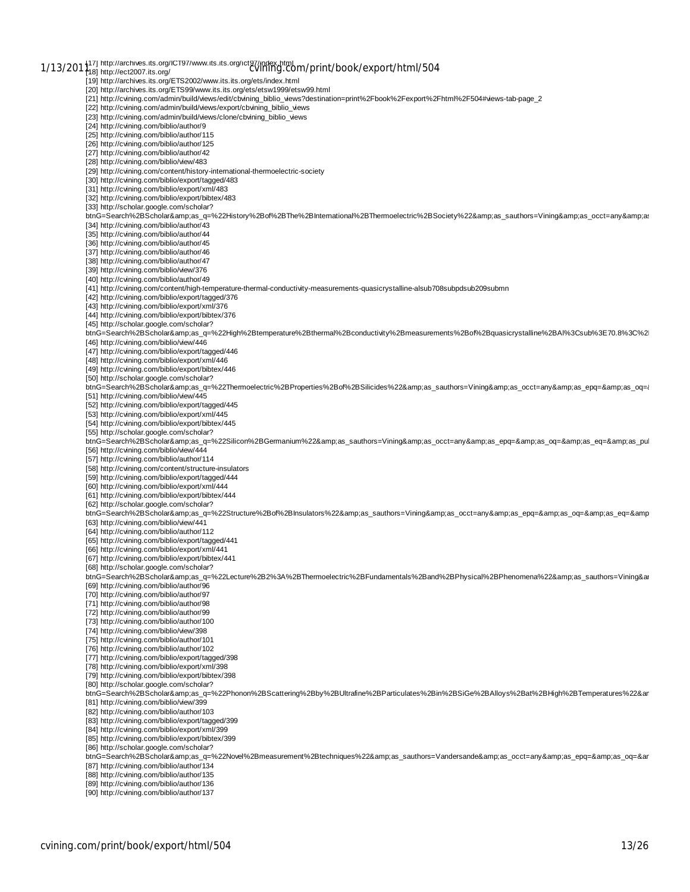[17] http://archives.its.org/ICT97/www.its.its.org/ict97/index.html
[18] http://ect2007.its.org/
[19] http://archives.its.org/ETS2002/www.its.its.org/ets/index.html
[20] http://archives.its.org/ETS99/www.its.its.org/ets/etsw1999/etsw99.html
[21] http://cvining.com/admin/build/views/edit/cbvining_biblio_views?destination=print%2Fbook%2Fexport%2Fhtml%2F504#views-tab-page_2
[22] http://cvining.com/admin/build/views/export/cbvining_biblio_views
[23] http://cvining.com/admin/build/views/clone/cbvining_biblio_views
[24] http://cvining.com/biblio/author/9
[25] http://cvining.com/biblio/author/115
[26] http://cvining.com/biblio/author/125
[27] http://cvining.com/biblio/author/42
[28] http://cvining.com/biblio/view/483
[29] http://cvining.com/content/history-international-thermoelectric-society
[30] http://cvining.com/biblio/export/tagged/483
[31] http://cvining.com/biblio/export/xml/483
[32] http://cvining.com/biblio/export/bibtex/483
[33] http://scholar.google.com/scholar?btnG=Search%2BScholar&amp;as_q=%22History%2Bof%2BThe%2BInternational%2BThermoelectric%2BSociety%22&amp;as_sauthors=Vining&amp;as_occt=any&amp;as
[34] http://cvining.com/biblio/author/43
[35] http://cvining.com/biblio/author/44
[36] http://cvining.com/biblio/author/45
[37] http://cvining.com/biblio/author/46
[38] http://cvining.com/biblio/author/47
[39] http://cvining.com/biblio/view/376
[40] http://cvining.com/biblio/author/49
[41] http://cvining.com/content/high-temperature-thermal-conductivity-measurements-quasicrystalline-alsub708subpdsub209submn
[42] http://cvining.com/biblio/export/tagged/376
[43] http://cvining.com/biblio/export/xml/376
[44] http://cvining.com/biblio/export/bibtex/376
[45] http://scholar.google.com/scholar?btnG=Search%2BScholar&amp;as_q=%22High%2Btemperature%2Bthermal%2Bconductivity%2Bmeasurements%2Bof%2Bquasicrystalline%2BAl%3Csub%3E70.8%3C%2
[46] http://cvining.com/biblio/view/446
[47] http://cvining.com/biblio/export/tagged/446
[48] http://cvining.com/biblio/export/xml/446
[49] http://cvining.com/biblio/export/bibtex/446
[50] http://scholar.google.com/scholar?btnG=Search%2BScholar&amp;as_q=%22Thermoelectric%2BProperties%2Bof%2BSilicides%22&amp;as_sauthors=Vining&amp;as_occt=any&amp;as_epq=&amp;as_oq=&
[51] http://cvining.com/biblio/view/445
[52] http://cvining.com/biblio/export/tagged/445
[53] http://cvining.com/biblio/export/xml/445
[54] http://cvining.com/biblio/export/bibtex/445
[55] http://scholar.google.com/scholar?btnG=Search%2BScholar&amp;as_q=%22Silicon%2BGermanium%22&amp;as_sauthors=Vining&amp;as_occt=any&amp;as_epq=&amp;as_oq=&amp;as_eq=&amp;as_pu
[56] http://cvining.com/biblio/view/444
[57] http://cvining.com/biblio/author/114
[58] http://cvining.com/content/structure-insulators
[59] http://cvining.com/biblio/export/tagged/444
[60] http://cvining.com/biblio/export/xml/444
[61] http://cvining.com/biblio/export/bibtex/444
[62] http://scholar.google.com/scholar?btnG=Search%2BScholar&amp;as_q=%22Structure%2Bof%2BInsulators%22&amp;as_sauthors=Vining&amp;as_occt=any&amp;as_epq=&amp;as_oq=&amp;as_eq=&amp
[63] http://cvining.com/biblio/view/441
[64] http://cvining.com/biblio/author/112
[65] http://cvining.com/biblio/export/tagged/441
[66] http://cvining.com/biblio/export/xml/441
[67] http://cvining.com/biblio/export/bibtex/441
[68] http://scholar.google.com/scholar?btnG=Search%2BScholar&amp;as_q=%22Lecture%2B2%3A%2BThermoelectric%2BFundamentals%2Band%2BPhysical%2BPhenomena%22&amp;as_sauthors=Vining&a
[69] http://cvining.com/biblio/author/96
[70] http://cvining.com/biblio/author/97
[71] http://cvining.com/biblio/author/98
[72] http://cvining.com/biblio/author/99
[73] http://cvining.com/biblio/author/100
[74] http://cvining.com/biblio/view/398
[75] http://cvining.com/biblio/author/101
[76] http://cvining.com/biblio/author/102
[77] http://cvining.com/biblio/export/tagged/398
[78] http://cvining.com/biblio/export/xml/398
[79] http://cvining.com/biblio/export/bibtex/398
[80] http://scholar.google.com/scholar?btnG=Search%2BScholar&amp;as_q=%22Phonon%2BScattering%2Bby%2BUltrafine%2BParticulates%2Bin%2BSiGe%2BAlloys%2Bat%2BHigh%2BTemperatures%22&a
[81] http://cvining.com/biblio/view/399
[82] http://cvining.com/biblio/author/103
[83] http://cvining.com/biblio/export/tagged/399
[84] http://cvining.com/biblio/export/xml/399
[85] http://cvining.com/biblio/export/bibtex/399
[86] http://scholar.google.com/scholar?btnG=Search%2BScholar&amp;as_q=%22Novel%2Bmeasurement%2Btechniques%22&amp;as_sauthors=Vandersande&amp;as_occt=any&amp;as_epq=&amp;as_oq=&a
[87] http://cvining.com/biblio/author/134
[88] http://cvining.com/biblio/author/135
[89] http://cvining.com/biblio/author/136
[90] http://cvining.com/biblio/author/137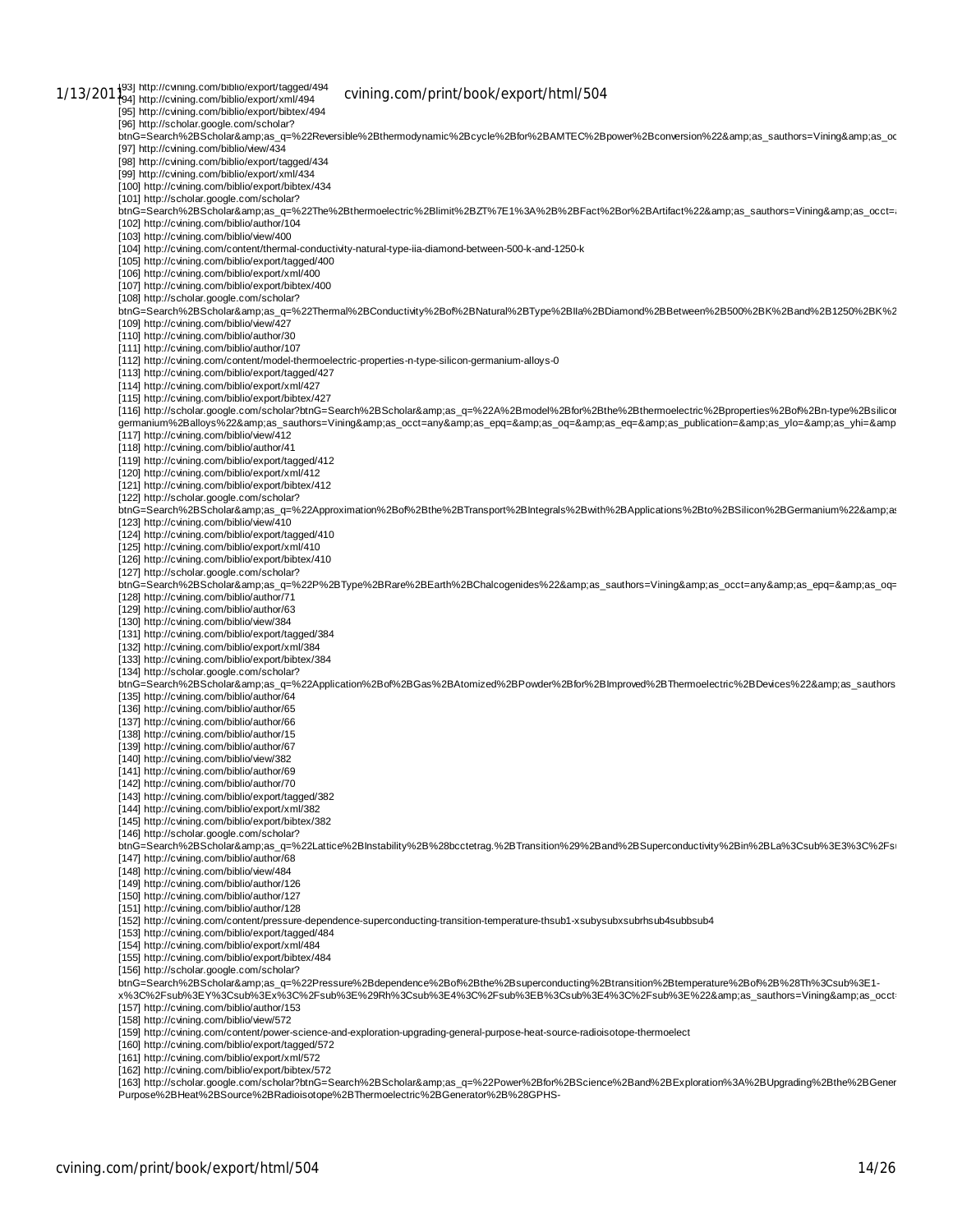[93] http://cvining.com/biblio/export/tagged/494
[94] http://cvining.com/biblio/export/xml/494
[95] http://cvining.com/biblio/export/bibtex/494
[96] http://scholar.google.com/scholar?btnG=Search%2BScholar&amp;as_q=%22Reversible%2Bthermodynamic%2Bcycle%2Bfor%2BAMTEC%2Bpower%2Bconversion%22&amp;as_sauthors=Vining&amp;as_oc
[97] http://cvining.com/biblio/view/434
[98] http://cvining.com/biblio/export/tagged/434
[99] http://cvining.com/biblio/export/xml/434
[100] http://cvining.com/biblio/export/bibtex/434
[101] http://scholar.google.com/scholar?btnG=Search%2BScholar&amp;as_q=%22The%2Bthermoelectric%2Blimit%2BZT%7E1%3A%2B%2BFact%2Bor%2BArtifact%22&amp;as_sauthors=Vining&amp;as_occt=
[102] http://cvining.com/biblio/author/104
[103] http://cvining.com/biblio/view/400
[104] http://cvining.com/content/thermal-conductivity-natural-type-iia-diamond-between-500-k-and-1250-k
[105] http://cvining.com/biblio/export/tagged/400
[106] http://cvining.com/biblio/export/xml/400
[107] http://cvining.com/biblio/export/bibtex/400
[108] http://scholar.google.com/scholar?btnG=Search%2BScholar&amp;as_q=%22Thermal%2BConductivity%2Bof%2BNatural%2BType%2BIIa%2BDiamond%2BBetween%2B500%2BK%2Band%2B1250%2BK%2
[109] http://cvining.com/biblio/view/427
[110] http://cvining.com/biblio/author/30
[111] http://cvining.com/biblio/author/107
[112] http://cvining.com/content/model-thermoelectric-properties-n-type-silicon-germanium-alloys-0
[113] http://cvining.com/biblio/export/tagged/427
[114] http://cvining.com/biblio/export/xml/427
[115] http://cvining.com/biblio/export/bibtex/427
[116] http://scholar.google.com/scholar?btnG=Search%2BScholar&amp;as_q=%22A%2Bmodel%2Bfor%2Bthe%2Bthermoelectric%2Bproperties%2Bof%2Bn-type%2Bsilicon germanium%2Balloys%22&amp;as_sauthors=Vining&amp;as_occt=any&amp;as_epq=&amp;as_oq=&amp;as_eq=&amp;as_publication=&amp;as_ylo=&amp;as_yhi=&amp
[117] http://cvining.com/biblio/view/412
[118] http://cvining.com/biblio/author/41
[119] http://cvining.com/biblio/export/tagged/412
[120] http://cvining.com/biblio/export/xml/412
[121] http://cvining.com/biblio/export/bibtex/412
[122] http://scholar.google.com/scholar?btnG=Search%2BScholar&amp;as_q=%22Approximation%2Bof%2Bthe%2BTransport%2BIntegrals%2Bwith%2BApplications%2Bto%2BSilicon%2BGermanium%22&amp;as
[123] http://cvining.com/biblio/view/410
[124] http://cvining.com/biblio/export/tagged/410
[125] http://cvining.com/biblio/export/xml/410
[126] http://cvining.com/biblio/export/bibtex/410
[127] http://scholar.google.com/scholar?btnG=Search%2BScholar&amp;as_q=%22P%2BType%2BRare%2BEarth%2BChalcogenides%22&amp;as_sauthors=Vining&amp;as_occt=any&amp;as_epq=&amp;as_oq=
[128] http://cvining.com/biblio/author/71
[129] http://cvining.com/biblio/author/63
[130] http://cvining.com/biblio/view/384
[131] http://cvining.com/biblio/export/tagged/384
[132] http://cvining.com/biblio/export/xml/384
[133] http://cvining.com/biblio/export/bibtex/384
[134] http://scholar.google.com/scholar?btnG=Search%2BScholar&amp;as_q=%22Application%2Bof%2BGas%2BAtomized%2BPowder%2Bfor%2BImproved%2BThermoelectric%2BDevices%22&amp;as_sauthors
[135] http://cvining.com/biblio/author/64
[136] http://cvining.com/biblio/author/65
[137] http://cvining.com/biblio/author/66
[138] http://cvining.com/biblio/author/15
[139] http://cvining.com/biblio/author/67
[140] http://cvining.com/biblio/view/382
[141] http://cvining.com/biblio/author/69
[142] http://cvining.com/biblio/author/70
[143] http://cvining.com/biblio/export/tagged/382
[144] http://cvining.com/biblio/export/xml/382
[145] http://cvining.com/biblio/export/bibtex/382
[146] http://scholar.google.com/scholar?btnG=Search%2BScholar&amp;as_q=%22Lattice%2BInstability%2B%28bcctetrag.%2BTransition%29%2Band%2BSuperconductivity%2Bin%2BLa%3Csub%3E3%3C%2Fs
[147] http://cvining.com/biblio/author/68
[148] http://cvining.com/biblio/view/484
[149] http://cvining.com/biblio/author/126
[150] http://cvining.com/biblio/author/127
[151] http://cvining.com/biblio/author/128
[152] http://cvining.com/content/pressure-dependence-superconducting-transition-temperature-thsub1-xsubysubxsubrhsub4subbsub4
[153] http://cvining.com/biblio/export/tagged/484
[154] http://cvining.com/biblio/export/xml/484
[155] http://cvining.com/biblio/export/bibtex/484
[156] http://scholar.google.com/scholar?btnG=Search%2BScholar&amp;as_q=%22Pressure%2Bdependence%2Bof%2Bthe%2Bsuperconducting%2Btransition%2Btemperature%2Bof%2B%28Th%3Csub%3E1-x%3C%2Fsub%3EY%3Csub%3Ex%3C%2Fsub%3E%29Rh%3Csub%3E4%3C%2Fsub%3EB%3Csub%3E4%3C%2Fsub%3E%22&amp;as_sauthors=Vining&amp;as_occt
[157] http://cvining.com/biblio/author/153
[158] http://cvining.com/biblio/view/572
[159] http://cvining.com/content/power-science-and-exploration-upgrading-general-purpose-heat-source-radioisotope-thermoelect
[160] http://cvining.com/biblio/export/tagged/572
[161] http://cvining.com/biblio/export/xml/572
[162] http://cvining.com/biblio/export/bibtex/572
[163] http://scholar.google.com/scholar?btnG=Search%2BScholar&amp;as_q=%22Power%2Bfor%2BScience%2Band%2BExploration%3A%2BUpgrading%2Bthe%2BGener Purpose%2BHeat%2BSource%2BRadioisotope%2BThermoelectric%2BGenerator%2B%28GPHS-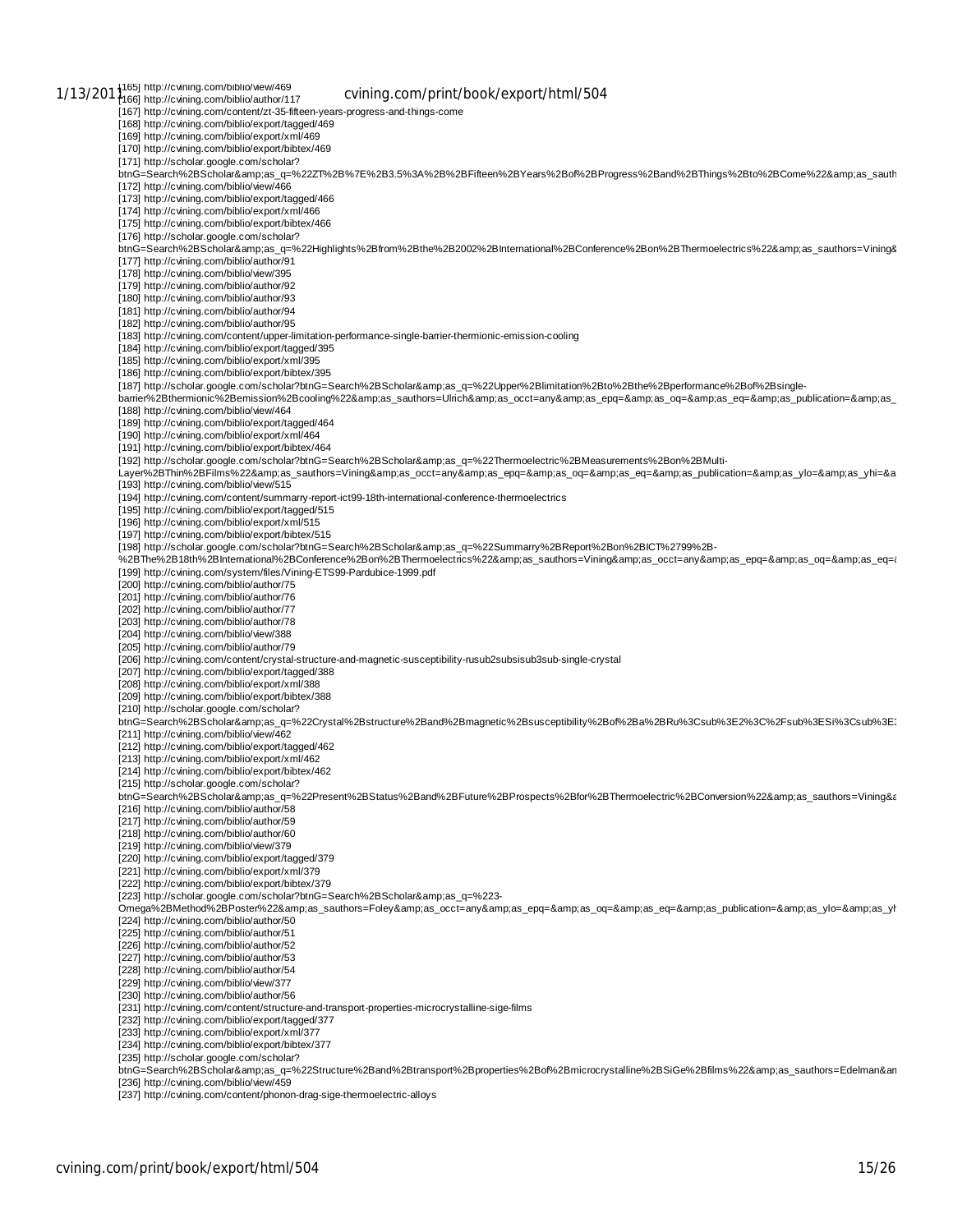[165] http://cvining.com/biblio/view/469
[166] http://cvining.com/biblio/author/117
[167] http://cvining.com/content/zt-35-fifteen-years-progress-and-things-come
[168] http://cvining.com/biblio/export/tagged/469
[169] http://cvining.com/biblio/export/xml/469
[170] http://cvining.com/biblio/export/bibtex/469
[171] http://scholar.google.com/scholar?btnG=Search%2BScholar&amp;as_q=%22ZT%2B%7E%2B3.5%3A%2B%2BFifteen%2BYears%2Bof%2BProgress%2Band%2BThings%2Bto%2BCome%22&amp;as_sauth
[172] http://cvining.com/biblio/view/466
[173] http://cvining.com/biblio/export/tagged/466
[174] http://cvining.com/biblio/export/xml/466
[175] http://cvining.com/biblio/export/bibtex/466
[176] http://scholar.google.com/scholar?btnG=Search%2BScholar&amp;as_q=%22Highlights%2Bfrom%2Bthe%2B2002%2BInternational%2BConference%2Bon%2BThermoelectrics%22&amp;as_sauthors=Vining&
[177] http://cvining.com/biblio/author/91
[178] http://cvining.com/biblio/view/395
[179] http://cvining.com/biblio/author/92
[180] http://cvining.com/biblio/author/93
[181] http://cvining.com/biblio/author/94
[182] http://cvining.com/biblio/author/95
[183] http://cvining.com/content/upper-limitation-performance-single-barrier-thermionic-emission-cooling
[184] http://cvining.com/biblio/export/tagged/395
[185] http://cvining.com/biblio/export/xml/395
[186] http://cvining.com/biblio/export/bibtex/395
[187] http://scholar.google.com/scholar?btnG=Search%2BScholar&amp;as_q=%22Upper%2Blimitation%2Bto%2Bthe%2Bperformance%2Bof%2Bsingle-barrier%2Bthermionic%2Bemission%2Bcooling%22&amp;as_sauthors=Ulrich&amp;as_occt=any&amp;as_epq=&amp;as_oq=&amp;as_eq=&amp;as_publication=&amp;as_
[188] http://cvining.com/biblio/view/464
[189] http://cvining.com/biblio/export/tagged/464
[190] http://cvining.com/biblio/export/xml/464
[191] http://cvining.com/biblio/export/bibtex/464
[192] http://scholar.google.com/scholar?btnG=Search%2BScholar&amp;as_q=%22Thermoelectric%2BMeasurements%2Bon%2BMulti-Layer%2BThin%2BFilms%22&amp;as_sauthors=Vining&amp;as_occt=any&amp;as_epq=&amp;as_oq=&amp;as_eq=&amp;as_publication=&amp;as_ylo=&amp;as_yhi=&a
[193] http://cvining.com/biblio/view/515
[194] http://cvining.com/content/summarry-report-ict99-18th-international-conference-thermoelectrics
[195] http://cvining.com/biblio/export/tagged/515
[196] http://cvining.com/biblio/export/xml/515
[197] http://cvining.com/biblio/export/bibtex/515
[198] http://scholar.google.com/scholar?btnG=Search%2BScholar&amp;as_q=%22Summarry%2BReport%2Bon%2BICT%2799%2B-%2BThe%2B18th%2BInternational%2BConference%2Bon%2BThermoelectrics%22&amp;as_sauthors=Vining&amp;as_occt=any&amp;as_epq=&amp;as_oq=&amp;as_eq=&
[199] http://cvining.com/system/files/Vining-ETS99-Pardubice-1999.pdf
[200] http://cvining.com/biblio/author/75
[201] http://cvining.com/biblio/author/76
[202] http://cvining.com/biblio/author/77
[203] http://cvining.com/biblio/author/78
[204] http://cvining.com/biblio/view/388
[205] http://cvining.com/biblio/author/79
[206] http://cvining.com/content/crystal-structure-and-magnetic-susceptibility-rusub2subsisub3sub-single-crystal
[207] http://cvining.com/biblio/export/tagged/388
[208] http://cvining.com/biblio/export/xml/388
[209] http://cvining.com/biblio/export/bibtex/388
[210] http://scholar.google.com/scholar?btnG=Search%2BScholar&amp;as_q=%22Crystal%2Bstructure%2Band%2Bmagnetic%2Bsusceptibility%2Bof%2Ba%2BRu%3Csub%3E2%3C%2Fsub%3ESi%3Csub%3E
[211] http://cvining.com/biblio/view/462
[212] http://cvining.com/biblio/export/tagged/462
[213] http://cvining.com/biblio/export/xml/462
[214] http://cvining.com/biblio/export/bibtex/462
[215] http://scholar.google.com/scholar?btnG=Search%2BScholar&amp;as_q=%22Present%2BStatus%2Band%2BFuture%2BProspects%2Bfor%2BThermoelectric%2BConversion%22&amp;as_sauthors=Vining&a
[216] http://cvining.com/biblio/author/58
[217] http://cvining.com/biblio/author/59
[218] http://cvining.com/biblio/author/60
[219] http://cvining.com/biblio/view/379
[220] http://cvining.com/biblio/export/tagged/379
[221] http://cvining.com/biblio/export/xml/379
[222] http://cvining.com/biblio/export/bibtex/379
[223] http://scholar.google.com/scholar?btnG=Search%2BScholar&amp;as_q=%223-Omega%2BMethod%2BPoster%22&amp;as_sauthors=Foley&amp;as_occt=any&amp;as_epq=&amp;as_oq=&amp;as_eq=&amp;as_publication=&amp;as_ylo=&amp;as_yh
[224] http://cvining.com/biblio/author/50
[225] http://cvining.com/biblio/author/51
[226] http://cvining.com/biblio/author/52
[227] http://cvining.com/biblio/author/53
[228] http://cvining.com/biblio/author/54
[229] http://cvining.com/biblio/view/377
[230] http://cvining.com/biblio/author/56
[231] http://cvining.com/content/structure-and-transport-properties-microcrystalline-sige-films
[232] http://cvining.com/biblio/export/tagged/377
[233] http://cvining.com/biblio/export/xml/377
[234] http://cvining.com/biblio/export/bibtex/377
[235] http://scholar.google.com/scholar?btnG=Search%2BScholar&amp;as_q=%22Structure%2Band%2Btransport%2Bproperties%2Bof%2Bmicrocrystalline%2BSiGe%2Bfilms%22&amp;as_sauthors=Edelman&an
[236] http://cvining.com/biblio/view/459
[237] http://cvining.com/content/phonon-drag-sige-thermoelectric-alloys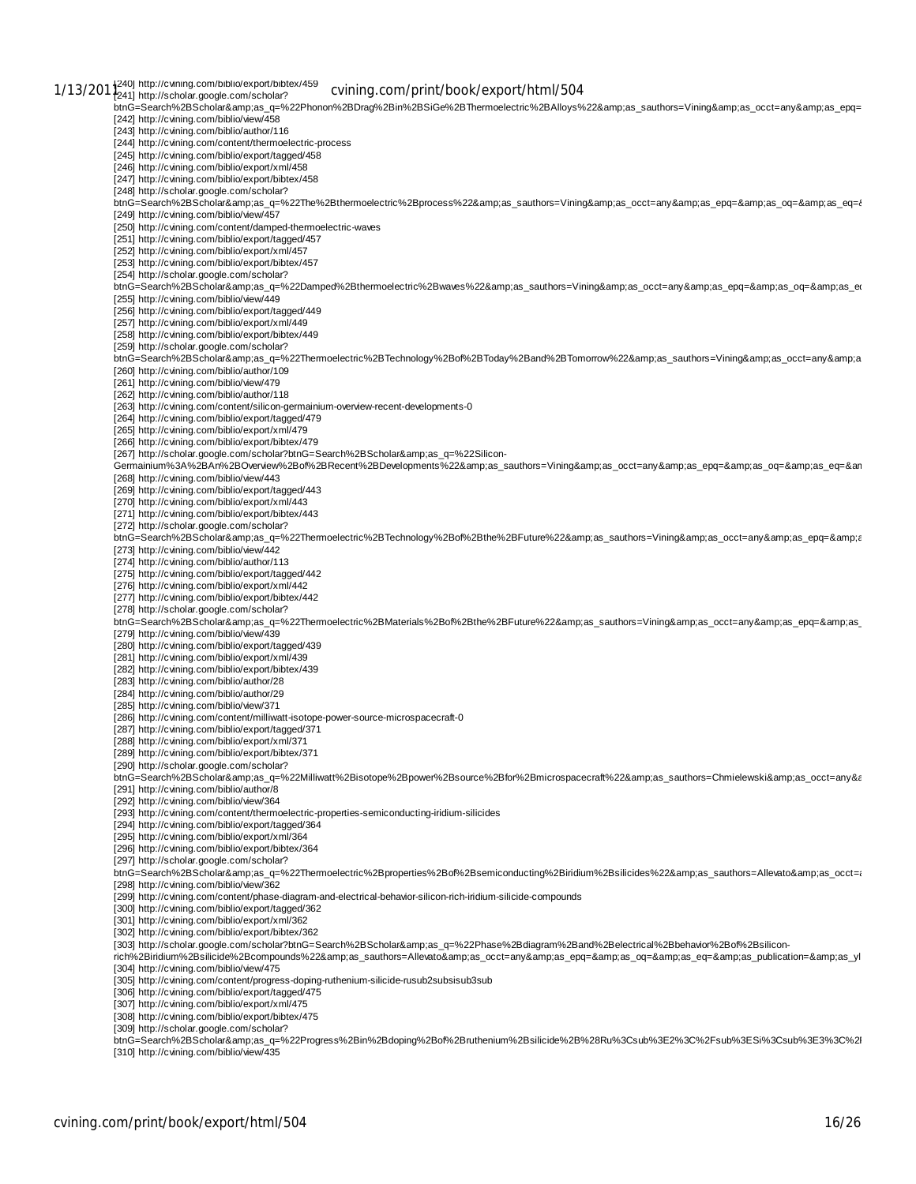[240] http://cvining.com/biblio/export/bibtex/459
[241] http://scholar.google.com/scholar?btnG=Search%2BScholar&amp;as_q=%22Phonon%2BDrag%2Bin%2BSiGe%2BThermoelectric%2BAlloys%22&amp;as_sauthors=Vining&amp;as_occt=any&amp;as_epq=
[242] http://cvining.com/biblio/view/458
[243] http://cvining.com/biblio/author/116
[244] http://cvining.com/content/thermoelectric-process
[245] http://cvining.com/biblio/export/tagged/458
[246] http://cvining.com/biblio/export/xml/458
[247] http://cvining.com/biblio/export/bibtex/458
[248] http://scholar.google.com/scholar?btnG=Search%2BScholar&amp;as_q=%22The%2Bthermoelectric%2Bprocess%22&amp;as_sauthors=Vining&amp;as_occt=any&amp;as_epq=&amp;as_oq=&amp;as_eq=&
[249] http://cvining.com/biblio/view/457
[250] http://cvining.com/content/damped-thermoelectric-waves
[251] http://cvining.com/biblio/export/tagged/457
[252] http://cvining.com/biblio/export/xml/457
[253] http://cvining.com/biblio/export/bibtex/457
[254] http://scholar.google.com/scholar?btnG=Search%2BScholar&amp;as_q=%22Damped%2Bthermoelectric%2Bwaves%22&amp;as_sauthors=Vining&amp;as_occt=any&amp;as_epq=&amp;as_oq=&amp;as_e
[255] http://cvining.com/biblio/view/449
[256] http://cvining.com/biblio/export/tagged/449
[257] http://cvining.com/biblio/export/xml/449
[258] http://cvining.com/biblio/export/bibtex/449
[259] http://scholar.google.com/scholar?btnG=Search%2BScholar&amp;as_q=%22Thermoelectric%2BTechnology%2Bof%2BToday%2Band%2BTomorrow%22&amp;as_sauthors=Vining&amp;as_occt=any&amp;a
[260] http://cvining.com/biblio/author/109
[261] http://cvining.com/biblio/view/479
[262] http://cvining.com/biblio/author/118
[263] http://cvining.com/content/silicon-germainium-overview-recent-developments-0
[264] http://cvining.com/biblio/export/tagged/479
[265] http://cvining.com/biblio/export/xml/479
[266] http://cvining.com/biblio/export/bibtex/479
[267] http://scholar.google.com/scholar?btnG=Search%2BScholar&amp;as_q=%22Silicon-Germainium%3A%2BAn%2BOverview%2Bof%2BRecent%2BDevelopments%22&amp;as_sauthors=Vining&amp;as_occt=any&amp;as_epq=&amp;as_oq=&amp;as_eq=&an
[268] http://cvining.com/biblio/view/443
[269] http://cvining.com/biblio/export/tagged/443
[270] http://cvining.com/biblio/export/xml/443
[271] http://cvining.com/biblio/export/bibtex/443
[272] http://scholar.google.com/scholar?btnG=Search%2BScholar&amp;as_q=%22Thermoelectric%2BTechnology%2Bof%2Bthe%2BFuture%22&amp;as_sauthors=Vining&amp;as_occt=any&amp;as_epq=&amp;a
[273] http://cvining.com/biblio/view/442
[274] http://cvining.com/biblio/author/113
[275] http://cvining.com/biblio/export/tagged/442
[276] http://cvining.com/biblio/export/xml/442
[277] http://cvining.com/biblio/export/bibtex/442
[278] http://scholar.google.com/scholar?btnG=Search%2BScholar&amp;as_q=%22Thermoelectric%2BMaterials%2Bof%2Bthe%2BFuture%22&amp;as_sauthors=Vining&amp;as_occt=any&amp;as_epq=&amp;as_
[279] http://cvining.com/biblio/view/439
[280] http://cvining.com/biblio/export/tagged/439
[281] http://cvining.com/biblio/export/xml/439
[282] http://cvining.com/biblio/export/bibtex/439
[283] http://cvining.com/biblio/author/28
[284] http://cvining.com/biblio/author/29
[285] http://cvining.com/biblio/view/371
[286] http://cvining.com/content/milliwatt-isotope-power-source-microspacecraft-0
[287] http://cvining.com/biblio/export/tagged/371
[288] http://cvining.com/biblio/export/xml/371
[289] http://cvining.com/biblio/export/bibtex/371
[290] http://scholar.google.com/scholar?btnG=Search%2BScholar&amp;as_q=%22Milliwatt%2Bisotope%2Bpower%2Bsource%2Bfor%2Bmicrospacecraft%22&amp;as_sauthors=Chmielewski&amp;as_occt=any&a
[291] http://cvining.com/biblio/author/8
[292] http://cvining.com/biblio/view/364
[293] http://cvining.com/content/thermoelectric-properties-semiconducting-iridium-silicides
[294] http://cvining.com/biblio/export/tagged/364
[295] http://cvining.com/biblio/export/xml/364
[296] http://cvining.com/biblio/export/bibtex/364
[297] http://scholar.google.com/scholar?btnG=Search%2BScholar&amp;as_q=%22Thermoelectric%2Bproperties%2Bof%2Bsemiconducting%2Biridium%2Bsilicides%22&amp;as_sauthors=Allevato&amp;as_occt=a
[298] http://cvining.com/biblio/view/362
[299] http://cvining.com/content/phase-diagram-and-electrical-behavior-silicon-rich-iridium-silicide-compounds
[300] http://cvining.com/biblio/export/tagged/362
[301] http://cvining.com/biblio/export/xml/362
[302] http://cvining.com/biblio/export/bibtex/362
[303] http://scholar.google.com/scholar?btnG=Search%2BScholar&amp;as_q=%22Phase%2Bdiagram%2Band%2Belectrical%2Bbehavior%2Bof%2Bsilicon-rich%2Biridium%2Bsilicide%2Bcompounds%22&amp;as_sauthors=Allevato&amp;as_occt=any&amp;as_epq=&amp;as_oq=&amp;as_eq=&amp;as_publication=&amp;as_yl
[304] http://cvining.com/biblio/view/475
[305] http://cvining.com/content/progress-doping-ruthenium-silicide-rusub2subsisub3sub
[306] http://cvining.com/biblio/export/tagged/475
[307] http://cvining.com/biblio/export/xml/475
[308] http://cvining.com/biblio/export/bibtex/475
[309] http://scholar.google.com/scholar?btnG=Search%2BScholar&amp;as_q=%22Progress%2Bin%2Bdoping%2Bof%2Bruthenium%2Bsilicide%2B%28Ru%3Csub%3E2%3C%2Fsub%3ESi%3Csub%3E3%3C%2
[310] http://cvining.com/biblio/view/435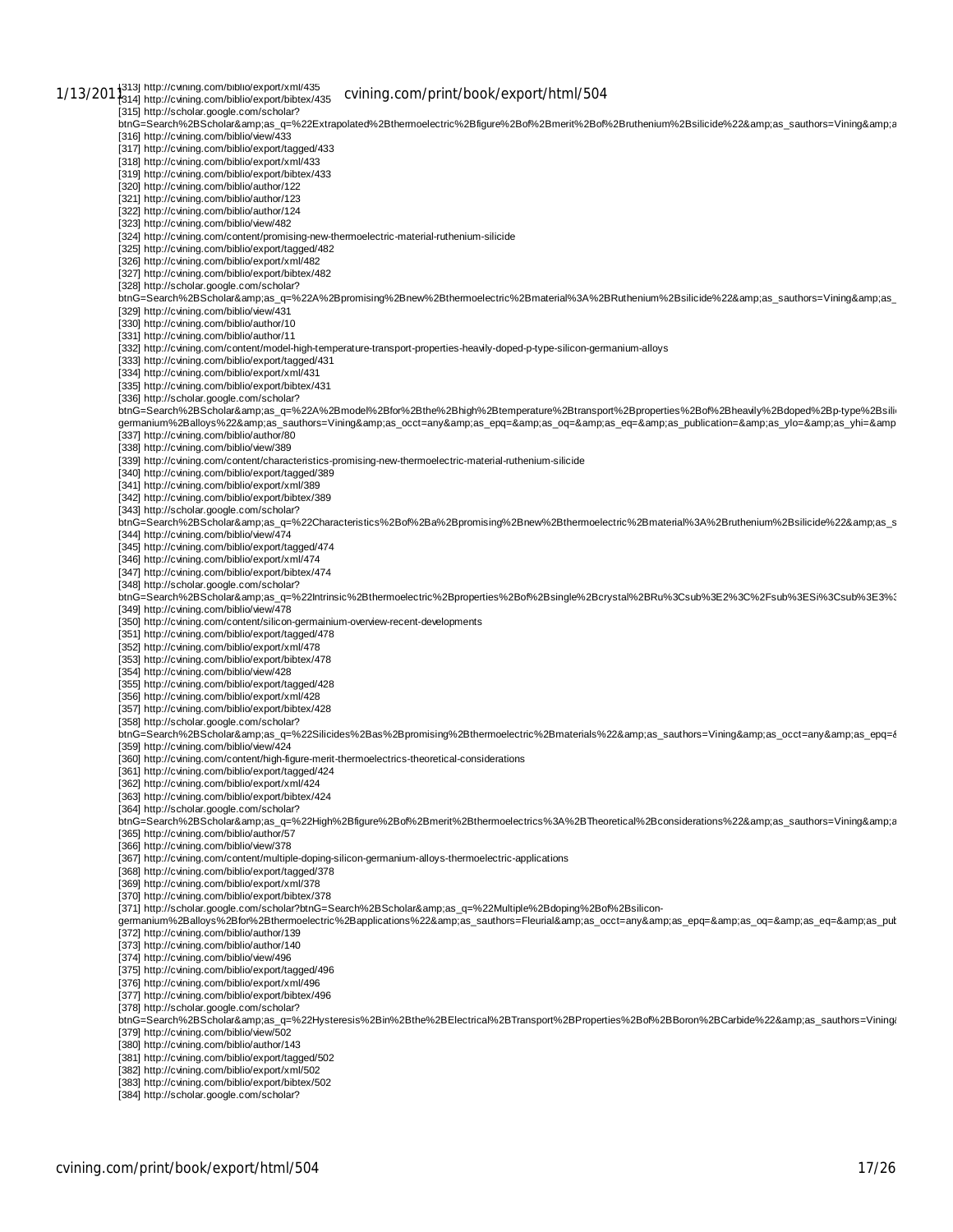[313] http://cvining.com/biblio/export/xml/435
[314] http://cvining.com/biblio/export/bibtex/435
[315] http://scholar.google.com/scholar?btnG=Search%2BScholar&amp;as_q=%22Extrapolated%2Bthermoelectric%2Bfigure%2Bof%2Bmerit%2Bof%2Bruthenium%2Bsilicide%22&amp;as_sauthors=Vining&amp;a
[316] http://cvining.com/biblio/view/433
[317] http://cvining.com/biblio/export/tagged/433
[318] http://cvining.com/biblio/export/xml/433
[319] http://cvining.com/biblio/export/bibtex/433
[320] http://cvining.com/biblio/author/122
[321] http://cvining.com/biblio/author/123
[322] http://cvining.com/biblio/author/124
[323] http://cvining.com/biblio/view/482
[324] http://cvining.com/content/promising-new-thermoelectric-material-ruthenium-silicide
[325] http://cvining.com/biblio/export/tagged/482
[326] http://cvining.com/biblio/export/xml/482
[327] http://cvining.com/biblio/export/bibtex/482
[328] http://scholar.google.com/scholar?btnG=Search%2BScholar&amp;as_q=%22A%2Bpromising%2Bnew%2Bthermoelectric%2Bmaterial%3A%2BRuthenium%2Bsilicide%22&amp;as_sauthors=Vining&amp;as_
[329] http://cvining.com/biblio/view/431
[330] http://cvining.com/biblio/author/10
[331] http://cvining.com/biblio/author/11
[332] http://cvining.com/content/model-high-temperature-transport-properties-heavily-doped-p-type-silicon-germanium-alloys
[333] http://cvining.com/biblio/export/tagged/431
[334] http://cvining.com/biblio/export/xml/431
[335] http://cvining.com/biblio/export/bibtex/431
[336] http://scholar.google.com/scholar?btnG=Search%2BScholar&amp;as_q=%22A%2Bmodel%2Bfor%2Bthe%2Bhigh%2Btemperature%2Btransport%2Bproperties%2Bof%2Bheavily%2Bdoped%2Bp-type%2Bsili germanium%2Balloys%22&amp;as_sauthors=Vining&amp;as_occt=any&amp;as_epq=&amp;as_oq=&amp;as_eq=&amp;as_publication=&amp;as_ylo=&amp;as_yhi=&amp
[337] http://cvining.com/biblio/author/80
[338] http://cvining.com/biblio/view/389
[339] http://cvining.com/content/characteristics-promising-new-thermoelectric-material-ruthenium-silicide
[340] http://cvining.com/biblio/export/tagged/389
[341] http://cvining.com/biblio/export/xml/389
[342] http://cvining.com/biblio/export/bibtex/389
[343] http://scholar.google.com/scholar?btnG=Search%2BScholar&amp;as_q=%22Characteristics%2Bof%2Ba%2Bpromising%2Bnew%2Bthermoelectric%2Bmaterial%3A%2Bruthenium%2Bsilicide%22&amp;as_s
[344] http://cvining.com/biblio/view/474
[345] http://cvining.com/biblio/export/tagged/474
[346] http://cvining.com/biblio/export/xml/474
[347] http://cvining.com/biblio/export/bibtex/474
[348] http://scholar.google.com/scholar?btnG=Search%2BScholar&amp;as_q=%22Intrinsic%2Bthermoelectric%2Bproperties%2Bof%2Bsingle%2Bcrystal%2BRu%3Csub%3E2%3C%2Fsub%3ESi%3Csub%3E3%3
[349] http://cvining.com/biblio/view/478
[350] http://cvining.com/content/silicon-germainium-overview-recent-developments
[351] http://cvining.com/biblio/export/tagged/478
[352] http://cvining.com/biblio/export/xml/478
[353] http://cvining.com/biblio/export/bibtex/478
[354] http://cvining.com/biblio/view/428
[355] http://cvining.com/biblio/export/tagged/428
[356] http://cvining.com/biblio/export/xml/428
[357] http://cvining.com/biblio/export/bibtex/428
[358] http://scholar.google.com/scholar?btnG=Search%2BScholar&amp;as_q=%22Silicides%2Bas%2Bpromising%2Bthermoelectric%2Bmaterials%22&amp;as_sauthors=Vining&amp;as_occt=any&amp;as_epq=&
[359] http://cvining.com/biblio/view/424
[360] http://cvining.com/content/high-figure-merit-thermoelectrics-theoretical-considerations
[361] http://cvining.com/biblio/export/tagged/424
[362] http://cvining.com/biblio/export/xml/424
[363] http://cvining.com/biblio/export/bibtex/424
[364] http://scholar.google.com/scholar?btnG=Search%2BScholar&amp;as_q=%22High%2Bfigure%2Bof%2Bmerit%2Bthermoelectrics%3A%2BTheoretical%2Bconsiderations%22&amp;as_sauthors=Vining&amp;a
[365] http://cvining.com/biblio/author/57
[366] http://cvining.com/biblio/view/378
[367] http://cvining.com/content/multiple-doping-silicon-germanium-alloys-thermoelectric-applications
[368] http://cvining.com/biblio/export/tagged/378
[369] http://cvining.com/biblio/export/xml/378
[370] http://cvining.com/biblio/export/bibtex/378
[371] http://scholar.google.com/scholar?btnG=Search%2BScholar&amp;as_q=%22Multiple%2Bdoping%2Bof%2Bsilicon-germanium%2Balloys%2Bfor%2Bthermoelectric%2Bapplications%22&amp;as_sauthors=Fleurial&amp;as_occt=any&amp;as_epq=&amp;as_oq=&amp;as_eq=&amp;as_pub
[372] http://cvining.com/biblio/author/139
[373] http://cvining.com/biblio/author/140
[374] http://cvining.com/biblio/view/496
[375] http://cvining.com/biblio/export/tagged/496
[376] http://cvining.com/biblio/export/xml/496
[377] http://cvining.com/biblio/export/bibtex/496
[378] http://scholar.google.com/scholar?btnG=Search%2BScholar&amp;as_q=%22Hysteresis%2Bin%2Bthe%2BElectrical%2BTransport%2BProperties%2Bof%2BBoron%2BCarbide%22&amp;as_sauthors=Vining&
[379] http://cvining.com/biblio/view/502
[380] http://cvining.com/biblio/author/143
[381] http://cvining.com/biblio/export/tagged/502
[382] http://cvining.com/biblio/export/xml/502
[383] http://cvining.com/biblio/export/bibtex/502
[384] http://scholar.google.com/scholar?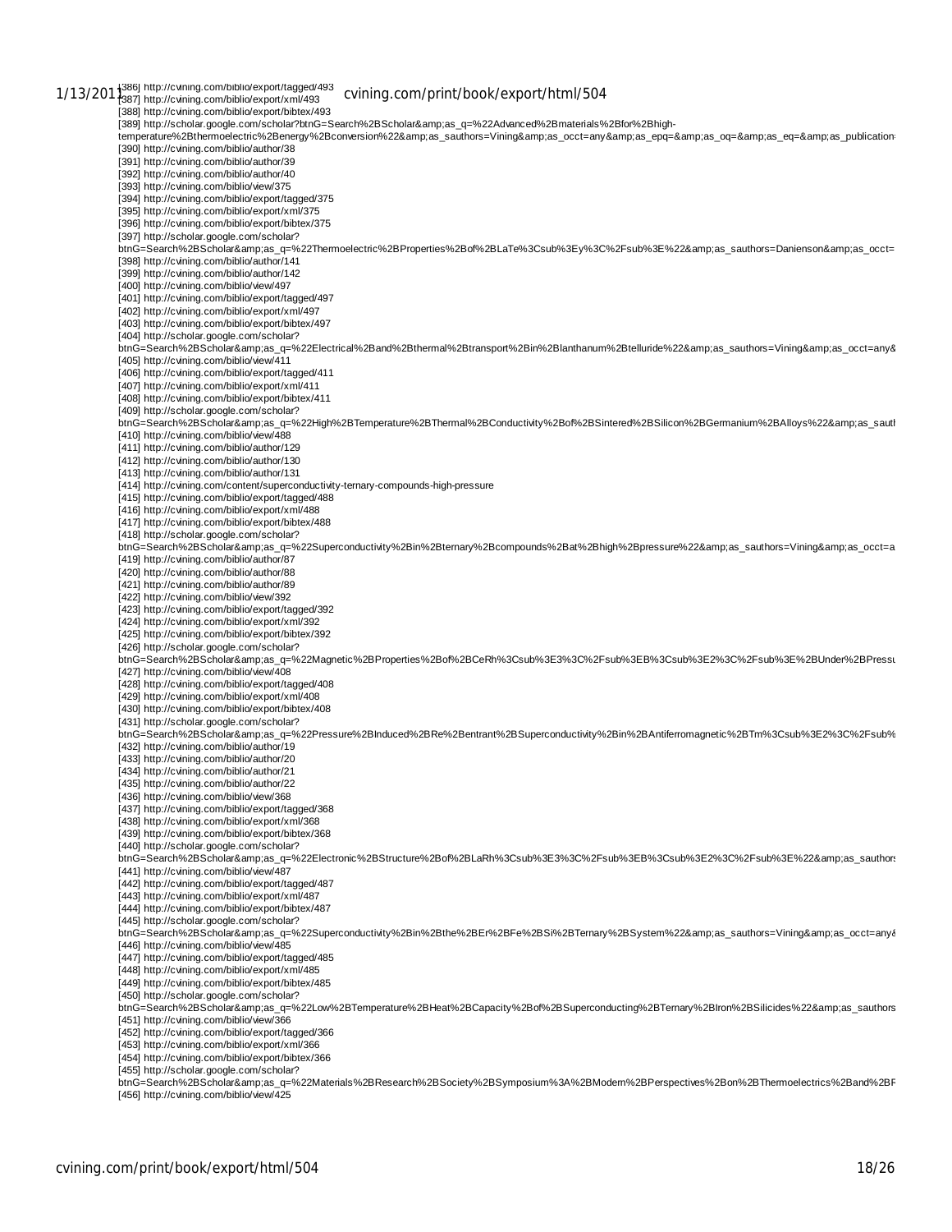[386] http://cvining.com/biblio/export/tagged/493
[387] http://cvining.com/biblio/export/xml/493
[388] http://cvining.com/biblio/export/bibtex/493
[389] http://scholar.google.com/scholar?btnG=Search%2BScholar&amp;as_q=%22Advanced%2Bmaterials%2Bfor%2Bhigh-temperature%2Bthermoelectric%2Benergy%2Bconversion%22&amp;as_sauthors=Vining&amp;as_occt=any&amp;as_epq=&amp;as_oq=&amp;as_eq=&amp;as_publication=
[390] http://cvining.com/biblio/author/38
[391] http://cvining.com/biblio/author/39
[392] http://cvining.com/biblio/author/40
[393] http://cvining.com/biblio/view/375
[394] http://cvining.com/biblio/export/tagged/375
[395] http://cvining.com/biblio/export/xml/375
[396] http://cvining.com/biblio/export/bibtex/375
[397] http://scholar.google.com/scholar?
btnG=Search%2BScholar&amp;as_q=%22Thermoelectric%2BProperties%2Bof%2BLaTe%3Csub%3Ey%3C%2Fsub%3E%22&amp;as_sauthors=Danienson&amp;as_occt=
[398] http://cvining.com/biblio/author/141
[399] http://cvining.com/biblio/author/142
[400] http://cvining.com/biblio/view/497
[401] http://cvining.com/biblio/export/tagged/497
[402] http://cvining.com/biblio/export/xml/497
[403] http://cvining.com/biblio/export/bibtex/497
[404] http://scholar.google.com/scholar?
btnG=Search%2BScholar&amp;as_q=%22Electrical%2Band%2Bthermal%2Btransport%2Bin%2Blanthanum%2Btelluride%22&amp;as_sauthors=Vining&amp;as_occt=any&
[405] http://cvining.com/biblio/view/411
[406] http://cvining.com/biblio/export/tagged/411
[407] http://cvining.com/biblio/export/xml/411
[408] http://cvining.com/biblio/export/bibtex/411
[409] http://scholar.google.com/scholar?
btnG=Search%2BScholar&amp;as_q=%22High%2BTemperature%2BThermal%2BConductivity%2Bof%2BSintered%2BSilicon%2BGermanium%2BAlloys%22&amp;as_sauth
[410] http://cvining.com/biblio/view/488
[411] http://cvining.com/biblio/author/129
[412] http://cvining.com/biblio/author/130
[413] http://cvining.com/biblio/author/131
[414] http://cvining.com/content/superconductivity-ternary-compounds-high-pressure
[415] http://cvining.com/biblio/export/tagged/488
[416] http://cvining.com/biblio/export/xml/488
[417] http://cvining.com/biblio/export/bibtex/488
[418] http://scholar.google.com/scholar?
btnG=Search%2BScholar&amp;as_q=%22Superconductivity%2Bin%2Bternary%2Bcompounds%2Bat%2Bhigh%2Bpressure%22&amp;as_sauthors=Vining&amp;as_occt=a
[419] http://cvining.com/biblio/author/87
[420] http://cvining.com/biblio/author/88
[421] http://cvining.com/biblio/author/89
[422] http://cvining.com/biblio/view/392
[423] http://cvining.com/biblio/export/tagged/392
[424] http://cvining.com/biblio/export/xml/392
[425] http://cvining.com/biblio/export/bibtex/392
[426] http://scholar.google.com/scholar?
btnG=Search%2BScholar&amp;as_q=%22Magnetic%2BProperties%2Bof%2BCeRh%3Csub%3E3%3C%2Fsub%3EB%3Csub%3E2%3C%2Fsub%3E%2BUnder%2BPressu
[427] http://cvining.com/biblio/view/408
[428] http://cvining.com/biblio/export/tagged/408
[429] http://cvining.com/biblio/export/xml/408
[430] http://cvining.com/biblio/export/bibtex/408
[431] http://scholar.google.com/scholar?
btnG=Search%2BScholar&amp;as_q=%22Pressure%2BInduced%2BRe%2Bentrant%2BSuperconductivity%2Bin%2BAntiferromagnetic%2BTm%3Csub%3E2%3C%2Fsub%
[432] http://cvining.com/biblio/author/19
[433] http://cvining.com/biblio/author/20
[434] http://cvining.com/biblio/author/21
[435] http://cvining.com/biblio/author/22
[436] http://cvining.com/biblio/view/368
[437] http://cvining.com/biblio/export/tagged/368
[438] http://cvining.com/biblio/export/xml/368
[439] http://cvining.com/biblio/export/bibtex/368
[440] http://scholar.google.com/scholar?
btnG=Search%2BScholar&amp;as_q=%22Electronic%2BStructure%2Bof%2BLaRh%3Csub%3E3%3C%2Fsub%3EB%3Csub%3E2%3C%2Fsub%3E%22&amp;as_sauthors
[441] http://cvining.com/biblio/view/487
[442] http://cvining.com/biblio/export/tagged/487
[443] http://cvining.com/biblio/export/xml/487
[444] http://cvining.com/biblio/export/bibtex/487
[445] http://scholar.google.com/scholar?
btnG=Search%2BScholar&amp;as_q=%22Superconductivity%2Bin%2Bthe%2BEr%2BFe%2BSi%2BTernary%2BSystem%22&amp;as_sauthors=Vining&amp;as_occt=any&
[446] http://cvining.com/biblio/view/485
[447] http://cvining.com/biblio/export/tagged/485
[448] http://cvining.com/biblio/export/xml/485
[449] http://cvining.com/biblio/export/bibtex/485
[450] http://scholar.google.com/scholar?
btnG=Search%2BScholar&amp;as_q=%22Low%2BTemperature%2BHeat%2BCapacity%2Bof%2BSuperconducting%2BTernary%2BIron%2BSilicides%22&amp;as_sauthors
[451] http://cvining.com/biblio/view/366
[452] http://cvining.com/biblio/export/tagged/366
[453] http://cvining.com/biblio/export/xml/366
[454] http://cvining.com/biblio/export/bibtex/366
[455] http://scholar.google.com/scholar?
btnG=Search%2BScholar&amp;as_q=%22Materials%2BResearch%2BSociety%2BSymposium%3A%2BModern%2BPerspectives%2Bon%2BThermoelectrics%2Band%2BF
[456] http://cvining.com/biblio/view/425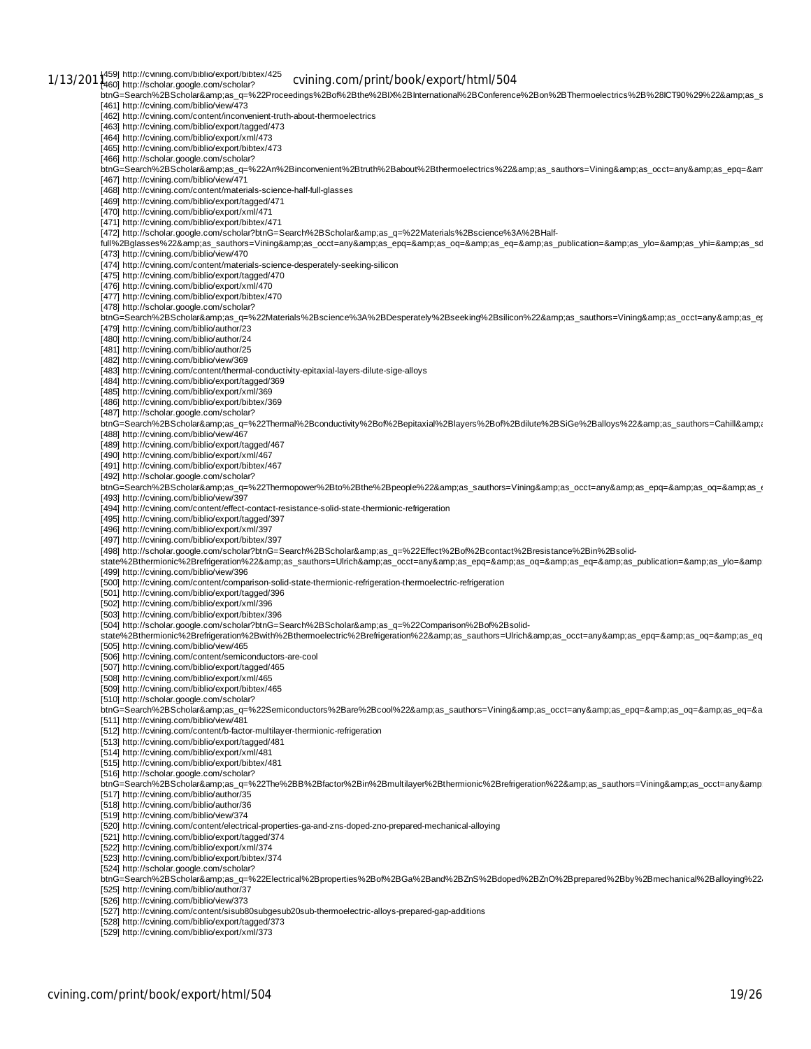[459] http://cvining.com/biblio/export/bibtex/425
[460] http://scholar.google.com/scholar?btnG=Search%2BScholar&amp;as_q=%22Proceedings%2Bof%2Bthe%2BIX%2BInternational%2BConference%2Bon%2BThermoelectrics%2B%28ICT90%29%22&amp;as_s
[461] http://cvining.com/biblio/view/473
[462] http://cvining.com/content/inconvenient-truth-about-thermoelectrics
[463] http://cvining.com/biblio/export/tagged/473
[464] http://cvining.com/biblio/export/xml/473
[465] http://cvining.com/biblio/export/bibtex/473
[466] http://scholar.google.com/scholar?btnG=Search%2BScholar&amp;as_q=%22An%2Binconvenient%2Btruth%2Babout%2Bthermoelectrics%22&amp;as_sauthors=Vining&amp;as_occt=any&amp;as_epq=&am
[467] http://cvining.com/biblio/view/471
[468] http://cvining.com/content/materials-science-half-full-glasses
[469] http://cvining.com/biblio/export/tagged/471
[470] http://cvining.com/biblio/export/xml/471
[471] http://cvining.com/biblio/export/bibtex/471
[472] http://scholar.google.com/scholar?btnG=Search%2BScholar&amp;as_q=%22Materials%2Bscience%3A%2BHalf-full%2Bglasses%22&amp;as_sauthors=Vining&amp;as_occt=any&amp;as_epq=&amp;as_oq=&amp;as_eq=&amp;as_publication=&amp;as_ylo=&amp;as_yhi=&amp;as_sd
[473] http://cvining.com/biblio/view/470
[474] http://cvining.com/content/materials-science-desperately-seeking-silicon
[475] http://cvining.com/biblio/export/tagged/470
[476] http://cvining.com/biblio/export/xml/470
[477] http://cvining.com/biblio/export/bibtex/470
[478] http://scholar.google.com/scholar?btnG=Search%2BScholar&amp;as_q=%22Materials%2Bscience%3A%2BDesperately%2Bseeking%2Bsilicon%22&amp;as_sauthors=Vining&amp;as_occt=any&amp;as_ep
[479] http://cvining.com/biblio/author/23
[480] http://cvining.com/biblio/author/24
[481] http://cvining.com/biblio/author/25
[482] http://cvining.com/biblio/view/369
[483] http://cvining.com/content/thermal-conductivity-epitaxial-layers-dilute-sige-alloys
[484] http://cvining.com/biblio/export/tagged/369
[485] http://cvining.com/biblio/export/xml/369
[486] http://cvining.com/biblio/export/bibtex/369
[487] http://scholar.google.com/scholar?btnG=Search%2BScholar&amp;as_q=%22Thermal%2Bconductivity%2Bof%2Bepitaxial%2Blayers%2Bof%2Bdilute%2BSiGe%2Balloys%22&amp;as_sauthors=Cahill&amp;a
[488] http://cvining.com/biblio/view/467
[489] http://cvining.com/biblio/export/tagged/467
[490] http://cvining.com/biblio/export/xml/467
[491] http://cvining.com/biblio/export/bibtex/467
[492] http://scholar.google.com/scholar?btnG=Search%2BScholar&amp;as_q=%22Thermopower%2Bto%2Bthe%2Bpeople%22&amp;as_sauthors=Vining&amp;as_occt=any&amp;as_epq=&amp;as_oq=&amp;as_e
[493] http://cvining.com/biblio/view/397
[494] http://cvining.com/content/effect-contact-resistance-solid-state-thermionic-refrigeration
[495] http://cvining.com/biblio/export/tagged/397
[496] http://cvining.com/biblio/export/xml/397
[497] http://cvining.com/biblio/export/bibtex/397
[498] http://scholar.google.com/scholar?btnG=Search%2BScholar&amp;as_q=%22Effect%2Bof%2Bcontact%2Bresistance%2Bin%2Bsolid-state%2Bthermionic%2Brefrigeration%22&amp;as_sauthors=Ulrich&amp;as_occt=any&amp;as_epq=&amp;as_oq=&amp;as_eq=&amp;as_publication=&amp;as_ylo=&amp
[499] http://cvining.com/biblio/view/396
[500] http://cvining.com/content/comparison-solid-state-thermionic-refrigeration-thermoelectric-refrigeration
[501] http://cvining.com/biblio/export/tagged/396
[502] http://cvining.com/biblio/export/xml/396
[503] http://cvining.com/biblio/export/bibtex/396
[504] http://scholar.google.com/scholar?btnG=Search%2BScholar&amp;as_q=%22Comparison%2Bof%2Bsolid-state%2Bthermionic%2Brefrigeration%2Bwith%2Bthermoelectric%2Brefrigeration%22&amp;as_sauthors=Ulrich&amp;as_occt=any&amp;as_epq=&amp;as_oq=&amp;as_eq
[505] http://cvining.com/biblio/view/465
[506] http://cvining.com/content/semiconductors-are-cool
[507] http://cvining.com/biblio/export/tagged/465
[508] http://cvining.com/biblio/export/xml/465
[509] http://cvining.com/biblio/export/bibtex/465
[510] http://scholar.google.com/scholar?btnG=Search%2BScholar&amp;as_q=%22Semiconductors%2Bare%2Bcool%22&amp;as_sauthors=Vining&amp;as_occt=any&amp;as_epq=&amp;as_oq=&amp;as_eq=&a
[511] http://cvining.com/biblio/view/481
[512] http://cvining.com/content/b-factor-multilayer-thermionic-refrigeration
[513] http://cvining.com/biblio/export/tagged/481
[514] http://cvining.com/biblio/export/xml/481
[515] http://cvining.com/biblio/export/bibtex/481
[516] http://scholar.google.com/scholar?btnG=Search%2BScholar&amp;as_q=%22The%2BB%2Bfactor%2Bin%2Bmultilayer%2Bthermionic%2Brefrigeration%22&amp;as_sauthors=Vining&amp;as_occt=any&amp
[517] http://cvining.com/biblio/author/35
[518] http://cvining.com/biblio/author/36
[519] http://cvining.com/biblio/view/374
[520] http://cvining.com/content/electrical-properties-ga-and-zns-doped-zno-prepared-mechanical-alloying
[521] http://cvining.com/biblio/export/tagged/374
[522] http://cvining.com/biblio/export/xml/374
[523] http://cvining.com/biblio/export/bibtex/374
[524] http://scholar.google.com/scholar?btnG=Search%2BScholar&amp;as_q=%22Electrical%2Bproperties%2Bof%2BGa%2Band%2BZnS%2Bdoped%2BZnO%2Bprepared%2Bby%2Bmechanical%2Balloying%22
[525] http://cvining.com/biblio/author/37
[526] http://cvining.com/biblio/view/373
[527] http://cvining.com/content/sisub80subgesub20sub-thermoelectric-alloys-prepared-gap-additions
[528] http://cvining.com/biblio/export/tagged/373
[529] http://cvining.com/biblio/export/xml/373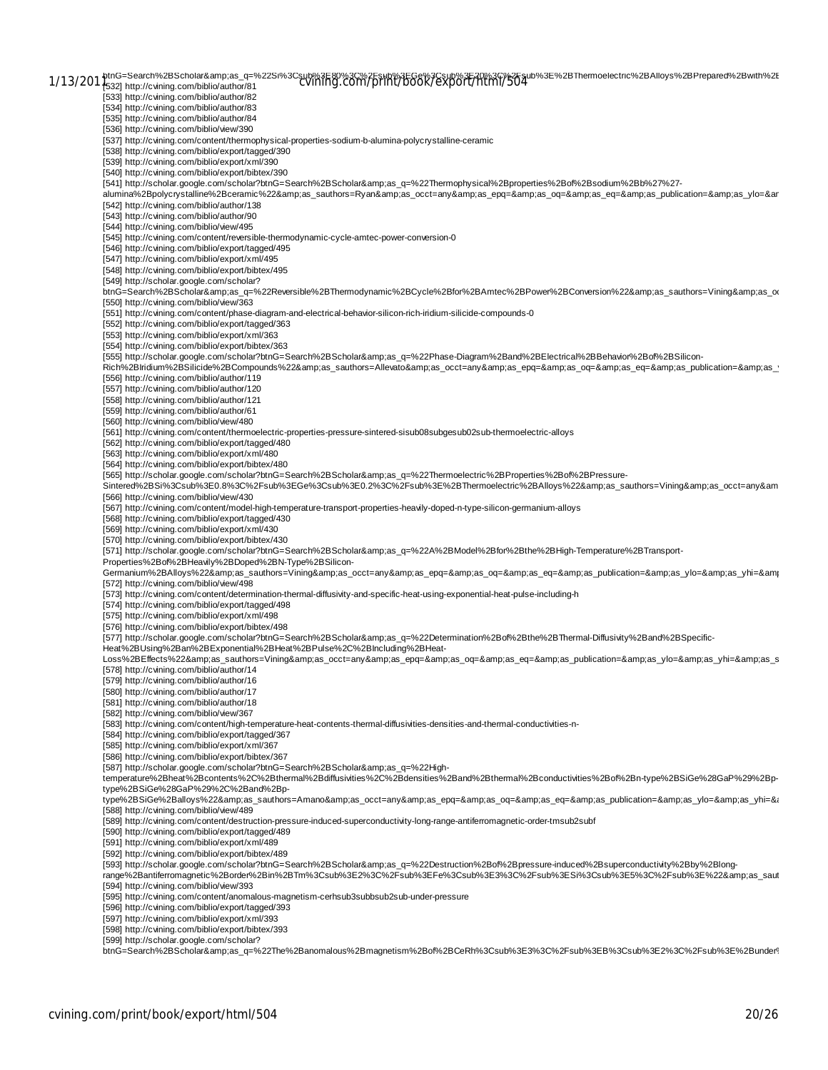btnG=Search%2BScholar&amp;as_q=%22Si%3Csub%3E80%3C%2Fsub%3EGe%3Csub%3E20%3C%2Fsub%3E%2BThermoelectric%2BAlloys%2BPrepared%2Bwith%2E

[532] http://cvining.com/biblio/author/81
[533] http://cvining.com/biblio/author/82
[534] http://cvining.com/biblio/author/83
[535] http://cvining.com/biblio/author/84
[536] http://cvining.com/biblio/view/390
[537] http://cvining.com/content/thermophysical-properties-sodium-b-alumina-polycrystalline-ceramic
[538] http://cvining.com/biblio/export/tagged/390
[539] http://cvining.com/biblio/export/xml/390
[540] http://cvining.com/biblio/export/bibtex/390
[541] http://scholar.google.com/scholar?btnG=Search%2BScholar&amp;as_q=%22Thermophysical%2Bproperties%2Bof%2Bsodium%2Bb%27%27-alumina%2Bpolycrystalline%2Bceramic%22&amp;as_sauthors=Ryan&amp;as_occt=any&amp;as_epq=&amp;as_oq=&amp;as_eq=&amp;as_publication=&amp;as_ylo=&ar
[542] http://cvining.com/biblio/author/138
[543] http://cvining.com/biblio/author/90
[544] http://cvining.com/biblio/view/495
[545] http://cvining.com/content/reversible-thermodynamic-cycle-amtec-power-conversion-0
[546] http://cvining.com/biblio/export/tagged/495
[547] http://cvining.com/biblio/export/xml/495
[548] http://cvining.com/biblio/export/bibtex/495
[549] http://scholar.google.com/scholar?btnG=Search%2BScholar&amp;as_q=%22Reversible%2BThermodynamic%2BCycle%2Bfor%2BAmtec%2BPower%2BConversion%22&amp;as_sauthors=Vining&amp;as_oc
[550] http://cvining.com/biblio/view/363
[551] http://cvining.com/content/phase-diagram-and-electrical-behavior-silicon-rich-iridium-silicide-compounds-0
[552] http://cvining.com/biblio/export/tagged/363
[553] http://cvining.com/biblio/export/xml/363
[554] http://cvining.com/biblio/export/bibtex/363
[555] http://scholar.google.com/scholar?btnG=Search%2BScholar&amp;as_q=%22Phase-Diagram%2Band%2BElectrical%2BBehavior%2Bof%2BSilicon-Rich%2BIridium%2BSilicide%2BCompounds%22&amp;as_sauthors=Allevato&amp;as_occt=any&amp;as_epq=&amp;as_oq=&amp;as_eq=&amp;as_publication=&amp;as_y
[556] http://cvining.com/biblio/author/119
[557] http://cvining.com/biblio/author/120
[558] http://cvining.com/biblio/author/121
[559] http://cvining.com/biblio/author/61
[560] http://cvining.com/biblio/view/480
[561] http://cvining.com/content/thermoelectric-properties-pressure-sintered-sisub08subgesub02sub-thermoelectric-alloys
[562] http://cvining.com/biblio/export/tagged/480
[563] http://cvining.com/biblio/export/xml/480
[564] http://cvining.com/biblio/export/bibtex/480
[565] http://scholar.google.com/scholar?btnG=Search%2BScholar&amp;as_q=%22Thermoelectric%2BProperties%2Bof%2BPressure-Sintered%2BSi%3Csub%3E0.8%3C%2Fsub%3EGe%3Csub%3E0.2%3C%2Fsub%3E%2BThermoelectric%2BAlloys%22&amp;as_sauthors=Vining&amp;as_occt=any&am
[566] http://cvining.com/biblio/view/430
[567] http://cvining.com/content/model-high-temperature-transport-properties-heavily-doped-n-type-silicon-germanium-alloys
[568] http://cvining.com/biblio/export/tagged/430
[569] http://cvining.com/biblio/export/xml/430
[570] http://cvining.com/biblio/export/bibtex/430
[571] http://scholar.google.com/scholar?btnG=Search%2BScholar&amp;as_q=%22A%2BModel%2Bfor%2Bthe%2BHigh-Temperature%2BTransport-Properties%2Bof%2BHeavily%2BDoped%2BN-Type%2BSilicon-Germanium%2BAlloys%22&amp;as_sauthors=Vining&amp;as_occt=any&amp;as_epq=&amp;as_oq=&amp;as_eq=&amp;as_publication=&amp;as_ylo=&amp;as_yhi=&amp
[572] http://cvining.com/biblio/view/498
[573] http://cvining.com/content/determination-thermal-diffusivity-and-specific-heat-using-exponential-heat-pulse-including-h
[574] http://cvining.com/biblio/export/tagged/498
[575] http://cvining.com/biblio/export/xml/498
[576] http://cvining.com/biblio/export/bibtex/498
[577] http://scholar.google.com/scholar?btnG=Search%2BScholar&amp;as_q=%22Determination%2Bof%2Bthe%2BThermal-Diffusivity%2Band%2BSpecific-Heat%2BUsing%2Ban%2BExponential%2BHeat%2BPulse%2C%2BIncluding%2BHeat-Loss%2BEffects%22&amp;as_sauthors=Vining&amp;as_occt=any&amp;as_epq=&amp;as_oq=&amp;as_eq=&amp;as_publication=&amp;as_ylo=&amp;as_yhi=&amp;as_s
[578] http://cvining.com/biblio/author/14
[579] http://cvining.com/biblio/author/16
[580] http://cvining.com/biblio/author/17
[581] http://cvining.com/biblio/author/18
[582] http://cvining.com/biblio/view/367
[583] http://cvining.com/content/high-temperature-heat-contents-thermal-diffusivities-densities-and-thermal-conductivities-n-
[584] http://cvining.com/biblio/export/tagged/367
[585] http://cvining.com/biblio/export/xml/367
[586] http://cvining.com/biblio/export/bibtex/367
[587] http://scholar.google.com/scholar?btnG=Search%2BScholar&amp;as_q=%22High-temperature%2Bheat%2Bcontents%2C%2Bthermal%2Bdiffusivities%2C%2Bdensities%2Band%2Bthermal%2Bconductivities%2Bof%2Bn-type%2BSiGe%28GaP%29%2Bp-type%2BSiGe%28GaP%29%2C%2Band%2Bp-type%2BSiGe%2Balloys%22&amp;as_sauthors=Amano&amp;as_occt=any&amp;as_epq=&amp;as_oq=&amp;as_eq=&amp;as_publication=&amp;as_ylo=&amp;as_yhi=&a
[588] http://cvining.com/biblio/view/489
[589] http://cvining.com/content/destruction-pressure-induced-superconductivity-long-range-antiferromagnetic-order-tmsub2subf
[590] http://cvining.com/biblio/export/tagged/489
[591] http://cvining.com/biblio/export/xml/489
[592] http://cvining.com/biblio/export/bibtex/489
[593] http://scholar.google.com/scholar?btnG=Search%2BScholar&amp;as_q=%22Destruction%2Bof%2Bpressure-induced%2Bsuperconductivity%2Bby%2Blong-range%2Bantiferromagnetic%2Border%2Bin%2BTm%3Csub%3E2%3C%2Fsub%3EFe%3Csub%3E3%3C%2Fsub%3ESi%3Csub%3E5%3C%2Fsub%3E%22&amp;as_saut
[594] http://cvining.com/biblio/view/393
[595] http://cvining.com/content/anomalous-magnetism-cerhsub3subbsub2sub-under-pressure
[596] http://cvining.com/biblio/export/tagged/393
[597] http://cvining.com/biblio/export/xml/393
[598] http://cvining.com/biblio/export/bibtex/393
[599] http://scholar.google.com/scholar?btnG=Search%2BScholar&amp;as_q=%22The%2Banomalous%2Bmagnetism%2Bof%2BCeRh%3Csub%3E3%3C%2Fsub%3EB%3Csub%3E2%3C%2Fsub%3E%2Bunder%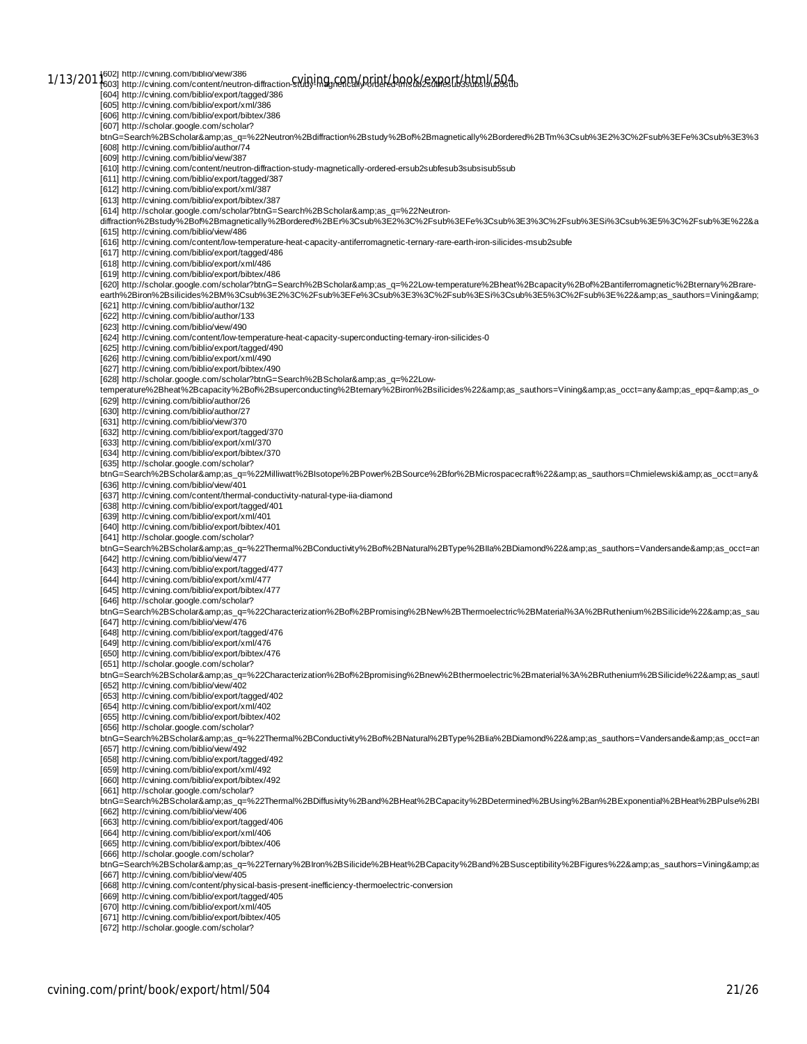[602] http://cvining.com/biblio/view/386
[603] http://cvining.com/content/neutron-diffraction-study-magnetically-ordered-tmsub2subfesub3subsisub5sub
[604] http://cvining.com/biblio/export/tagged/386
[605] http://cvining.com/biblio/export/xml/386
[606] http://cvining.com/biblio/export/bibtex/386
[607] http://scholar.google.com/scholar?btnG=Search%2BScholar&amp;as_q=%22Neutron%2Bdiffraction%2Bstudy%2Bof%2Bmagnetically%2Bordered%2BTm%3Csub%3E2%3C%2Fsub%3EFe%3Csub%3E3%3
[608] http://cvining.com/biblio/author/74
[609] http://cvining.com/biblio/view/387
[610] http://cvining.com/content/neutron-diffraction-study-magnetically-ordered-ersub2subfesub3subsisub5sub
[611] http://cvining.com/biblio/export/tagged/387
[612] http://cvining.com/biblio/export/xml/387
[613] http://cvining.com/biblio/export/bibtex/387
[614] http://scholar.google.com/scholar?btnG=Search%2BScholar&amp;as_q=%22Neutron-diffraction%2Bstudy%2Bof%2Bmagnetically%2Bordered%2BEr%3Csub%3E2%3C%2Fsub%3EFe%3Csub%3E3%3C%2Fsub%3ESi%3Csub%3E5%3C%2Fsub%3E%22&a
[615] http://cvining.com/biblio/view/486
[616] http://cvining.com/content/low-temperature-heat-capacity-antiferromagnetic-ternary-rare-earth-iron-silicides-msub2subfe
[617] http://cvining.com/biblio/export/tagged/486
[618] http://cvining.com/biblio/export/xml/486
[619] http://cvining.com/biblio/export/bibtex/486
[620] http://scholar.google.com/scholar?btnG=Search%2BScholar&amp;as_q=%22Low-temperature%2Bheat%2Bcapacity%2Bof%2Bantiferromagnetic%2Bternary%2Brare-earth%2Biron%2Bsilicides%2BM%3Csub%3E2%3C%2Fsub%3EFe%3Csub%3E3%3C%2Fsub%3ESi%3Csub%3E5%3C%2Fsub%3E%22&amp;as_sauthors=Vining&amp;
[621] http://cvining.com/biblio/author/132
[622] http://cvining.com/biblio/author/133
[623] http://cvining.com/biblio/view/490
[624] http://cvining.com/content/low-temperature-heat-capacity-superconducting-ternary-iron-silicides-0
[625] http://cvining.com/biblio/export/tagged/490
[626] http://cvining.com/biblio/export/xml/490
[627] http://cvining.com/biblio/export/bibtex/490
[628] http://scholar.google.com/scholar?btnG=Search%2BScholar&amp;as_q=%22Low-temperature%2Bheat%2Bcapacity%2Bof%2Bsuperconducting%2Bternary%2Biron%2Bsilicides%22&amp;as_sauthors=Vining&amp;as_occt=any&amp;as_epq=&amp;as_o
[629] http://cvining.com/biblio/author/26
[630] http://cvining.com/biblio/author/27
[631] http://cvining.com/biblio/view/370
[632] http://cvining.com/biblio/export/tagged/370
[633] http://cvining.com/biblio/export/xml/370
[634] http://cvining.com/biblio/export/bibtex/370
[635] http://scholar.google.com/scholar?btnG=Search%2BScholar&amp;as_q=%22Milliwatt%2BIsotope%2BPower%2BSource%2Bfor%2BMicrospacecraft%22&amp;as_sauthors=Chmielewski&amp;as_occt=any&
[636] http://cvining.com/biblio/view/401
[637] http://cvining.com/content/thermal-conductivity-natural-type-iia-diamond
[638] http://cvining.com/biblio/export/tagged/401
[639] http://cvining.com/biblio/export/xml/401
[640] http://cvining.com/biblio/export/bibtex/401
[641] http://scholar.google.com/scholar?btnG=Search%2BScholar&amp;as_q=%22Thermal%2BConductivity%2Bof%2BNatural%2BType%2BIIa%2BDiamond%22&amp;as_sauthors=Vandersande&amp;as_occt=an
[642] http://cvining.com/biblio/view/477
[643] http://cvining.com/biblio/export/tagged/477
[644] http://cvining.com/biblio/export/xml/477
[645] http://cvining.com/biblio/export/bibtex/477
[646] http://scholar.google.com/scholar?btnG=Search%2BScholar&amp;as_q=%22Characterization%2Bof%2BPromising%2BNew%2BThermoelectric%2BMaterial%3A%2BRuthenium%2BSilicide%22&amp;as_sau
[647] http://cvining.com/biblio/view/476
[648] http://cvining.com/biblio/export/tagged/476
[649] http://cvining.com/biblio/export/xml/476
[650] http://cvining.com/biblio/export/bibtex/476
[651] http://scholar.google.com/scholar?btnG=Search%2BScholar&amp;as_q=%22Characterization%2Bof%2Bpromising%2Bnew%2Bthermoelectric%2Bmaterial%3A%2BRuthenium%2BSilicide%22&amp;as_sautl
[652] http://cvining.com/biblio/view/402
[653] http://cvining.com/biblio/export/tagged/402
[654] http://cvining.com/biblio/export/xml/402
[655] http://cvining.com/biblio/export/bibtex/402
[656] http://scholar.google.com/scholar?btnG=Search%2BScholar&amp;as_q=%22Thermal%2BConductivity%2Bof%2BNatural%2BType%2BIia%2BDiamond%22&amp;as_sauthors=Vandersande&amp;as_occt=an
[657] http://cvining.com/biblio/view/492
[658] http://cvining.com/biblio/export/tagged/492
[659] http://cvining.com/biblio/export/xml/492
[660] http://cvining.com/biblio/export/bibtex/492
[661] http://scholar.google.com/scholar?btnG=Search%2BScholar&amp;as_q=%22Thermal%2BDiffusivity%2Band%2BHeat%2BCapacity%2BDetermined%2BUsing%2Ban%2BExponential%2BHeat%2BPulse%2BI
[662] http://cvining.com/biblio/view/406
[663] http://cvining.com/biblio/export/tagged/406
[664] http://cvining.com/biblio/export/xml/406
[665] http://cvining.com/biblio/export/bibtex/406
[666] http://scholar.google.com/scholar?btnG=Search%2BScholar&amp;as_q=%22Ternary%2BIron%2BSilicide%2BHeat%2BCapacity%2Band%2BSusceptibility%2BFigures%22&amp;as_sauthors=Vining&amp;as
[667] http://cvining.com/biblio/view/405
[668] http://cvining.com/content/physical-basis-present-inefficiency-thermoelectric-conversion
[669] http://cvining.com/biblio/export/tagged/405
[670] http://cvining.com/biblio/export/xml/405
[671] http://cvining.com/biblio/export/bibtex/405
[672] http://scholar.google.com/scholar?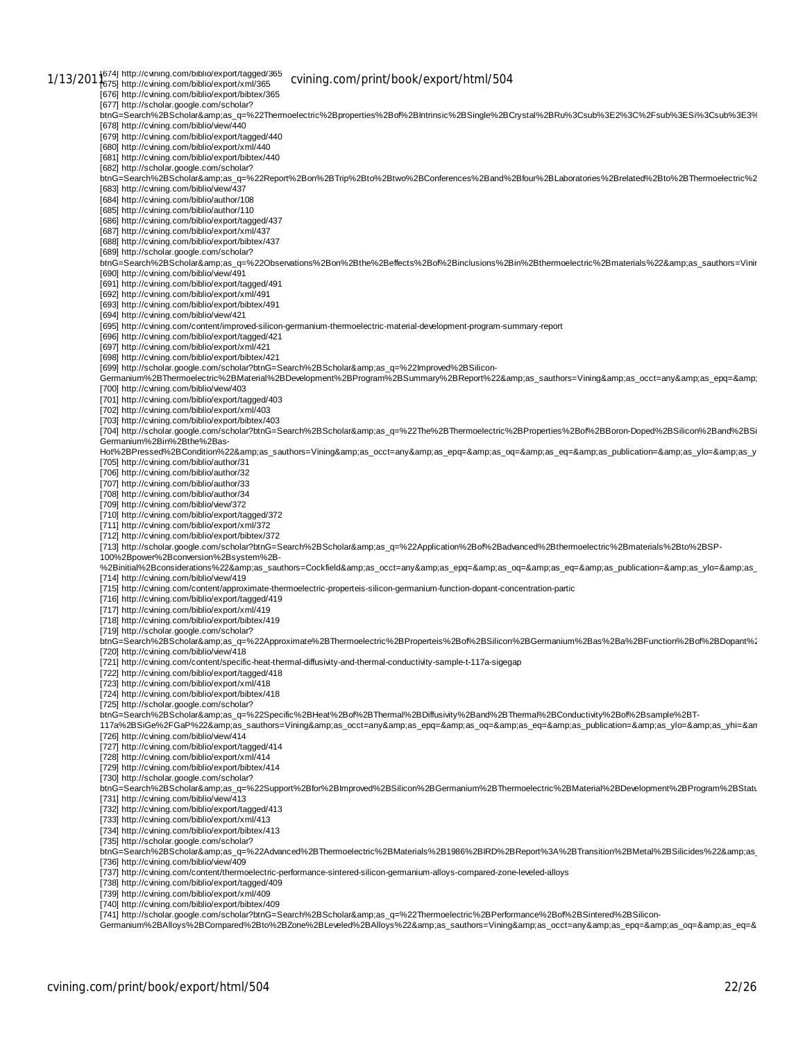[674] http://cvining.com/biblio/export/tagged/365
[675] http://cvining.com/biblio/export/xml/365
[676] http://cvining.com/biblio/export/bibtex/365
[677] http://scholar.google.com/scholar?btnG=Search%2BScholar&amp;as_q=%22Thermoelectric%2Bproperties%2Bof%2BIntrinsic%2BSingle%2BCrystal%2BRu%3Csub%3E2%3C%2Fsub%3ESi%3Csub%3E3%
[678] http://cvining.com/biblio/view/440
[679] http://cvining.com/biblio/export/tagged/440
[680] http://cvining.com/biblio/export/xml/440
[681] http://cvining.com/biblio/export/bibtex/440
[682] http://scholar.google.com/scholar?btnG=Search%2BScholar&amp;as_q=%22Report%2Bon%2BTrip%2Bto%2Btwo%2BConferences%2Band%2Bfour%2BLaboratories%2Brelated%2Bto%2BThermoelectric%2
[683] http://cvining.com/biblio/view/437
[684] http://cvining.com/biblio/author/108
[685] http://cvining.com/biblio/author/110
[686] http://cvining.com/biblio/export/tagged/437
[687] http://cvining.com/biblio/export/xml/437
[688] http://cvining.com/biblio/export/bibtex/437
[689] http://scholar.google.com/scholar?btnG=Search%2BScholar&amp;as_q=%22Observations%2Bon%2Bthe%2Beffects%2Bof%2Binclusions%2Bin%2Bthermoelectric%2Bmaterials%22&amp;as_sauthors=Vinir
[690] http://cvining.com/biblio/view/491
[691] http://cvining.com/biblio/export/tagged/491
[692] http://cvining.com/biblio/export/xml/491
[693] http://cvining.com/biblio/export/bibtex/491
[694] http://cvining.com/biblio/view/421
[695] http://cvining.com/content/improved-silicon-germanium-thermoelectric-material-development-program-summary-report
[696] http://cvining.com/biblio/export/tagged/421
[697] http://cvining.com/biblio/export/xml/421
[698] http://cvining.com/biblio/export/bibtex/421
[699] http://scholar.google.com/scholar?btnG=Search%2BScholar&amp;as_q=%22Improved%2BSilicon-Germanium%2BThermoelectric%2BMaterial%2BDevelopment%2BProgram%2BSummary%2BReport%22&amp;as_sauthors=Vining&amp;as_occt=any&amp;as_epq=&amp;
[700] http://cvining.com/biblio/view/403
[701] http://cvining.com/biblio/export/tagged/403
[702] http://cvining.com/biblio/export/xml/403
[703] http://cvining.com/biblio/export/bibtex/403
[704] http://scholar.google.com/scholar?btnG=Search%2BScholar&amp;as_q=%22The%2BThermoelectric%2BProperties%2Bof%2BBoron-Doped%2BSilicon%2Band%2BSi Germanium%2Bin%2Bthe%2Bas-Hot%2BPressed%2BCondition%22&amp;as_sauthors=Vining&amp;as_occt=any&amp;as_epq=&amp;as_oq=&amp;as_eq=&amp;as_publication=&amp;as_ylo=&amp;as_y
[705] http://cvining.com/biblio/author/31
[706] http://cvining.com/biblio/author/32
[707] http://cvining.com/biblio/author/33
[708] http://cvining.com/biblio/author/34
[709] http://cvining.com/biblio/view/372
[710] http://cvining.com/biblio/export/tagged/372
[711] http://cvining.com/biblio/export/xml/372
[712] http://cvining.com/biblio/export/bibtex/372
[713] http://scholar.google.com/scholar?btnG=Search%2BScholar&amp;as_q=%22Application%2Bof%2Badvanced%2Bthermoelectric%2Bmaterials%2Bto%2BSP-100%2Bpower%2Bconversion%2Bsystem%2B-%2Binitial%2Bconsiderations%22&amp;as_sauthors=Cockfield&amp;as_occt=any&amp;as_epq=&amp;as_oq=&amp;as_eq=&amp;as_publication=&amp;as_ylo=&amp;as_
[714] http://cvining.com/biblio/view/419
[715] http://cvining.com/content/approximate-thermoelectric-properteis-silicon-germanium-function-dopant-concentration-partic
[716] http://cvining.com/biblio/export/tagged/419
[717] http://cvining.com/biblio/export/xml/419
[718] http://cvining.com/biblio/export/bibtex/419
[719] http://scholar.google.com/scholar?btnG=Search%2BScholar&amp;as_q=%22Approximate%2BThermoelectric%2BProperteis%2Bof%2BSilicon%2BGermanium%2Bas%2Ba%2BFunction%2Bof%2BDopant%2
[720] http://cvining.com/biblio/view/418
[721] http://cvining.com/content/specific-heat-thermal-diffusivity-and-thermal-conductivity-sample-t-117a-sigegap
[722] http://cvining.com/biblio/export/tagged/418
[723] http://cvining.com/biblio/export/xml/418
[724] http://cvining.com/biblio/export/bibtex/418
[725] http://scholar.google.com/scholar?btnG=Search%2BScholar&amp;as_q=%22Specific%2BHeat%2Bof%2BThermal%2BDiffusivity%2Band%2BThermal%2BConductivity%2Bof%2Bsample%2BT-117a%2BSiGe%2FGaP%22&amp;as_sauthors=Vining&amp;as_occt=any&amp;as_epq=&amp;as_oq=&amp;as_eq=&amp;as_publication=&amp;as_ylo=&amp;as_yhi=&an
[726] http://cvining.com/biblio/view/414
[727] http://cvining.com/biblio/export/tagged/414
[728] http://cvining.com/biblio/export/xml/414
[729] http://cvining.com/biblio/export/bibtex/414
[730] http://scholar.google.com/scholar?btnG=Search%2BScholar&amp;as_q=%22Support%2Bfor%2BImproved%2BSilicon%2BGermanium%2BThermoelectric%2BMaterial%2BDevelopment%2BProgram%2BStatu
[731] http://cvining.com/biblio/view/413
[732] http://cvining.com/biblio/export/tagged/413
[733] http://cvining.com/biblio/export/xml/413
[734] http://cvining.com/biblio/export/bibtex/413
[735] http://scholar.google.com/scholar?btnG=Search%2BScholar&amp;as_q=%22Advanced%2BThermoelectric%2BMaterials%2B1986%2BIRD%2BReport%3A%2BTransition%2BMetal%2BSilicides%22&amp;as_
[736] http://cvining.com/biblio/view/409
[737] http://cvining.com/content/thermoelectric-performance-sintered-silicon-germanium-alloys-compared-zone-leveled-alloys
[738] http://cvining.com/biblio/export/tagged/409
[739] http://cvining.com/biblio/export/xml/409
[740] http://cvining.com/biblio/export/bibtex/409
[741] http://scholar.google.com/scholar?btnG=Search%2BScholar&amp;as_q=%22Thermoelectric%2BPerformance%2Bof%2BSintered%2BSilicon-Germanium%2BAlloys%2BCompared%2Bto%2BZone%2BLeveled%2BAlloys%22&amp;as_sauthors=Vining&amp;as_occt=any&amp;as_epq=&amp;as_oq=&amp;as_eq=&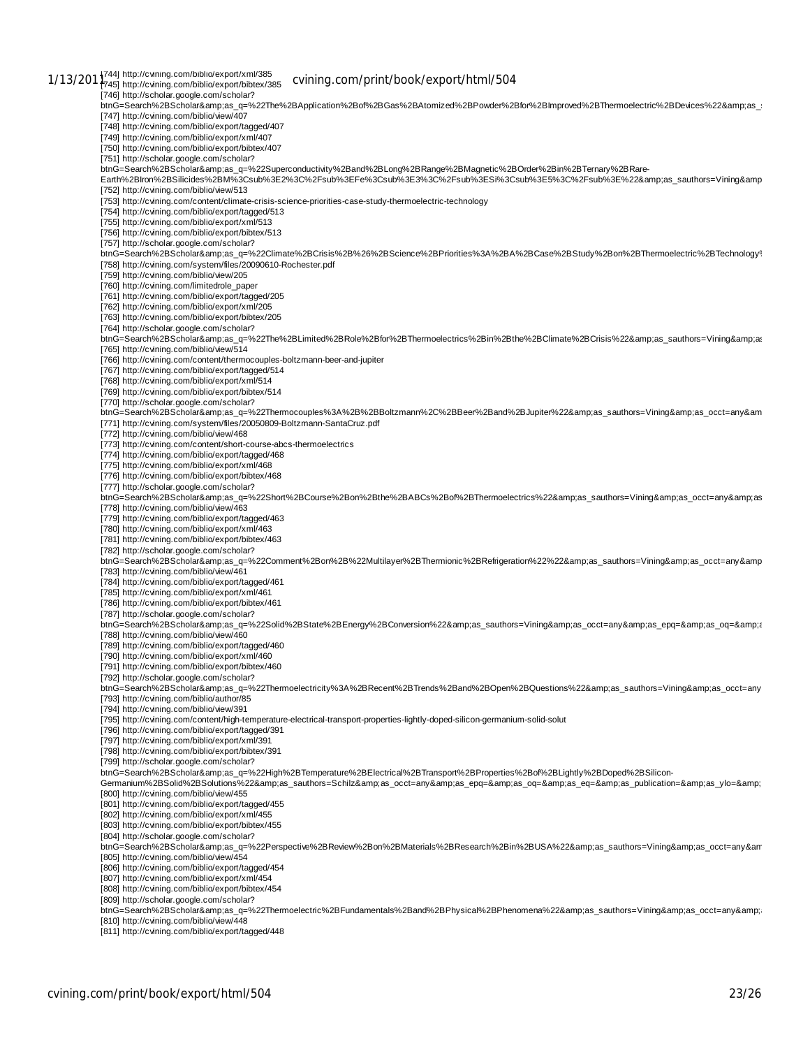[744] http://cvining.com/biblio/export/xml/385
[745] http://cvining.com/biblio/export/bibtex/385
[746] http://scholar.google.com/scholar?btnG=Search%2BScholar&amp;as_q=%22The%2BApplication%2Bof%2BGas%2BAtomized%2BPowder%2Bfor%2BImproved%2BThermoelectric%2BDevices%22&amp;as_s
[747] http://cvining.com/biblio/view/407
[748] http://cvining.com/biblio/export/tagged/407
[749] http://cvining.com/biblio/export/xml/407
[750] http://cvining.com/biblio/export/bibtex/407
[751] http://scholar.google.com/scholar?btnG=Search%2BScholar&amp;as_q=%22Superconductivity%2Band%2BLong%2BRange%2BMagnetic%2BOrder%2Bin%2BTernary%2BRare-Earth%2BIron%2BSilicides%2BM%3Csub%3E2%3C%2Fsub%3EFe%3Csub%3E3%3C%2Fsub%3ESi%3Csub%3E5%3C%2Fsub%3E%22&amp;as_sauthors=Vining&amp
[752] http://cvining.com/biblio/view/513
[753] http://cvining.com/content/climate-crisis-science-priorities-case-study-thermoelectric-technology
[754] http://cvining.com/biblio/export/tagged/513
[755] http://cvining.com/biblio/export/xml/513
[756] http://cvining.com/biblio/export/bibtex/513
[757] http://scholar.google.com/scholar?btnG=Search%2BScholar&amp;as_q=%22Climate%2BCrisis%2B%26%2BScience%2BPriorities%3A%2BA%2BCase%2BStudy%2Bon%2BThermoelectric%2BTechnology%
[758] http://cvining.com/system/files/20090610-Rochester.pdf
[759] http://cvining.com/biblio/view/205
[760] http://cvining.com/limitedrole_paper
[761] http://cvining.com/biblio/export/tagged/205
[762] http://cvining.com/biblio/export/xml/205
[763] http://cvining.com/biblio/export/bibtex/205
[764] http://scholar.google.com/scholar?btnG=Search%2BScholar&amp;as_q=%22The%2BLimited%2BRole%2Bfor%2BThermoelectrics%2Bin%2Bthe%2BClimate%2BCrisis%22&amp;as_sauthors=Vining&amp;as
[765] http://cvining.com/biblio/view/514
[766] http://cvining.com/content/thermocouples-boltzmann-beer-and-jupiter
[767] http://cvining.com/biblio/export/tagged/514
[768] http://cvining.com/biblio/export/xml/514
[769] http://cvining.com/biblio/export/bibtex/514
[770] http://scholar.google.com/scholar?btnG=Search%2BScholar&amp;as_q=%22Thermocouples%3A%2B%2BBoltzmann%2C%2BBeer%2Band%2BJupiter%22&amp;as_sauthors=Vining&amp;as_occt=any&am
[771] http://cvining.com/system/files/20050809-Boltzmann-SantaCruz.pdf
[772] http://cvining.com/biblio/view/468
[773] http://cvining.com/content/short-course-abcs-thermoelectrics
[774] http://cvining.com/biblio/export/tagged/468
[775] http://cvining.com/biblio/export/xml/468
[776] http://cvining.com/biblio/export/bibtex/468
[777] http://scholar.google.com/scholar?btnG=Search%2BScholar&amp;as_q=%22Short%2BCourse%2Bon%2Bthe%2BABCs%2Bof%2BThermoelectrics%22&amp;as_sauthors=Vining&amp;as_occt=any&amp;as
[778] http://cvining.com/biblio/view/463
[779] http://cvining.com/biblio/export/tagged/463
[780] http://cvining.com/biblio/export/xml/463
[781] http://cvining.com/biblio/export/bibtex/463
[782] http://scholar.google.com/scholar?btnG=Search%2BScholar&amp;as_q=%22Comment%2Bon%2B%22Multilayer%2BThermionic%2BRefrigeration%22%22&amp;as_sauthors=Vining&amp;as_occt=any&amp
[783] http://cvining.com/biblio/view/461
[784] http://cvining.com/biblio/export/tagged/461
[785] http://cvining.com/biblio/export/xml/461
[786] http://cvining.com/biblio/export/bibtex/461
[787] http://scholar.google.com/scholar?btnG=Search%2BScholar&amp;as_q=%22Solid%2BState%2BEnergy%2BConversion%22&amp;as_sauthors=Vining&amp;as_occt=any&amp;as_epq=&amp;as_oq=&amp;a
[788] http://cvining.com/biblio/view/460
[789] http://cvining.com/biblio/export/tagged/460
[790] http://cvining.com/biblio/export/xml/460
[791] http://cvining.com/biblio/export/bibtex/460
[792] http://scholar.google.com/scholar?btnG=Search%2BScholar&amp;as_q=%22Thermoelectricity%3A%2BRecent%2BTrends%2Band%2BOpen%2BQuestions%22&amp;as_sauthors=Vining&amp;as_occt=any
[793] http://cvining.com/biblio/author/85
[794] http://cvining.com/biblio/view/391
[795] http://cvining.com/content/high-temperature-electrical-transport-properties-lightly-doped-silicon-germanium-solid-solut
[796] http://cvining.com/biblio/export/tagged/391
[797] http://cvining.com/biblio/export/xml/391
[798] http://cvining.com/biblio/export/bibtex/391
[799] http://scholar.google.com/scholar?btnG=Search%2BScholar&amp;as_q=%22High%2BTemperature%2BElectrical%2BTransport%2BProperties%2Bof%2BLightly%2BDoped%2BSilicon-Germanium%2BSolid%2BSolutions%22&amp;as_sauthors=Schilz&amp;as_occt=any&amp;as_epq=&amp;as_oq=&amp;as_eq=&amp;as_publication=&amp;as_ylo=&amp;
[800] http://cvining.com/biblio/view/455
[801] http://cvining.com/biblio/export/tagged/455
[802] http://cvining.com/biblio/export/xml/455
[803] http://cvining.com/biblio/export/bibtex/455
[804] http://scholar.google.com/scholar?btnG=Search%2BScholar&amp;as_q=%22Perspective%2BReview%2Bon%2BMaterials%2BResearch%2Bin%2BUSA%22&amp;as_sauthors=Vining&amp;as_occt=any&am
[805] http://cvining.com/biblio/view/454
[806] http://cvining.com/biblio/export/tagged/454
[807] http://cvining.com/biblio/export/xml/454
[808] http://cvining.com/biblio/export/bibtex/454
[809] http://scholar.google.com/scholar?btnG=Search%2BScholar&amp;as_q=%22Thermoelectric%2BFundamentals%2Band%2BPhysical%2BPhenomena%22&amp;as_sauthors=Vining&amp;as_occt=any&amp;
[810] http://cvining.com/biblio/view/448
[811] http://cvining.com/biblio/export/tagged/448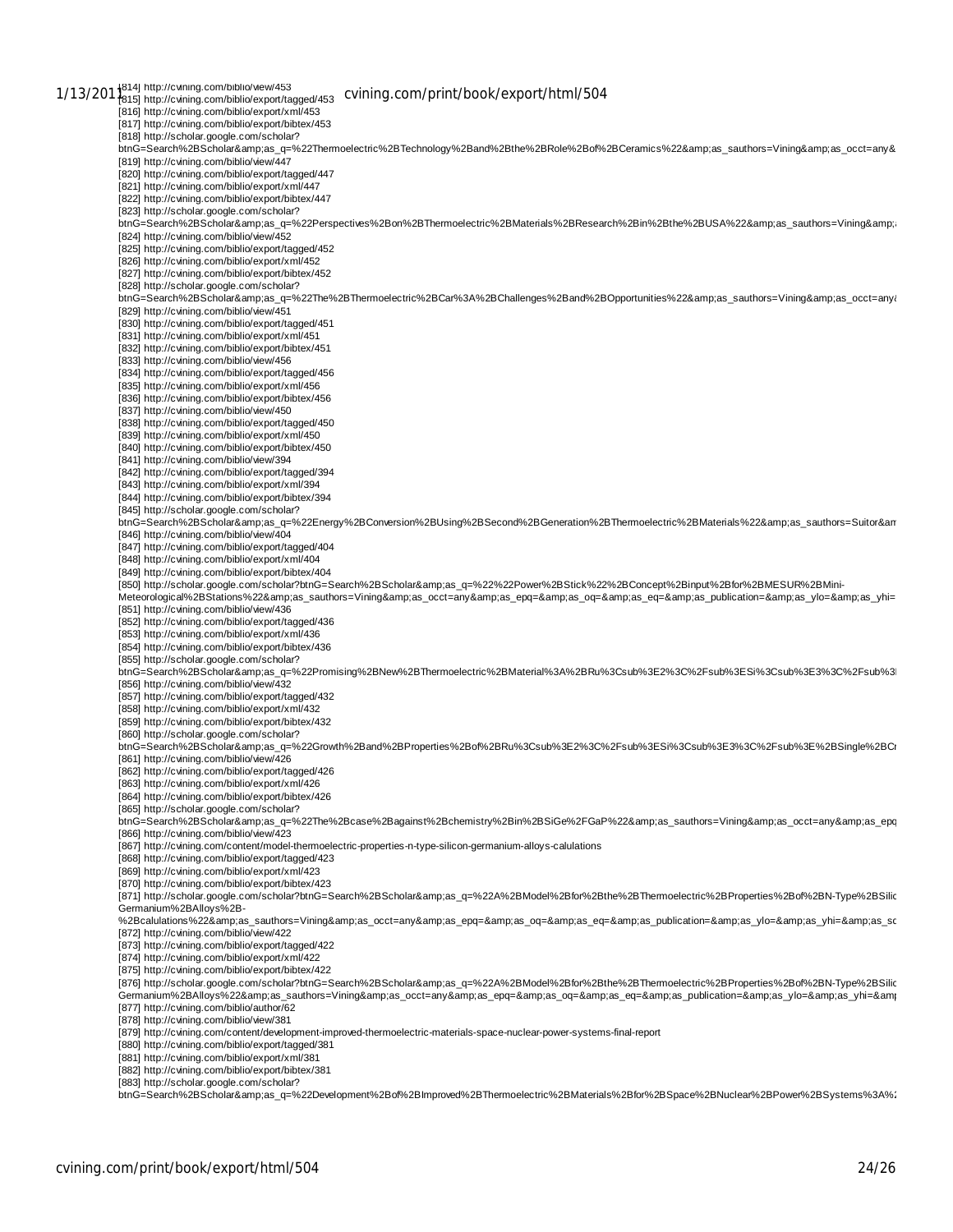[814] http://cvining.com/biblio/view/453
[815] http://cvining.com/biblio/export/tagged/453
[816] http://cvining.com/biblio/export/xml/453
[817] http://cvining.com/biblio/export/bibtex/453
[818] http://scholar.google.com/scholar?btnG=Search%2BScholar&amp;as_q=%22Thermoelectric%2BTechnology%2Band%2Bthe%2BRole%2Bof%2BCeramics%22&amp;as_sauthors=Vining&amp;as_occt=any&
[819] http://cvining.com/biblio/view/447
[820] http://cvining.com/biblio/export/tagged/447
[821] http://cvining.com/biblio/export/xml/447
[822] http://cvining.com/biblio/export/bibtex/447
[823] http://scholar.google.com/scholar?btnG=Search%2BScholar&amp;as_q=%22Perspectives%2Bon%2BThermoelectric%2BMaterials%2BResearch%2Bin%2Bthe%2BUSA%22&amp;as_sauthors=Vining&amp;
[824] http://cvining.com/biblio/view/452
[825] http://cvining.com/biblio/export/tagged/452
[826] http://cvining.com/biblio/export/xml/452
[827] http://cvining.com/biblio/export/bibtex/452
[828] http://scholar.google.com/scholar?btnG=Search%2BScholar&amp;as_q=%22The%2BThermoelectric%2BCar%3A%2BChallenges%2Band%2BOpportunities%22&amp;as_sauthors=Vining&amp;as_occt=any
[829] http://cvining.com/biblio/view/451
[830] http://cvining.com/biblio/export/tagged/451
[831] http://cvining.com/biblio/export/xml/451
[832] http://cvining.com/biblio/export/bibtex/451
[833] http://cvining.com/biblio/view/456
[834] http://cvining.com/biblio/export/tagged/456
[835] http://cvining.com/biblio/export/xml/456
[836] http://cvining.com/biblio/export/bibtex/456
[837] http://cvining.com/biblio/view/450
[838] http://cvining.com/biblio/export/tagged/450
[839] http://cvining.com/biblio/export/xml/450
[840] http://cvining.com/biblio/export/bibtex/450
[841] http://cvining.com/biblio/view/394
[842] http://cvining.com/biblio/export/tagged/394
[843] http://cvining.com/biblio/export/xml/394
[844] http://cvining.com/biblio/export/bibtex/394
[845] http://scholar.google.com/scholar?btnG=Search%2BScholar&amp;as_q=%22Energy%2BConversion%2BUsing%2BSecond%2BGeneration%2BThermoelectric%2BMaterials%22&amp;as_sauthors=Suitor&am
[846] http://cvining.com/biblio/view/404
[847] http://cvining.com/biblio/export/tagged/404
[848] http://cvining.com/biblio/export/xml/404
[849] http://cvining.com/biblio/export/bibtex/404
[850] http://scholar.google.com/scholar?btnG=Search%2BScholar&amp;as_q=%22%22Power%2BStick%22%2BConcept%2Binput%2Bfor%2BMESUR%2BMini-Meteorological%2BStations%22&amp;as_sauthors=Vining&amp;as_occt=any&amp;as_epq=&amp;as_oq=&amp;as_eq=&amp;as_publication=&amp;as_ylo=&amp;as_yhi=
[851] http://cvining.com/biblio/view/436
[852] http://cvining.com/biblio/export/tagged/436
[853] http://cvining.com/biblio/export/xml/436
[854] http://cvining.com/biblio/export/bibtex/436
[855] http://scholar.google.com/scholar?btnG=Search%2BScholar&amp;as_q=%22Promising%2BNew%2BThermoelectric%2BMaterial%3A%2BRu%3Csub%3E2%3C%2Fsub%3ESi%3Csub%3E3%3C%2Fsub%3
[856] http://cvining.com/biblio/view/432
[857] http://cvining.com/biblio/export/tagged/432
[858] http://cvining.com/biblio/export/xml/432
[859] http://cvining.com/biblio/export/bibtex/432
[860] http://scholar.google.com/scholar?btnG=Search%2BScholar&amp;as_q=%22Growth%2Band%2BProperties%2Bof%2BRu%3Csub%3E2%3C%2Fsub%3ESi%3Csub%3E3%3C%2Fsub%3E%2BSingle%2BCr
[861] http://cvining.com/biblio/view/426
[862] http://cvining.com/biblio/export/tagged/426
[863] http://cvining.com/biblio/export/xml/426
[864] http://cvining.com/biblio/export/bibtex/426
[865] http://scholar.google.com/scholar?btnG=Search%2BScholar&amp;as_q=%22The%2Bcase%2Bagainst%2Bchemistry%2Bin%2BSiGe%2FGaP%22&amp;as_sauthors=Vining&amp;as_occt=any&amp;as_epq
[866] http://cvining.com/biblio/view/423
[867] http://cvining.com/content/model-thermoelectric-properties-n-type-silicon-germanium-alloys-calulations
[868] http://cvining.com/biblio/export/tagged/423
[869] http://cvining.com/biblio/export/xml/423
[870] http://cvining.com/biblio/export/bibtex/423
[871] http://scholar.google.com/scholar?btnG=Search%2BScholar&amp;as_q=%22A%2BModel%2Bfor%2Bthe%2BThermoelectric%2BProperties%2Bof%2BN-Type%2BSilic Germanium%2BAlloys%2B-%2Bcalulations%22&amp;as_sauthors=Vining&amp;as_occt=any&amp;as_epq=&amp;as_oq=&amp;as_eq=&amp;as_publication=&amp;as_ylo=&amp;as_yhi=&amp;as_sc
[872] http://cvining.com/biblio/view/422
[873] http://cvining.com/biblio/export/tagged/422
[874] http://cvining.com/biblio/export/xml/422
[875] http://cvining.com/biblio/export/bibtex/422
[876] http://scholar.google.com/scholar?btnG=Search%2BScholar&amp;as_q=%22A%2BModel%2Bfor%2Bthe%2BThermoelectric%2BProperties%2Bof%2BN-Type%2BSilic Germanium%2BAlloys%22&amp;as_sauthors=Vining&amp;as_occt=any&amp;as_epq=&amp;as_oq=&amp;as_eq=&amp;as_publication=&amp;as_ylo=&amp;as_yhi=&am
[877] http://cvining.com/biblio/author/62
[878] http://cvining.com/biblio/view/381
[879] http://cvining.com/content/development-improved-thermoelectric-materials-space-nuclear-power-systems-final-report
[880] http://cvining.com/biblio/export/tagged/381
[881] http://cvining.com/biblio/export/xml/381
[882] http://cvining.com/biblio/export/bibtex/381
[883] http://scholar.google.com/scholar?btnG=Search%2BScholar&amp;as_q=%22Development%2Bof%2BImproved%2BThermoelectric%2BMaterials%2Bfor%2BSpace%2BNuclear%2BPower%2BSystems%3A%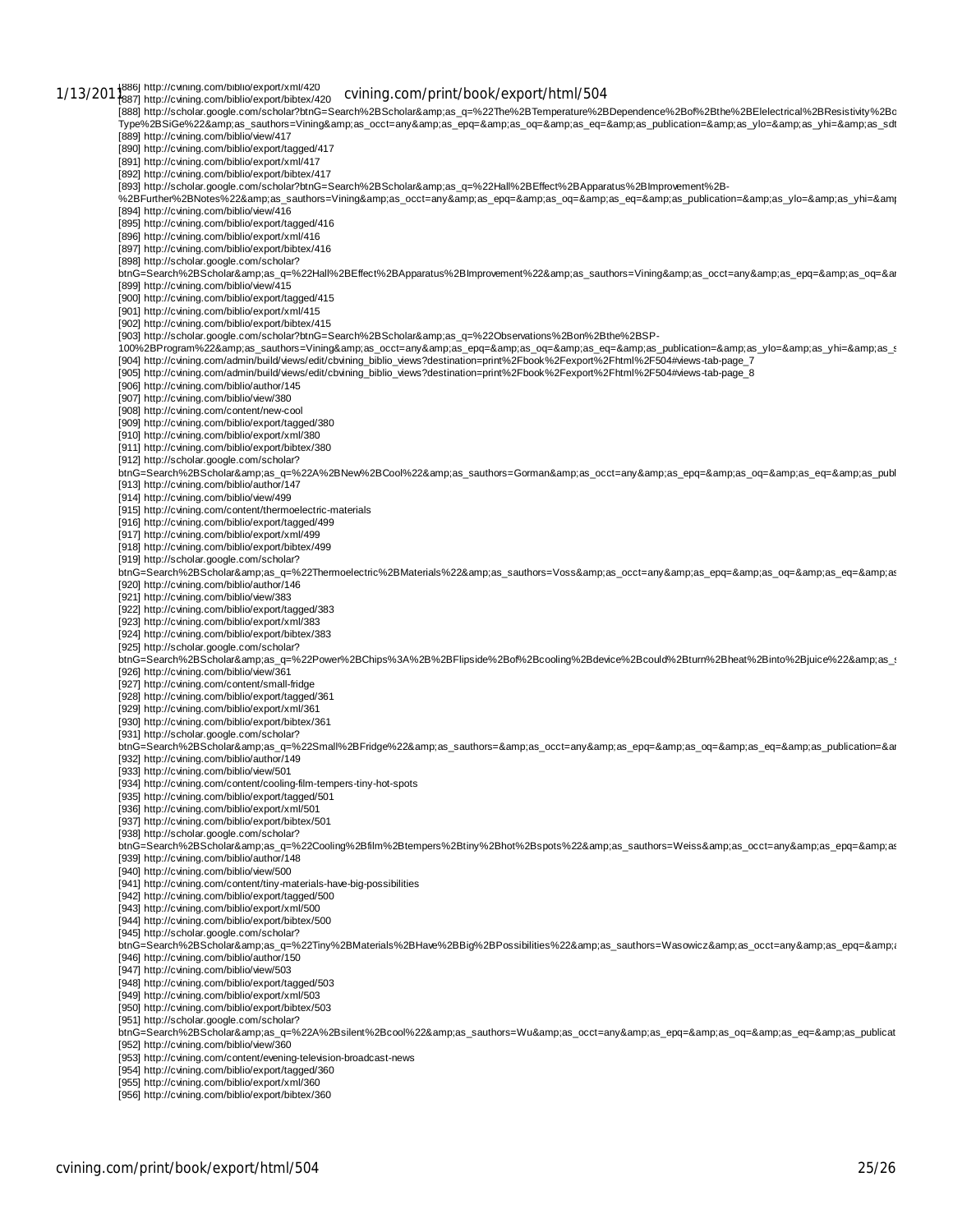[886] http://cvining.com/biblio/export/xml/420
[887] http://cvining.com/biblio/export/bibtex/420
[888] http://scholar.google.com/scholar?btnG=Search%2BScholar&amp;as_q=%22The%2BTemperature%2BDependence%2Bof%2Bthe%2BElelectrical%2BResistivity%2Bo
Type%2BSiGe%22&amp;as_sauthors=Vining&amp;as_occt=any&amp;as_epq=&amp;as_oq=&amp;as_eq=&amp;as_publication=&amp;as_ylo=&amp;as_yhi=&amp;as_sdt
[889] http://cvining.com/biblio/view/417
[890] http://cvining.com/biblio/export/tagged/417
[891] http://cvining.com/biblio/export/xml/417
[892] http://cvining.com/biblio/export/bibtex/417
[893] http://scholar.google.com/scholar?btnG=Search%2BScholar&amp;as_q=%22Hall%2BEffect%2BApparatus%2BImprovement%2B-
%2BFurther%2BNotes%22&amp;as_sauthors=Vining&amp;as_occt=any&amp;as_epq=&amp;as_oq=&amp;as_eq=&amp;as_publication=&amp;as_ylo=&amp;as_yhi=&amp
[894] http://cvining.com/biblio/view/416
[895] http://cvining.com/biblio/export/tagged/416
[896] http://cvining.com/biblio/export/xml/416
[897] http://cvining.com/biblio/export/bibtex/416
[898] http://scholar.google.com/scholar?
btnG=Search%2BScholar&amp;as_q=%22Hall%2BEffect%2BApparatus%2BImprovement%22&amp;as_sauthors=Vining&amp;as_occt=any&amp;as_epq=&amp;as_oq=&ar
[899] http://cvining.com/biblio/view/415
[900] http://cvining.com/biblio/export/tagged/415
[901] http://cvining.com/biblio/export/xml/415
[902] http://cvining.com/biblio/export/bibtex/415
[903] http://scholar.google.com/scholar?btnG=Search%2BScholar&amp;as_q=%22Observations%2Bon%2Bthe%2BSP-
100%2BProgram%22&amp;as_sauthors=Vining&amp;as_occt=any&amp;as_epq=&amp;as_oq=&amp;as_eq=&amp;as_publication=&amp;as_ylo=&amp;as_yhi=&amp;as_s
[904] http://cvining.com/admin/build/views/edit/cbvining_biblio_views?destination=print%2Fbook%2Fexport%2Fhtml%2F504#views-tab-page_7
[905] http://cvining.com/admin/build/views/edit/cbvining_biblio_views?destination=print%2Fbook%2Fexport%2Fhtml%2F504#views-tab-page_8
[906] http://cvining.com/biblio/author/145
[907] http://cvining.com/biblio/view/380
[908] http://cvining.com/content/new-cool
[909] http://cvining.com/biblio/export/tagged/380
[910] http://cvining.com/biblio/export/xml/380
[911] http://cvining.com/biblio/export/bibtex/380
[912] http://scholar.google.com/scholar?
btnG=Search%2BScholar&amp;as_q=%22A%2BNew%2BCool%22&amp;as_sauthors=Gorman&amp;as_occt=any&amp;as_epq=&amp;as_oq=&amp;as_eq=&amp;as_publ
[913] http://cvining.com/biblio/author/147
[914] http://cvining.com/biblio/view/499
[915] http://cvining.com/content/thermoelectric-materials
[916] http://cvining.com/biblio/export/tagged/499
[917] http://cvining.com/biblio/export/xml/499
[918] http://cvining.com/biblio/export/bibtex/499
[919] http://scholar.google.com/scholar?
btnG=Search%2BScholar&amp;as_q=%22Thermoelectric%2BMaterials%22&amp;as_sauthors=Voss&amp;as_occt=any&amp;as_epq=&amp;as_oq=&amp;as_eq=&amp;as
[920] http://cvining.com/biblio/author/146
[921] http://cvining.com/biblio/view/383
[922] http://cvining.com/biblio/export/tagged/383
[923] http://cvining.com/biblio/export/xml/383
[924] http://cvining.com/biblio/export/bibtex/383
[925] http://scholar.google.com/scholar?
btnG=Search%2BScholar&amp;as_q=%22Power%2BChips%3A%2B%2BFlipside%2Bof%2Bcooling%2Bdevice%2Bcould%2Bturn%2Bheat%2Binto%2Bjuice%22&amp;as_s
[926] http://cvining.com/biblio/view/361
[927] http://cvining.com/content/small-fridge
[928] http://cvining.com/biblio/export/tagged/361
[929] http://cvining.com/biblio/export/xml/361
[930] http://cvining.com/biblio/export/bibtex/361
[931] http://scholar.google.com/scholar?
btnG=Search%2BScholar&amp;as_q=%22Small%2BFridge%22&amp;as_sauthors=&amp;as_occt=any&amp;as_epq=&amp;as_oq=&amp;as_eq=&amp;as_publication=&ar
[932] http://cvining.com/biblio/author/149
[933] http://cvining.com/biblio/view/501
[934] http://cvining.com/content/cooling-film-tempers-tiny-hot-spots
[935] http://cvining.com/biblio/export/tagged/501
[936] http://cvining.com/biblio/export/xml/501
[937] http://cvining.com/biblio/export/bibtex/501
[938] http://scholar.google.com/scholar?
btnG=Search%2BScholar&amp;as_q=%22Cooling%2Bfilm%2Btempers%2Btiny%2Bhot%2Bspots%22&amp;as_sauthors=Weiss&amp;as_occt=any&amp;as_epq=&amp;as
[939] http://cvining.com/biblio/author/148
[940] http://cvining.com/biblio/view/500
[941] http://cvining.com/content/tiny-materials-have-big-possibilities
[942] http://cvining.com/biblio/export/tagged/500
[943] http://cvining.com/biblio/export/xml/500
[944] http://cvining.com/biblio/export/bibtex/500
[945] http://scholar.google.com/scholar?
btnG=Search%2BScholar&amp;as_q=%22Tiny%2BMaterials%2BHave%2BBig%2BPossibilities%22&amp;as_sauthors=Wasowicz&amp;as_occt=any&amp;as_epq=&amp;
[946] http://cvining.com/biblio/author/150
[947] http://cvining.com/biblio/view/503
[948] http://cvining.com/biblio/export/tagged/503
[949] http://cvining.com/biblio/export/xml/503
[950] http://cvining.com/biblio/export/bibtex/503
[951] http://scholar.google.com/scholar?
btnG=Search%2BScholar&amp;as_q=%22A%2Bsilent%2Bcool%22&amp;as_sauthors=Wu&amp;as_occt=any&amp;as_epq=&amp;as_oq=&amp;as_eq=&amp;as_publicat
[952] http://cvining.com/biblio/view/360
[953] http://cvining.com/content/evening-television-broadcast-news
[954] http://cvining.com/biblio/export/tagged/360
[955] http://cvining.com/biblio/export/xml/360
[956] http://cvining.com/biblio/export/bibtex/360